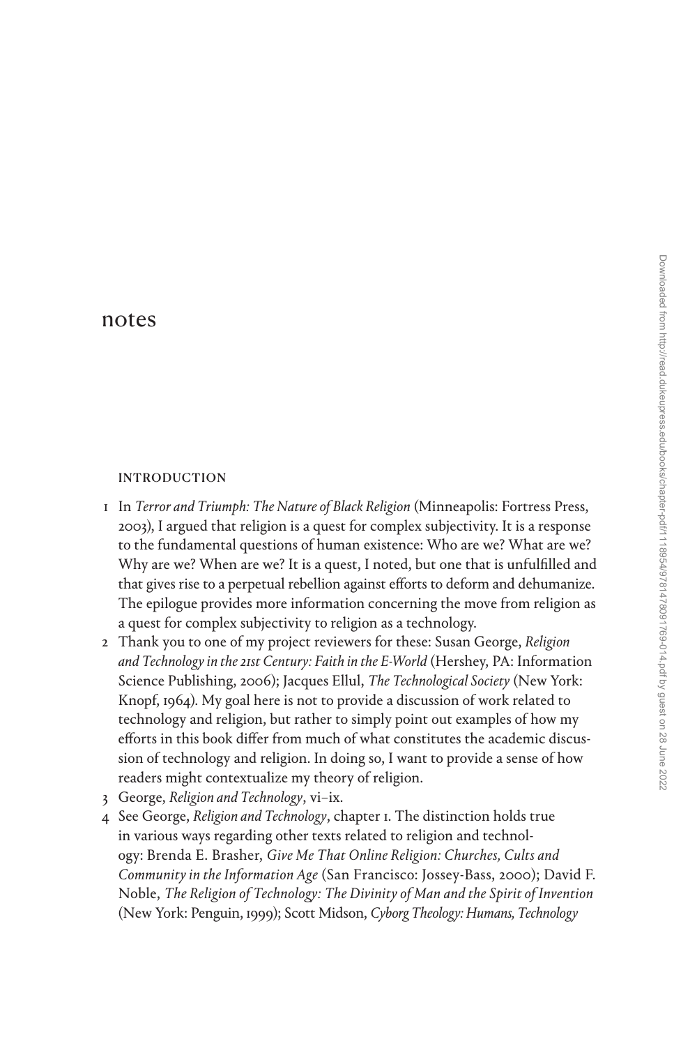# notes

## INTRODUCTION

1. In *Terror and Triumph: The Nature of Black Religion* (Minneapolis: Fortress Press, 2003), I argued that religion is a quest for complex subjectivity. It is a response to the fundamental questions of human existence: Who are we? What are we? Why are we? When are we? It is a quest, I noted, but one that is unfulfilled and that gives rise to a perpetual rebellion against efforts to deform and dehumanize. The epilogue provides more information concerning the move from religion as a quest for complex subjectivity to religion as a technology.
2. Thank you to one of my project reviewers for these: Susan George, *Religion and Technology in the 21st Century: Faith in the E-World* (Hershey, PA: Information Science Publishing, 2006); Jacques Ellul, *The Technological Society* (New York: Knopf, 1964). My goal here is not to provide a discussion of work related to technology and religion, but rather to simply point out examples of how my efforts in this book differ from much of what constitutes the academic discussion of technology and religion. In doing so, I want to provide a sense of how readers might contextualize my theory of religion.
3. George, *Religion and Technology*, vi–ix.
4. See George, *Religion and Technology*, chapter 1. The distinction holds true in various ways regarding other texts related to religion and technology: Brenda E. Brasher, *Give Me That Online Religion: Churches, Cults and Community in the Information Age* (San Francisco: Jossey-Bass, 2000); David F. Noble, *The Religion of Technology: The Divinity of Man and the Spirit of Invention* (New York: Penguin, 1999); Scott Midson, *Cyborg Theology: Humans, Technology*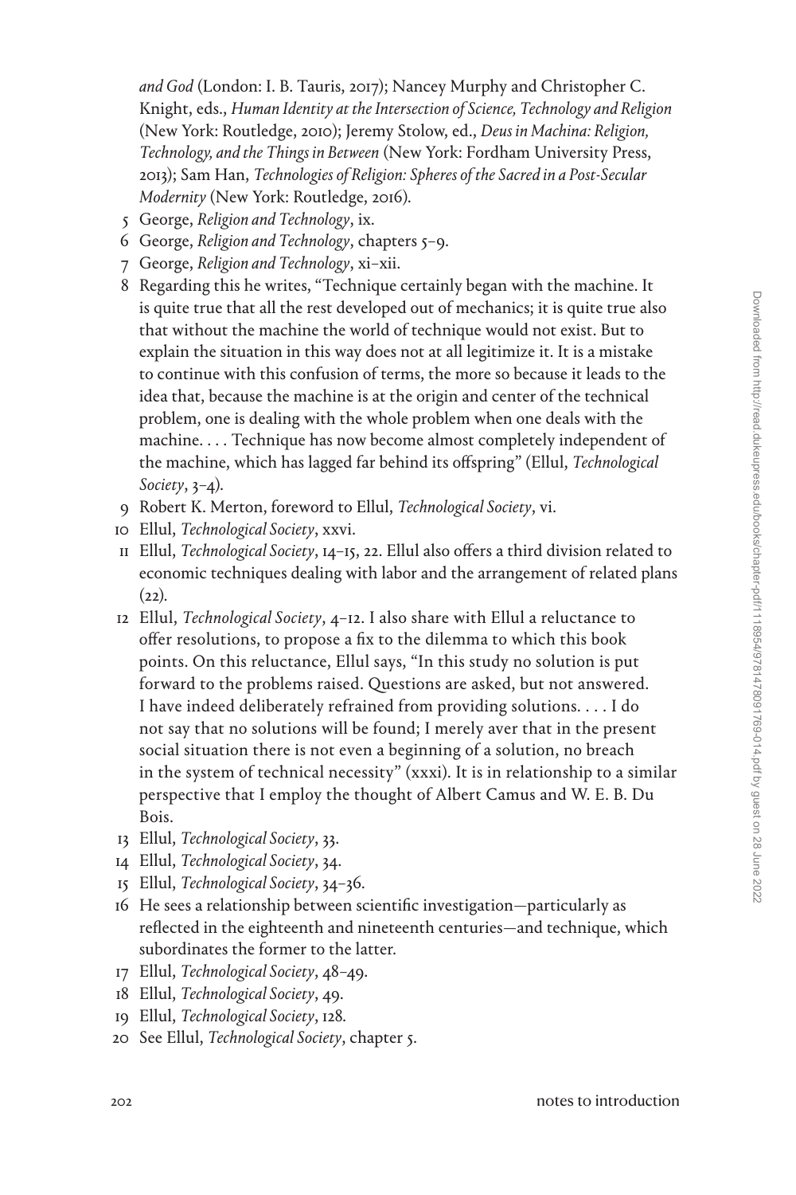*and God* (London: I. B. Tauris, 2017); Nancey Murphy and Christopher C. Knight, eds., *Human Identity at the Intersection of Science, Technology and Religion* (New York: Routledge, 2010); Jeremy Stolow, ed., *Deus in Machina: Religion, Technology, and the Things in Between* (New York: Fordham University Press, 2013); Sam Han, *Technologies of Religion: Spheres of the Sacred in a Post-Secular Modernity* (New York: Routledge, 2016).

5 George, *Religion and Technology*, ix.

6 George, *Religion and Technology*, chapters 5–9.

7 George, *Religion and Technology*, xi–xii.

8 Regarding this he writes, "Technique certainly began with the machine. It is quite true that all the rest developed out of mechanics; it is quite true also that without the machine the world of technique would not exist. But to explain the situation in this way does not at all legitimize it. It is a mistake to continue with this confusion of terms, the more so because it leads to the idea that, because the machine is at the origin and center of the technical problem, one is dealing with the whole problem when one deals with the machine. . . . Technique has now become almost completely independent of the machine, which has lagged far behind its offspring" (Ellul, *Technological Society*, 3–4).

9 Robert K. Merton, foreword to Ellul, *Technological Society*, vi.

10 Ellul, *Technological Society*, xxvi.

11 Ellul, *Technological Society*, 14–15, 22. Ellul also offers a third division related to economic techniques dealing with labor and the arrangement of related plans (22).

12 Ellul, *Technological Society*, 4–12. I also share with Ellul a reluctance to offer resolutions, to propose a fix to the dilemma to which this book points. On this reluctance, Ellul says, "In this study no solution is put forward to the problems raised. Questions are asked, but not answered. I have indeed deliberately refrained from providing solutions. . . . I do not say that no solutions will be found; I merely aver that in the present social situation there is not even a beginning of a solution, no breach in the system of technical necessity" (xxxi). It is in relationship to a similar perspective that I employ the thought of Albert Camus and W. E. B. Du Bois.

13 Ellul, *Technological Society*, 33.

14 Ellul, *Technological Society*, 34.

15 Ellul, *Technological Society*, 34–36.

16 He sees a relationship between scientific investigation—particularly as reflected in the eighteenth and nineteenth centuries—and technique, which subordinates the former to the latter.

17 Ellul, *Technological Society*, 48–49.

18 Ellul, *Technological Society*, 49.

19 Ellul, *Technological Society*, 128.

20 See Ellul, *Technological Society*, chapter 5.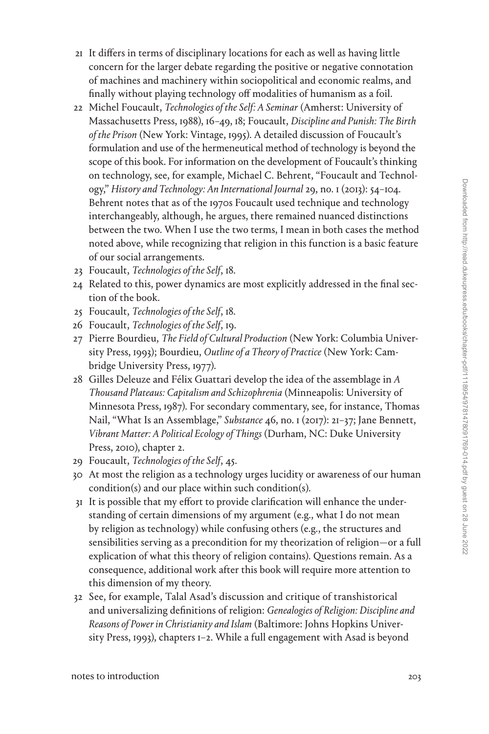21 It differs in terms of disciplinary locations for each as well as having little concern for the larger debate regarding the positive or negative connotation of machines and machinery within sociopolitical and economic realms, and finally without playing technology off modalities of humanism as a foil.

22 Michel Foucault, *Technologies of the Self: A Seminar* (Amherst: University of Massachusetts Press, 1988), 16–49, 18; Foucault, *Discipline and Punish: The Birth of the Prison* (New York: Vintage, 1995). A detailed discussion of Foucault's formulation and use of the hermeneutical method of technology is beyond the scope of this book. For information on the development of Foucault's thinking on technology, see, for example, Michael C. Behrent, "Foucault and Technology," *History and Technology: An International Journal* 29, no. 1 (2013): 54–104. Behrent notes that as of the 1970s Foucault used technique and technology interchangeably, although, he argues, there remained nuanced distinctions between the two. When I use the two terms, I mean in both cases the method noted above, while recognizing that religion in this function is a basic feature of our social arrangements.

23 Foucault, *Technologies of the Self*, 18.

24 Related to this, power dynamics are most explicitly addressed in the final section of the book.

25 Foucault, *Technologies of the Self*, 18.

26 Foucault, *Technologies of the Self*, 19.

27 Pierre Bourdieu, *The Field of Cultural Production* (New York: Columbia University Press, 1993); Bourdieu, *Outline of a Theory of Practice* (New York: Cambridge University Press, 1977).

28 Gilles Deleuze and Félix Guattari develop the idea of the assemblage in *A Thousand Plateaus: Capitalism and Schizophrenia* (Minneapolis: University of Minnesota Press, 1987). For secondary commentary, see, for instance, Thomas Nail, "What Is an Assemblage," *Substance* 46, no. 1 (2017): 21–37; Jane Bennett, *Vibrant Matter: A Political Ecology of Things* (Durham, NC: Duke University Press, 2010), chapter 2.

29 Foucault, *Technologies of the Self*, 45.

30 At most the religion as a technology urges lucidity or awareness of our human condition(s) and our place within such condition(s).

31 It is possible that my effort to provide clarification will enhance the understanding of certain dimensions of my argument (e.g., what I do not mean by religion as technology) while confusing others (e.g., the structures and sensibilities serving as a precondition for my theorization of religion—or a full explication of what this theory of religion contains). Questions remain. As a consequence, additional work after this book will require more attention to this dimension of my theory.

32 See, for example, Talal Asad's discussion and critique of transhistorical and universalizing definitions of religion: *Genealogies of Religion: Discipline and Reasons of Power in Christianity and Islam* (Baltimore: Johns Hopkins University Press, 1993), chapters 1–2. While a full engagement with Asad is beyond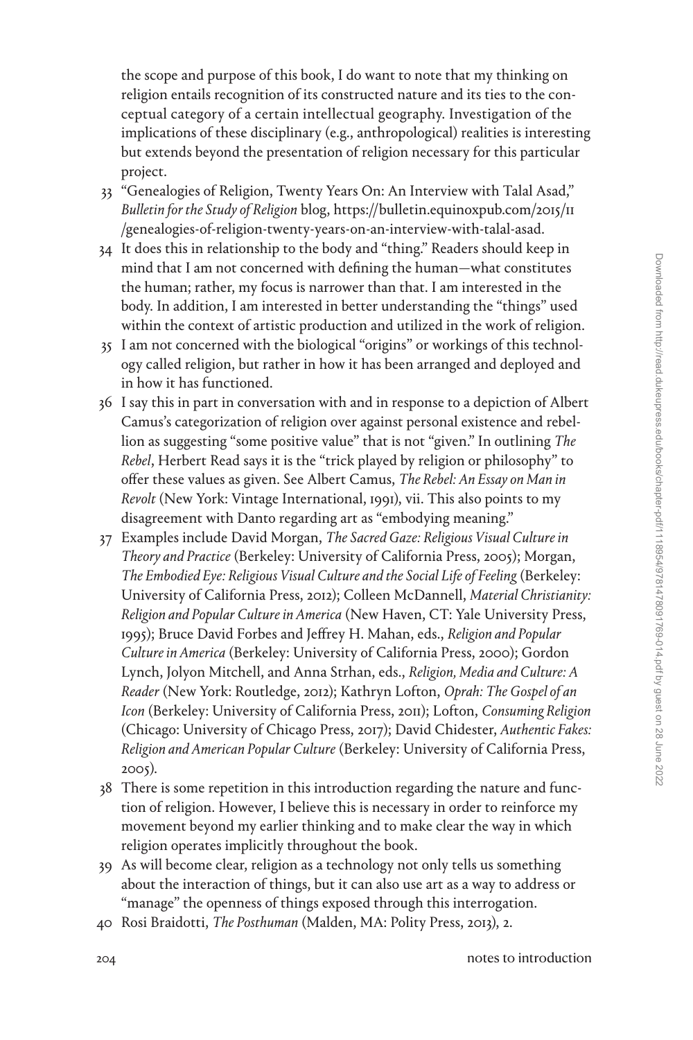the scope and purpose of this book, I do want to note that my thinking on religion entails recognition of its constructed nature and its ties to the conceptual category of a certain intellectual geography. Investigation of the implications of these disciplinary (e.g., anthropological) realities is interesting but extends beyond the presentation of religion necessary for this particular project.

33 "Genealogies of Religion, Twenty Years On: An Interview with Talal Asad," *Bulletin for the Study of Religion* blog, https://bulletin.equinoxpub.com/2015/11/genealogies-of-religion-twenty-years-on-an-interview-with-talal-asad.

34 It does this in relationship to the body and "thing." Readers should keep in mind that I am not concerned with defining the human—what constitutes the human; rather, my focus is narrower than that. I am interested in the body. In addition, I am interested in better understanding the "things" used within the context of artistic production and utilized in the work of religion.

35 I am not concerned with the biological "origins" or workings of this technology called religion, but rather in how it has been arranged and deployed and in how it has functioned.

36 I say this in part in conversation with and in response to a depiction of Albert Camus's categorization of religion over against personal existence and rebellion as suggesting "some positive value" that is not "given." In outlining *The Rebel*, Herbert Read says it is the "trick played by religion or philosophy" to offer these values as given. See Albert Camus, *The Rebel: An Essay on Man in Revolt* (New York: Vintage International, 1991), vii. This also points to my disagreement with Danto regarding art as "embodying meaning."

37 Examples include David Morgan, *The Sacred Gaze: Religious Visual Culture in Theory and Practice* (Berkeley: University of California Press, 2005); Morgan, *The Embodied Eye: Religious Visual Culture and the Social Life of Feeling* (Berkeley: University of California Press, 2012); Colleen McDannell, *Material Christianity: Religion and Popular Culture in America* (New Haven, CT: Yale University Press, 1995); Bruce David Forbes and Jeffrey H. Mahan, eds., *Religion and Popular Culture in America* (Berkeley: University of California Press, 2000); Gordon Lynch, Jolyon Mitchell, and Anna Strhan, eds., *Religion, Media and Culture: A Reader* (New York: Routledge, 2012); Kathryn Lofton, *Oprah: The Gospel of an Icon* (Berkeley: University of California Press, 2011); Lofton, *Consuming Religion* (Chicago: University of Chicago Press, 2017); David Chidester, *Authentic Fakes: Religion and American Popular Culture* (Berkeley: University of California Press, 2005).

38 There is some repetition in this introduction regarding the nature and function of religion. However, I believe this is necessary in order to reinforce my movement beyond my earlier thinking and to make clear the way in which religion operates implicitly throughout the book.

39 As will become clear, religion as a technology not only tells us something about the interaction of things, but it can also use art as a way to address or "manage" the openness of things exposed through this interrogation.

40 Rosi Braidotti, *The Posthuman* (Malden, MA: Polity Press, 2013), 2.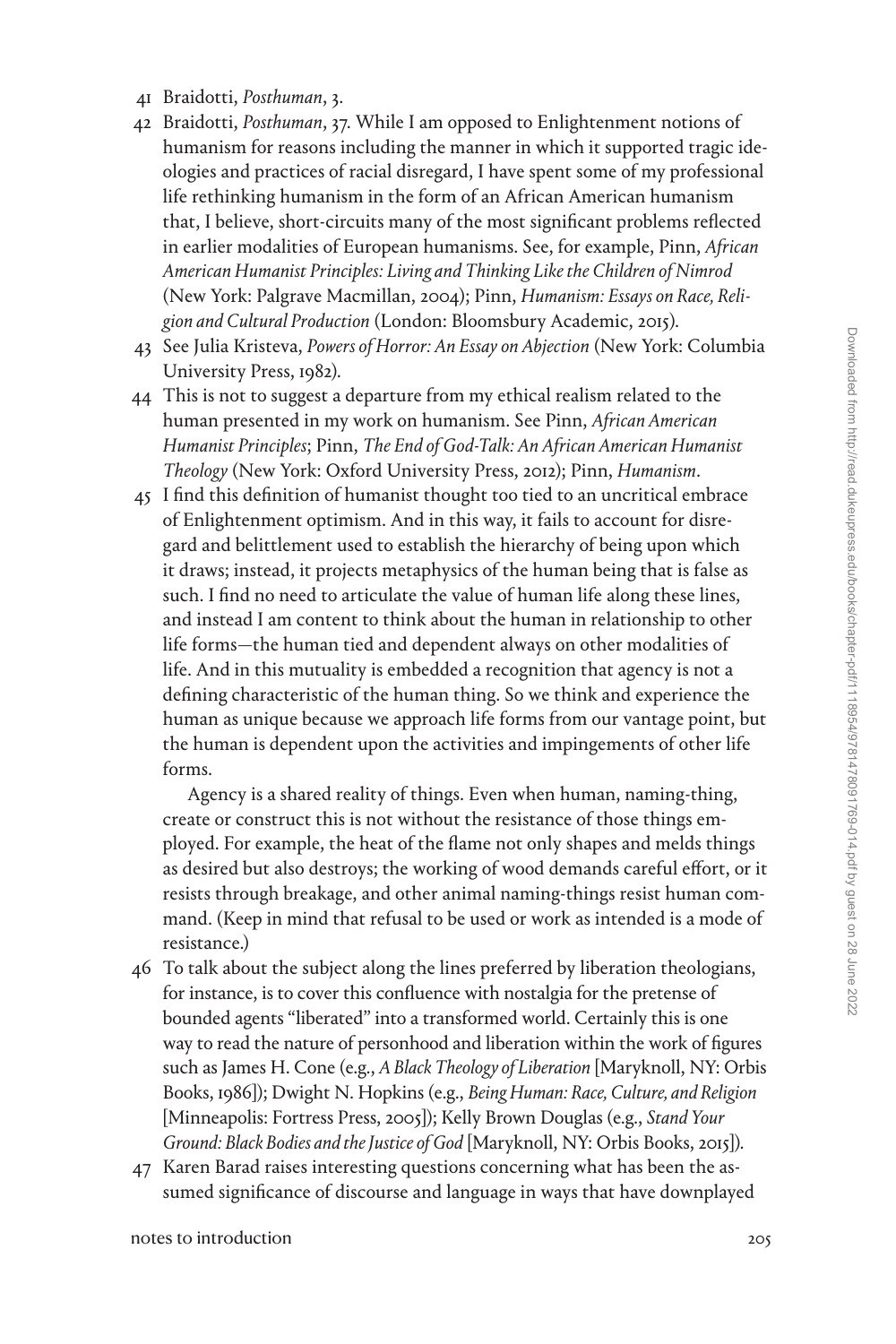41 Braidotti, *Posthuman*, 3.

42 Braidotti, *Posthuman*, 37. While I am opposed to Enlightenment notions of humanism for reasons including the manner in which it supported tragic ideologies and practices of racial disregard, I have spent some of my professional life rethinking humanism in the form of an African American humanism that, I believe, short-circuits many of the most significant problems reflected in earlier modalities of European humanisms. See, for example, Pinn, *African American Humanist Principles: Living and Thinking Like the Children of Nimrod* (New York: Palgrave Macmillan, 2004); Pinn, *Humanism: Essays on Race, Religion and Cultural Production* (London: Bloomsbury Academic, 2015).

43 See Julia Kristeva, *Powers of Horror: An Essay on Abjection* (New York: Columbia University Press, 1982).

44 This is not to suggest a departure from my ethical realism related to the human presented in my work on humanism. See Pinn, *African American Humanist Principles*; Pinn, *The End of God-Talk: An African American Humanist Theology* (New York: Oxford University Press, 2012); Pinn, *Humanism*.

45 I find this definition of humanist thought too tied to an uncritical embrace of Enlightenment optimism. And in this way, it fails to account for disregard and belittlement used to establish the hierarchy of being upon which it draws; instead, it projects metaphysics of the human being that is false as such. I find no need to articulate the value of human life along these lines, and instead I am content to think about the human in relationship to other life forms—the human tied and dependent always on other modalities of life. And in this mutuality is embedded a recognition that agency is not a defining characteristic of the human thing. So we think and experience the human as unique because we approach life forms from our vantage point, but the human is dependent upon the activities and impingements of other life forms.

Agency is a shared reality of things. Even when human, naming-thing, create or construct this is not without the resistance of those things employed. For example, the heat of the flame not only shapes and melds things as desired but also destroys; the working of wood demands careful effort, or it resists through breakage, and other animal naming-things resist human command. (Keep in mind that refusal to be used or work as intended is a mode of resistance.)

46 To talk about the subject along the lines preferred by liberation theologians, for instance, is to cover this confluence with nostalgia for the pretense of bounded agents "liberated" into a transformed world. Certainly this is one way to read the nature of personhood and liberation within the work of figures such as James H. Cone (e.g., *A Black Theology of Liberation* [Maryknoll, NY: Orbis Books, 1986]); Dwight N. Hopkins (e.g., *Being Human: Race, Culture, and Religion* [Minneapolis: Fortress Press, 2005]); Kelly Brown Douglas (e.g., *Stand Your Ground: Black Bodies and the Justice of God* [Maryknoll, NY: Orbis Books, 2015]).

47 Karen Barad raises interesting questions concerning what has been the assumed significance of discourse and language in ways that have downplayed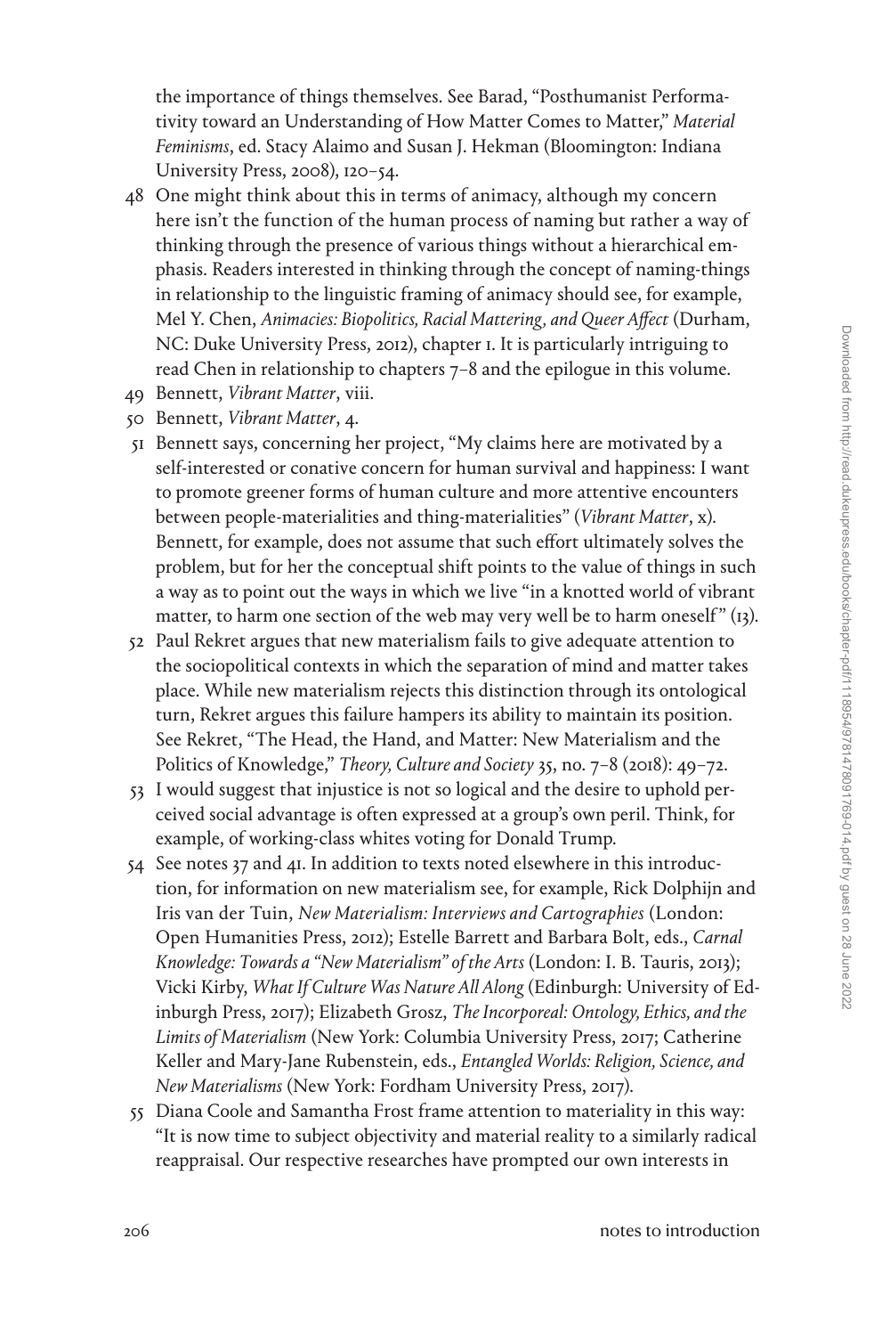the importance of things themselves. See Barad, "Posthumanist Performativity toward an Understanding of How Matter Comes to Matter," *Material Feminisms*, ed. Stacy Alaimo and Susan J. Hekman (Bloomington: Indiana University Press, 2008), 120–54.

48 One might think about this in terms of animacy, although my concern here isn't the function of the human process of naming but rather a way of thinking through the presence of various things without a hierarchical emphasis. Readers interested in thinking through the concept of naming-things in relationship to the linguistic framing of animacy should see, for example, Mel Y. Chen, *Animacies: Biopolitics, Racial Mattering, and Queer Affect* (Durham, NC: Duke University Press, 2012), chapter 1. It is particularly intriguing to read Chen in relationship to chapters 7–8 and the epilogue in this volume.

49 Bennett, *Vibrant Matter*, viii.

50 Bennett, *Vibrant Matter*, 4.

51 Bennett says, concerning her project, "My claims here are motivated by a self-interested or conative concern for human survival and happiness: I want to promote greener forms of human culture and more attentive encounters between people-materialities and thing-materialities" (*Vibrant Matter*, x). Bennett, for example, does not assume that such effort ultimately solves the problem, but for her the conceptual shift points to the value of things in such a way as to point out the ways in which we live "in a knotted world of vibrant matter, to harm one section of the web may very well be to harm oneself" (13).

52 Paul Rekret argues that new materialism fails to give adequate attention to the sociopolitical contexts in which the separation of mind and matter takes place. While new materialism rejects this distinction through its ontological turn, Rekret argues this failure hampers its ability to maintain its position. See Rekret, "The Head, the Hand, and Matter: New Materialism and the Politics of Knowledge," *Theory, Culture and Society* 35, no. 7–8 (2018): 49–72.

53 I would suggest that injustice is not so logical and the desire to uphold perceived social advantage is often expressed at a group's own peril. Think, for example, of working-class whites voting for Donald Trump.

54 See notes 37 and 41. In addition to texts noted elsewhere in this introduction, for information on new materialism see, for example, Rick Dolphijn and Iris van der Tuin, *New Materialism: Interviews and Cartographies* (London: Open Humanities Press, 2012); Estelle Barrett and Barbara Bolt, eds., *Carnal Knowledge: Towards a "New Materialism" of the Arts* (London: I. B. Tauris, 2013); Vicki Kirby, *What If Culture Was Nature All Along* (Edinburgh: University of Edinburgh Press, 2017); Elizabeth Grosz, *The Incorporeal: Ontology, Ethics, and the Limits of Materialism* (New York: Columbia University Press, 2017; Catherine Keller and Mary-Jane Rubenstein, eds., *Entangled Worlds: Religion, Science, and New Materialisms* (New York: Fordham University Press, 2017).

55 Diana Coole and Samantha Frost frame attention to materiality in this way: "It is now time to subject objectivity and material reality to a similarly radical reappraisal. Our respective researches have prompted our own interests in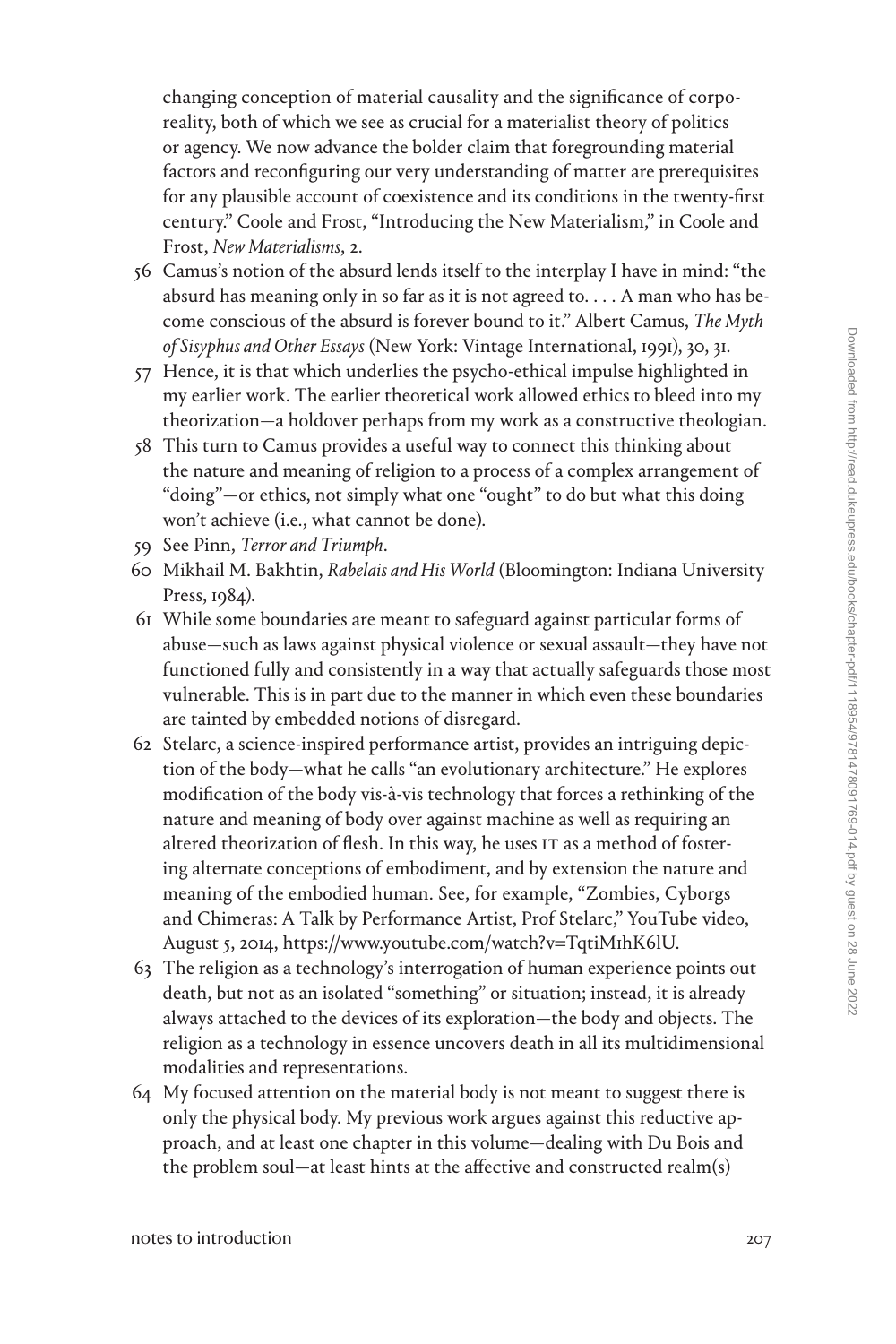changing conception of material causality and the significance of corporeality, both of which we see as crucial for a materialist theory of politics or agency. We now advance the bolder claim that foregrounding material factors and reconfiguring our very understanding of matter are prerequisites for any plausible account of coexistence and its conditions in the twenty-first century." Coole and Frost, "Introducing the New Materialism," in Coole and Frost, *New Materialisms*, 2.

56 Camus's notion of the absurd lends itself to the interplay I have in mind: "the absurd has meaning only in so far as it is not agreed to. . . . A man who has become conscious of the absurd is forever bound to it." Albert Camus, *The Myth of Sisyphus and Other Essays* (New York: Vintage International, 1991), 30, 31.

57 Hence, it is that which underlies the psycho-ethical impulse highlighted in my earlier work. The earlier theoretical work allowed ethics to bleed into my theorization—a holdover perhaps from my work as a constructive theologian.

58 This turn to Camus provides a useful way to connect this thinking about the nature and meaning of religion to a process of a complex arrangement of "doing"—or ethics, not simply what one "ought" to do but what this doing won't achieve (i.e., what cannot be done).

59 See Pinn, *Terror and Triumph*.

60 Mikhail M. Bakhtin, *Rabelais and His World* (Bloomington: Indiana University Press, 1984).

61 While some boundaries are meant to safeguard against particular forms of abuse—such as laws against physical violence or sexual assault—they have not functioned fully and consistently in a way that actually safeguards those most vulnerable. This is in part due to the manner in which even these boundaries are tainted by embedded notions of disregard.

62 Stelarc, a science-inspired performance artist, provides an intriguing depiction of the body—what he calls "an evolutionary architecture." He explores modification of the body vis-à-vis technology that forces a rethinking of the nature and meaning of body over against machine as well as requiring an altered theorization of flesh. In this way, he uses IT as a method of fostering alternate conceptions of embodiment, and by extension the nature and meaning of the embodied human. See, for example, "Zombies, Cyborgs and Chimeras: A Talk by Performance Artist, Prof Stelarc," YouTube video, August 5, 2014, https://www.youtube.com/watch?v=TqtiM1hK6lU.

63 The religion as a technology's interrogation of human experience points out death, but not as an isolated "something" or situation; instead, it is already always attached to the devices of its exploration—the body and objects. The religion as a technology in essence uncovers death in all its multidimensional modalities and representations.

64 My focused attention on the material body is not meant to suggest there is only the physical body. My previous work argues against this reductive approach, and at least one chapter in this volume—dealing with Du Bois and the problem soul—at least hints at the affective and constructed realm(s)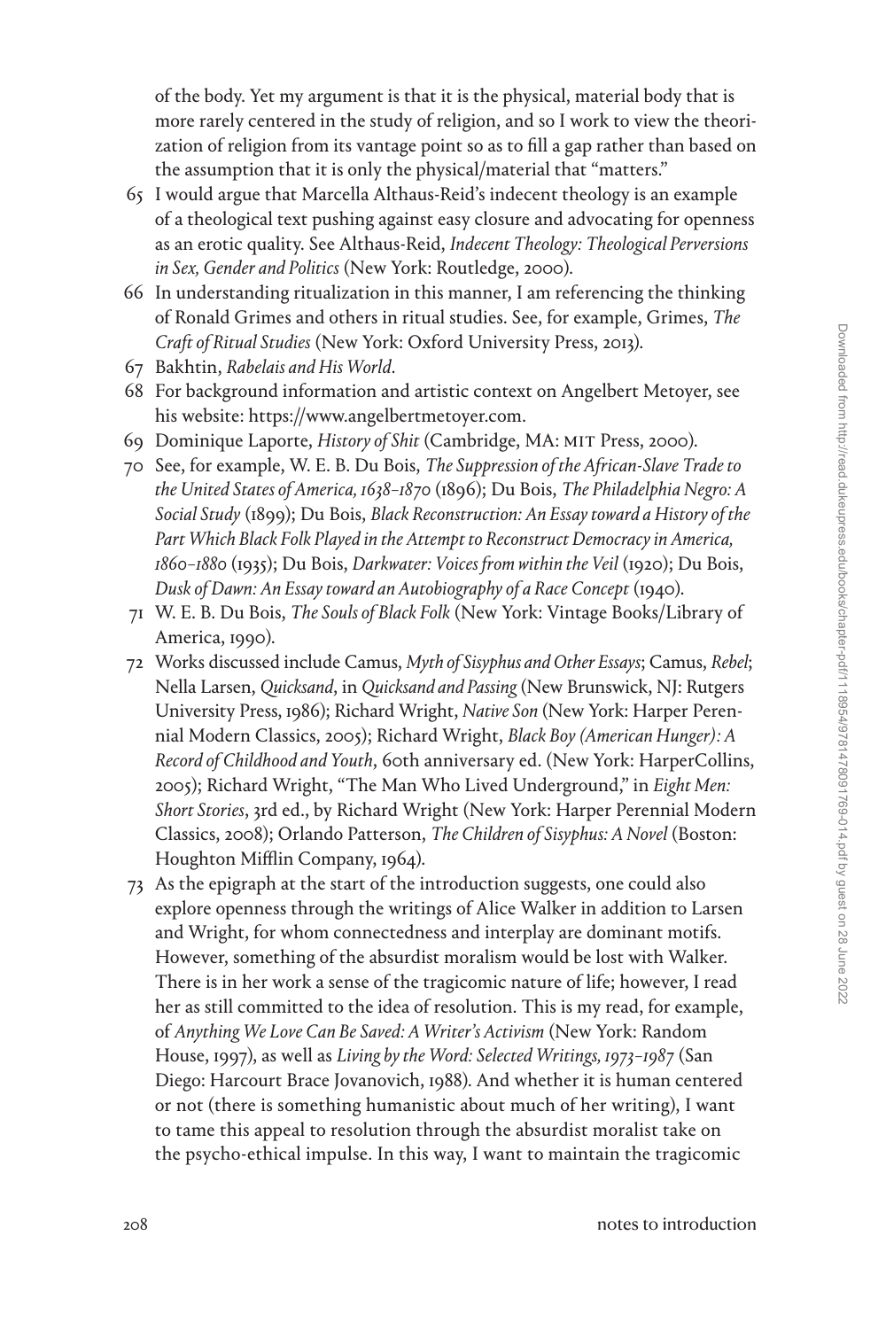of the body. Yet my argument is that it is the physical, material body that is more rarely centered in the study of religion, and so I work to view the theorization of religion from its vantage point so as to fill a gap rather than based on the assumption that it is only the physical/material that "matters."

65 I would argue that Marcella Althaus-Reid's indecent theology is an example of a theological text pushing against easy closure and advocating for openness as an erotic quality. See Althaus-Reid, *Indecent Theology: Theological Perversions in Sex, Gender and Politics* (New York: Routledge, 2000).

66 In understanding ritualization in this manner, I am referencing the thinking of Ronald Grimes and others in ritual studies. See, for example, Grimes, *The Craft of Ritual Studies* (New York: Oxford University Press, 2013).

67 Bakhtin, *Rabelais and His World*.

68 For background information and artistic context on Angelbert Metoyer, see his website: https://www.angelbertmetoyer.com.

69 Dominique Laporte, *History of Shit* (Cambridge, MA: MIT Press, 2000).

70 See, for example, W. E. B. Du Bois, *The Suppression of the African-Slave Trade to the United States of America, 1638–1870* (1896); Du Bois, *The Philadelphia Negro: A Social Study* (1899); Du Bois, *Black Reconstruction: An Essay toward a History of the Part Which Black Folk Played in the Attempt to Reconstruct Democracy in America, 1860–1880* (1935); Du Bois, *Darkwater: Voices from within the Veil* (1920); Du Bois, *Dusk of Dawn: An Essay toward an Autobiography of a Race Concept* (1940).

71 W. E. B. Du Bois, *The Souls of Black Folk* (New York: Vintage Books/Library of America, 1990).

72 Works discussed include Camus, *Myth of Sisyphus and Other Essays*; Camus, *Rebel*; Nella Larsen, *Quicksand*, in *Quicksand and Passing* (New Brunswick, NJ: Rutgers University Press, 1986); Richard Wright, *Native Son* (New York: Harper Perennial Modern Classics, 2005); Richard Wright, *Black Boy (American Hunger): A Record of Childhood and Youth*, 60th anniversary ed. (New York: HarperCollins, 2005); Richard Wright, "The Man Who Lived Underground," in *Eight Men: Short Stories*, 3rd ed., by Richard Wright (New York: Harper Perennial Modern Classics, 2008); Orlando Patterson, *The Children of Sisyphus: A Novel* (Boston: Houghton Mifflin Company, 1964).

73 As the epigraph at the start of the introduction suggests, one could also explore openness through the writings of Alice Walker in addition to Larsen and Wright, for whom connectedness and interplay are dominant motifs. However, something of the absurdist moralism would be lost with Walker. There is in her work a sense of the tragicomic nature of life; however, I read her as still committed to the idea of resolution. This is my read, for example, of *Anything We Love Can Be Saved: A Writer's Activism* (New York: Random House, 1997), as well as *Living by the Word: Selected Writings, 1973–1987* (San Diego: Harcourt Brace Jovanovich, 1988). And whether it is human centered or not (there is something humanistic about much of her writing), I want to tame this appeal to resolution through the absurdist moralist take on the psycho-ethical impulse. In this way, I want to maintain the tragicomic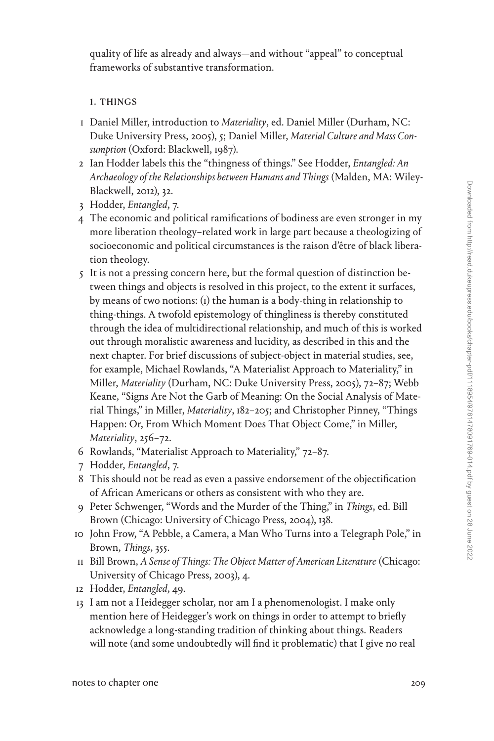quality of life as already and always—and without "appeal" to conceptual frameworks of substantive transformation.

## 1. Things

1. Daniel Miller, introduction to *Materiality*, ed. Daniel Miller (Durham, NC: Duke University Press, 2005), 5; Daniel Miller, *Material Culture and Mass Consumption* (Oxford: Blackwell, 1987).
2. Ian Hodder labels this the "thingness of things." See Hodder, *Entangled: An Archaeology of the Relationships between Humans and Things* (Malden, MA: Wiley-Blackwell, 2012), 32.
3. Hodder, *Entangled*, 7.
4. The economic and political ramifications of bodiness are even stronger in my more liberation theology–related work in large part because a theologizing of socioeconomic and political circumstances is the raison d'être of black liberation theology.
5. It is not a pressing concern here, but the formal question of distinction between things and objects is resolved in this project, to the extent it surfaces, by means of two notions: (1) the human is a body-thing in relationship to thing-things. A twofold epistemology of thingliness is thereby constituted through the idea of multidirectional relationship, and much of this is worked out through moralistic awareness and lucidity, as described in this and the next chapter. For brief discussions of subject-object in material studies, see, for example, Michael Rowlands, "A Materialist Approach to Materiality," in Miller, *Materiality* (Durham, NC: Duke University Press, 2005), 72–87; Webb Keane, "Signs Are Not the Garb of Meaning: On the Social Analysis of Material Things," in Miller, *Materiality*, 182–205; and Christopher Pinney, "Things Happen: Or, From Which Moment Does That Object Come," in Miller, *Materiality*, 256–72.
6. Rowlands, "Materialist Approach to Materiality," 72–87.
7. Hodder, *Entangled*, 7.
8. This should not be read as even a passive endorsement of the objectification of African Americans or others as consistent with who they are.
9. Peter Schwenger, "Words and the Murder of the Thing," in *Things*, ed. Bill Brown (Chicago: University of Chicago Press, 2004), 138.
10. John Frow, "A Pebble, a Camera, a Man Who Turns into a Telegraph Pole," in Brown, *Things*, 355.
11. Bill Brown, *A Sense of Things: The Object Matter of American Literature* (Chicago: University of Chicago Press, 2003), 4.
12. Hodder, *Entangled*, 49.
13. I am not a Heidegger scholar, nor am I a phenomenologist. I make only mention here of Heidegger's work on things in order to attempt to briefly acknowledge a long-standing tradition of thinking about things. Readers will note (and some undoubtedly will find it problematic) that I give no real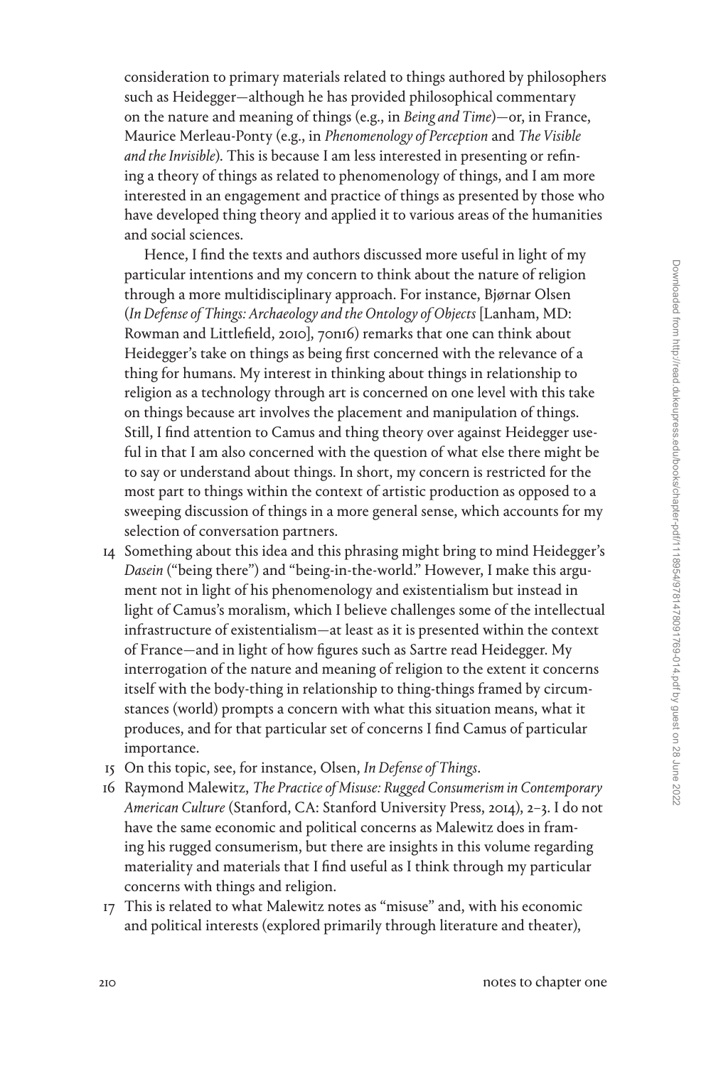consideration to primary materials related to things authored by philosophers such as Heidegger—although he has provided philosophical commentary on the nature and meaning of things (e.g., in *Being and Time*)—or, in France, Maurice Merleau-Ponty (e.g., in *Phenomenology of Perception* and *The Visible and the Invisible*). This is because I am less interested in presenting or refining a theory of things as related to phenomenology of things, and I am more interested in an engagement and practice of things as presented by those who have developed thing theory and applied it to various areas of the humanities and social sciences.

Hence, I find the texts and authors discussed more useful in light of my particular intentions and my concern to think about the nature of religion through a more multidisciplinary approach. For instance, Bjørnar Olsen (*In Defense of Things: Archaeology and the Ontology of Objects* [Lanham, MD: Rowman and Littlefield, 2010], 70n16) remarks that one can think about Heidegger's take on things as being first concerned with the relevance of a thing for humans. My interest in thinking about things in relationship to religion as a technology through art is concerned on one level with this take on things because art involves the placement and manipulation of things. Still, I find attention to Camus and thing theory over against Heidegger useful in that I am also concerned with the question of what else there might be to say or understand about things. In short, my concern is restricted for the most part to things within the context of artistic production as opposed to a sweeping discussion of things in a more general sense, which accounts for my selection of conversation partners.

14 Something about this idea and this phrasing might bring to mind Heidegger's *Dasein* ("being there") and "being-in-the-world." However, I make this argument not in light of his phenomenology and existentialism but instead in light of Camus's moralism, which I believe challenges some of the intellectual infrastructure of existentialism—at least as it is presented within the context of France—and in light of how figures such as Sartre read Heidegger. My interrogation of the nature and meaning of religion to the extent it concerns itself with the body-thing in relationship to thing-things framed by circumstances (world) prompts a concern with what this situation means, what it produces, and for that particular set of concerns I find Camus of particular importance.

15 On this topic, see, for instance, Olsen, *In Defense of Things*.

16 Raymond Malewitz, *The Practice of Misuse: Rugged Consumerism in Contemporary American Culture* (Stanford, CA: Stanford University Press, 2014), 2–3. I do not have the same economic and political concerns as Malewitz does in framing his rugged consumerism, but there are insights in this volume regarding materiality and materials that I find useful as I think through my particular concerns with things and religion.

17 This is related to what Malewitz notes as "misuse" and, with his economic and political interests (explored primarily through literature and theater),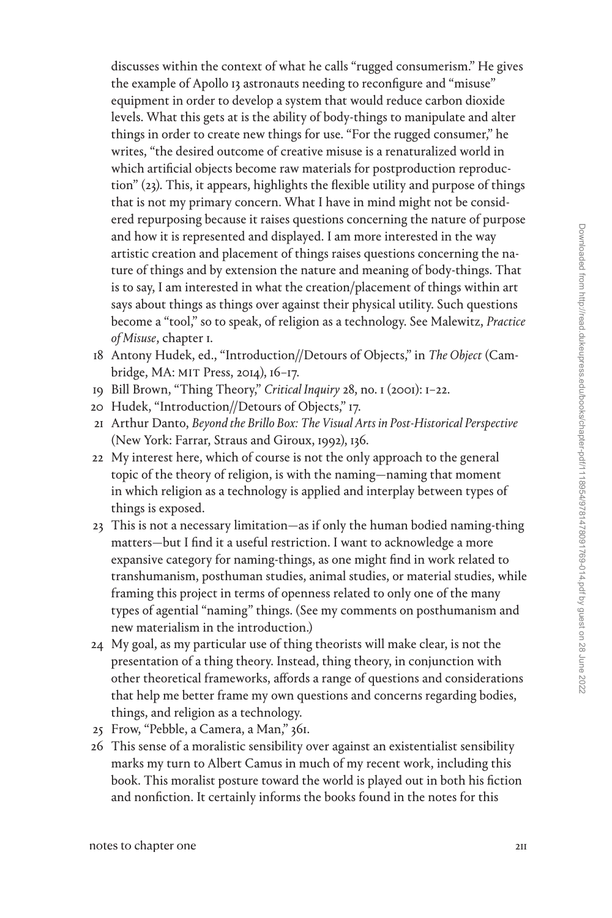discusses within the context of what he calls "rugged consumerism." He gives the example of Apollo 13 astronauts needing to reconfigure and "misuse" equipment in order to develop a system that would reduce carbon dioxide levels. What this gets at is the ability of body-things to manipulate and alter things in order to create new things for use. "For the rugged consumer," he writes, "the desired outcome of creative misuse is a renaturalized world in which artificial objects become raw materials for postproduction reproduction" (23). This, it appears, highlights the flexible utility and purpose of things that is not my primary concern. What I have in mind might not be considered repurposing because it raises questions concerning the nature of purpose and how it is represented and displayed. I am more interested in the way artistic creation and placement of things raises questions concerning the nature of things and by extension the nature and meaning of body-things. That is to say, I am interested in what the creation/placement of things within art says about things as things over against their physical utility. Such questions become a "tool," so to speak, of religion as a technology. See Malewitz, *Practice of Misuse*, chapter 1.

18 Antony Hudek, ed., "Introduction//Detours of Objects," in *The Object* (Cambridge, MA: MIT Press, 2014), 16–17.

19 Bill Brown, "Thing Theory," *Critical Inquiry* 28, no. 1 (2001): 1–22.

20 Hudek, "Introduction//Detours of Objects," 17.

21 Arthur Danto, *Beyond the Brillo Box: The Visual Arts in Post-Historical Perspective* (New York: Farrar, Straus and Giroux, 1992), 136.

22 My interest here, which of course is not the only approach to the general topic of the theory of religion, is with the naming—naming that moment in which religion as a technology is applied and interplay between types of things is exposed.

23 This is not a necessary limitation—as if only the human bodied naming-thing matters—but I find it a useful restriction. I want to acknowledge a more expansive category for naming-things, as one might find in work related to transhumanism, posthuman studies, animal studies, or material studies, while framing this project in terms of openness related to only one of the many types of agential "naming" things. (See my comments on posthumanism and new materialism in the introduction.)

24 My goal, as my particular use of thing theorists will make clear, is not the presentation of a thing theory. Instead, thing theory, in conjunction with other theoretical frameworks, affords a range of questions and considerations that help me better frame my own questions and concerns regarding bodies, things, and religion as a technology.

25 Frow, "Pebble, a Camera, a Man," 361.

26 This sense of a moralistic sensibility over against an existentialist sensibility marks my turn to Albert Camus in much of my recent work, including this book. This moralist posture toward the world is played out in both his fiction and nonfiction. It certainly informs the books found in the notes for this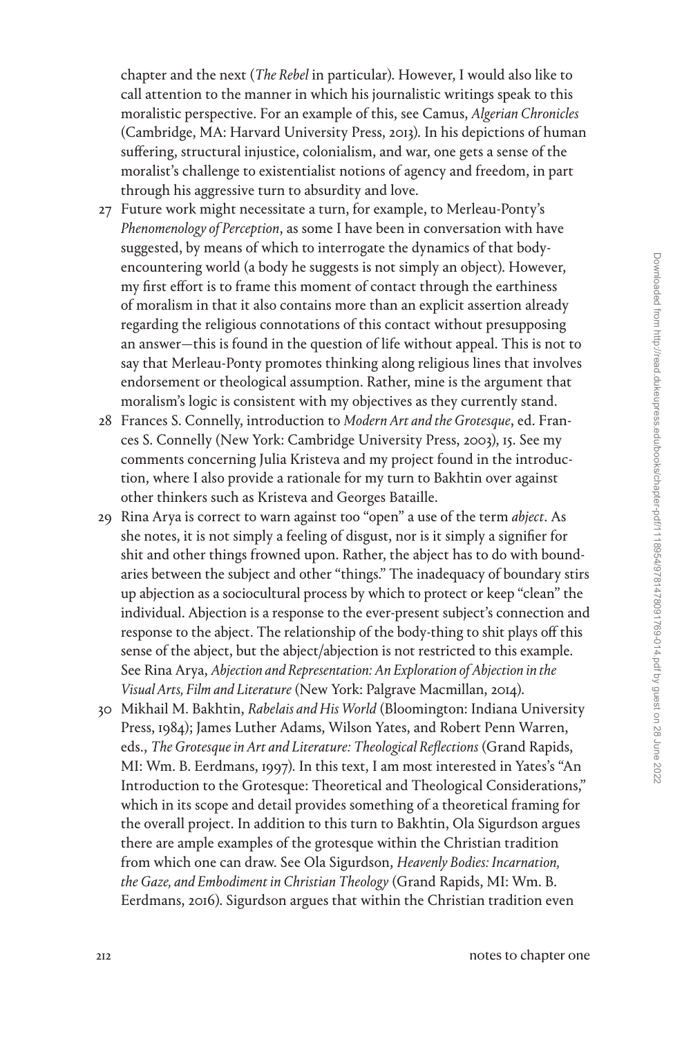chapter and the next (*The Rebel* in particular). However, I would also like to call attention to the manner in which his journalistic writings speak to this moralistic perspective. For an example of this, see Camus, *Algerian Chronicles* (Cambridge, MA: Harvard University Press, 2013). In his depictions of human suffering, structural injustice, colonialism, and war, one gets a sense of the moralist's challenge to existentialist notions of agency and freedom, in part through his aggressive turn to absurdity and love.

27 Future work might necessitate a turn, for example, to Merleau-Ponty's *Phenomenology of Perception*, as some I have been in conversation with have suggested, by means of which to interrogate the dynamics of that body-encountering world (a body he suggests is not simply an object). However, my first effort is to frame this moment of contact through the earthiness of moralism in that it also contains more than an explicit assertion already regarding the religious connotations of this contact without presupposing an answer—this is found in the question of life without appeal. This is not to say that Merleau-Ponty promotes thinking along religious lines that involves endorsement or theological assumption. Rather, mine is the argument that moralism's logic is consistent with my objectives as they currently stand.

28 Frances S. Connelly, introduction to *Modern Art and the Grotesque*, ed. Frances S. Connelly (New York: Cambridge University Press, 2003), 15. See my comments concerning Julia Kristeva and my project found in the introduction, where I also provide a rationale for my turn to Bakhtin over against other thinkers such as Kristeva and Georges Bataille.

29 Rina Arya is correct to warn against too "open" a use of the term *abject*. As she notes, it is not simply a feeling of disgust, nor is it simply a signifier for shit and other things frowned upon. Rather, the abject has to do with boundaries between the subject and other "things." The inadequacy of boundary stirs up abjection as a sociocultural process by which to protect or keep "clean" the individual. Abjection is a response to the ever-present subject's connection and response to the abject. The relationship of the body-thing to shit plays off this sense of the abject, but the abject/abjection is not restricted to this example. See Rina Arya, *Abjection and Representation: An Exploration of Abjection in the Visual Arts, Film and Literature* (New York: Palgrave Macmillan, 2014).

30 Mikhail M. Bakhtin, *Rabelais and His World* (Bloomington: Indiana University Press, 1984); James Luther Adams, Wilson Yates, and Robert Penn Warren, eds., *The Grotesque in Art and Literature: Theological Reflections* (Grand Rapids, MI: Wm. B. Eerdmans, 1997). In this text, I am most interested in Yates's "An Introduction to the Grotesque: Theoretical and Theological Considerations," which in its scope and detail provides something of a theoretical framing for the overall project. In addition to this turn to Bakhtin, Ola Sigurdson argues there are ample examples of the grotesque within the Christian tradition from which one can draw. See Ola Sigurdson, *Heavenly Bodies: Incarnation, the Gaze, and Embodiment in Christian Theology* (Grand Rapids, MI: Wm. B. Eerdmans, 2016). Sigurdson argues that within the Christian tradition even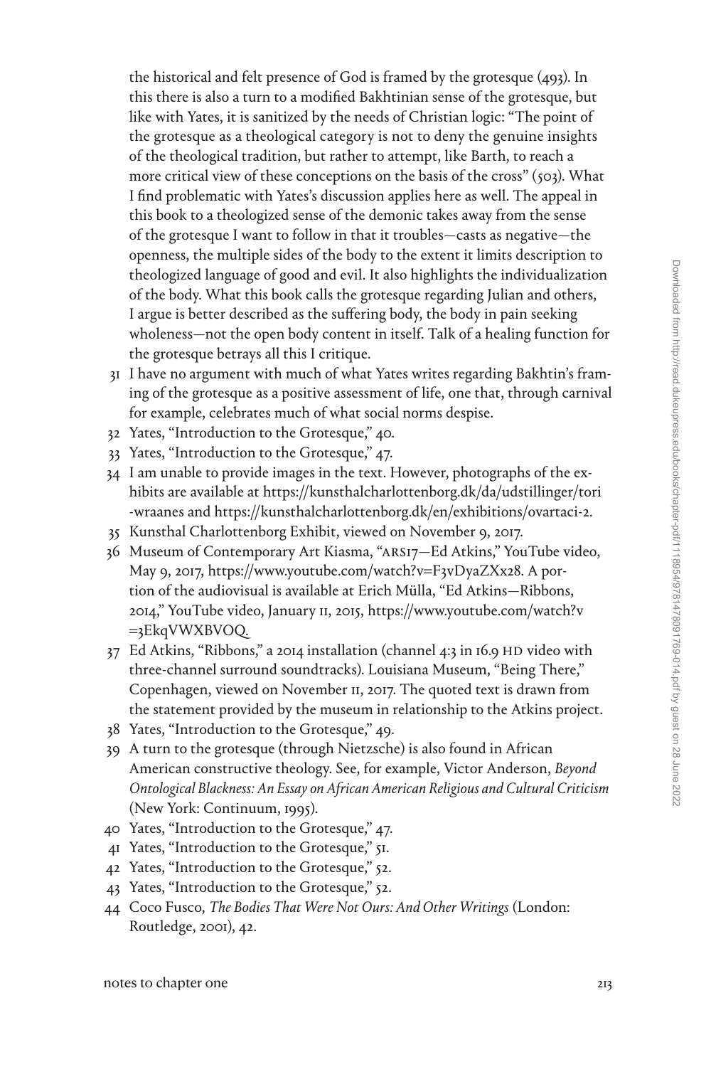the historical and felt presence of God is framed by the grotesque (493). In this there is also a turn to a modified Bakhtinian sense of the grotesque, but like with Yates, it is sanitized by the needs of Christian logic: "The point of the grotesque as a theological category is not to deny the genuine insights of the theological tradition, but rather to attempt, like Barth, to reach a more critical view of these conceptions on the basis of the cross" (503). What I find problematic with Yates's discussion applies here as well. The appeal in this book to a theologized sense of the demonic takes away from the sense of the grotesque I want to follow in that it troubles—casts as negative—the openness, the multiple sides of the body to the extent it limits description to theologized language of good and evil. It also highlights the individualization of the body. What this book calls the grotesque regarding Julian and others, I argue is better described as the suffering body, the body in pain seeking wholeness—not the open body content in itself. Talk of a healing function for the grotesque betrays all this I critique.

31 I have no argument with much of what Yates writes regarding Bakhtin's framing of the grotesque as a positive assessment of life, one that, through carnival for example, celebrates much of what social norms despise.

32 Yates, "Introduction to the Grotesque," 40.

33 Yates, "Introduction to the Grotesque," 47.

34 I am unable to provide images in the text. However, photographs of the exhibits are available at https://kunsthalcharlottenborg.dk/da/udstillinger/tori-wraanes and https://kunsthalcharlottenborg.dk/en/exhibitions/ovartaci-2.

35 Kunsthal Charlottenborg Exhibit, viewed on November 9, 2017.

36 Museum of Contemporary Art Kiasma, "ARS17—Ed Atkins," YouTube video, May 9, 2017, https://www.youtube.com/watch?v=F3vDyaZXx28. A portion of the audiovisual is available at Erich Mülla, "Ed Atkins—Ribbons, 2014," YouTube video, January 11, 2015, https://www.youtube.com/watch?v=3EkqVWXBVOQ.

37 Ed Atkins, "Ribbons," a 2014 installation (channel 4:3 in 16.9 HD video with three-channel surround soundtracks). Louisiana Museum, "Being There," Copenhagen, viewed on November 11, 2017. The quoted text is drawn from the statement provided by the museum in relationship to the Atkins project.

38 Yates, "Introduction to the Grotesque," 49.

39 A turn to the grotesque (through Nietzsche) is also found in African American constructive theology. See, for example, Victor Anderson, *Beyond Ontological Blackness: An Essay on African American Religious and Cultural Criticism* (New York: Continuum, 1995).

40 Yates, "Introduction to the Grotesque," 47.

41 Yates, "Introduction to the Grotesque," 51.

42 Yates, "Introduction to the Grotesque," 52.

43 Yates, "Introduction to the Grotesque," 52.

44 Coco Fusco, *The Bodies That Were Not Ours: And Other Writings* (London: Routledge, 2001), 42.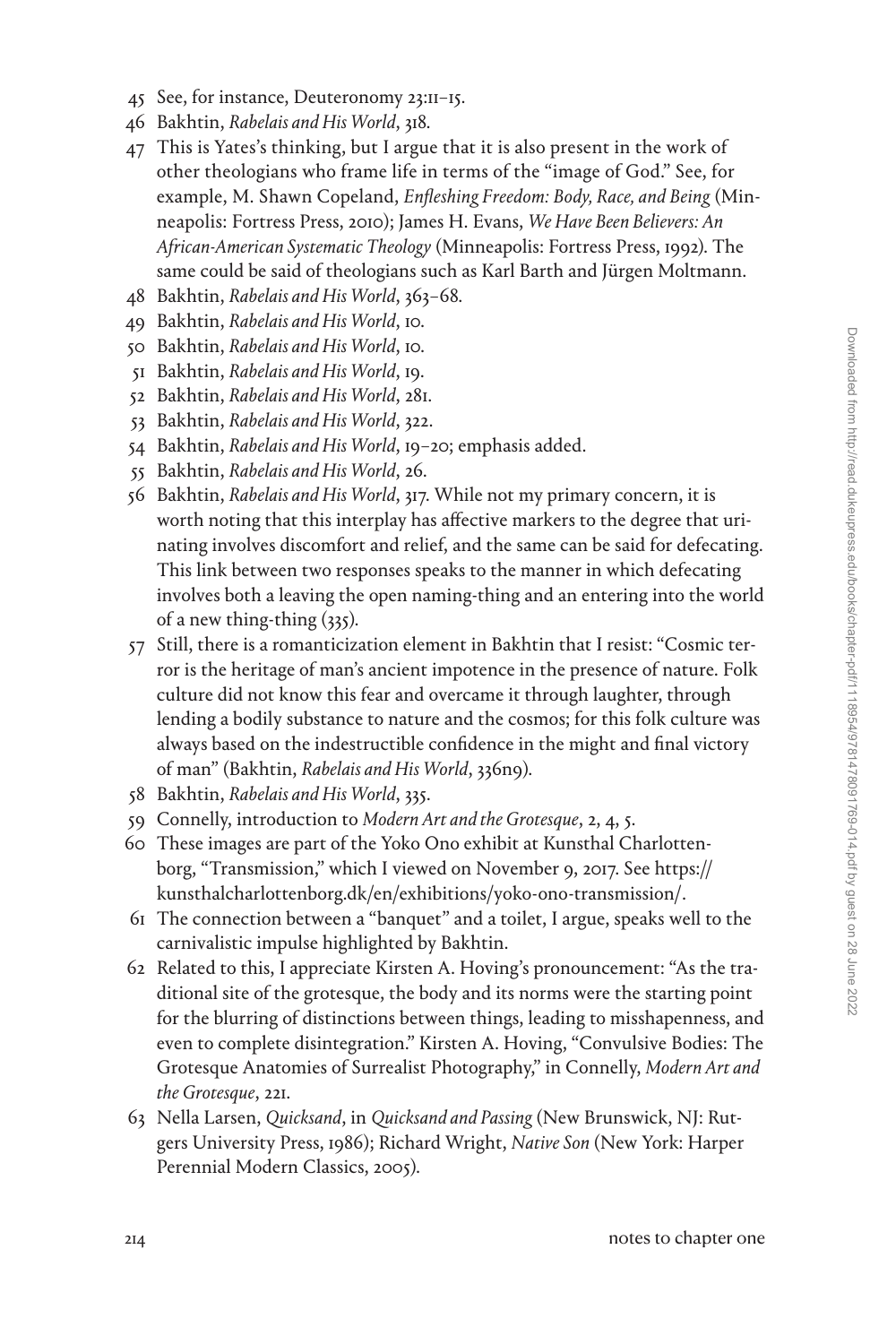45 See, for instance, Deuteronomy 23:11–15.

46 Bakhtin, *Rabelais and His World*, 318.

47 This is Yates's thinking, but I argue that it is also present in the work of other theologians who frame life in terms of the "image of God." See, for example, M. Shawn Copeland, *Enfleshing Freedom: Body, Race, and Being* (Minneapolis: Fortress Press, 2010); James H. Evans, *We Have Been Believers: An African-American Systematic Theology* (Minneapolis: Fortress Press, 1992). The same could be said of theologians such as Karl Barth and Jürgen Moltmann.

48 Bakhtin, *Rabelais and His World*, 363–68.

49 Bakhtin, *Rabelais and His World*, 10.

50 Bakhtin, *Rabelais and His World*, 10.

51 Bakhtin, *Rabelais and His World*, 19.

52 Bakhtin, *Rabelais and His World*, 281.

53 Bakhtin, *Rabelais and His World*, 322.

54 Bakhtin, *Rabelais and His World*, 19–20; emphasis added.

55 Bakhtin, *Rabelais and His World*, 26.

56 Bakhtin, *Rabelais and His World*, 317. While not my primary concern, it is worth noting that this interplay has affective markers to the degree that urinating involves discomfort and relief, and the same can be said for defecating. This link between two responses speaks to the manner in which defecating involves both a leaving the open naming-thing and an entering into the world of a new thing-thing (335).

57 Still, there is a romanticization element in Bakhtin that I resist: "Cosmic terror is the heritage of man's ancient impotence in the presence of nature. Folk culture did not know this fear and overcame it through laughter, through lending a bodily substance to nature and the cosmos; for this folk culture was always based on the indestructible confidence in the might and final victory of man" (Bakhtin, *Rabelais and His World*, 336n9).

58 Bakhtin, *Rabelais and His World*, 335.

59 Connelly, introduction to *Modern Art and the Grotesque*, 2, 4, 5.

60 These images are part of the Yoko Ono exhibit at Kunsthal Charlottenborg, "Transmission," which I viewed on November 9, 2017. See https://kunsthalcharlottenborg.dk/en/exhibitions/yoko-ono-transmission/.

61 The connection between a "banquet" and a toilet, I argue, speaks well to the carnivalistic impulse highlighted by Bakhtin.

62 Related to this, I appreciate Kirsten A. Hoving's pronouncement: "As the traditional site of the grotesque, the body and its norms were the starting point for the blurring of distinctions between things, leading to misshapenness, and even to complete disintegration." Kirsten A. Hoving, "Convulsive Bodies: The Grotesque Anatomies of Surrealist Photography," in Connelly, *Modern Art and the Grotesque*, 221.

63 Nella Larsen, *Quicksand*, in *Quicksand and Passing* (New Brunswick, NJ: Rutgers University Press, 1986); Richard Wright, *Native Son* (New York: Harper Perennial Modern Classics, 2005).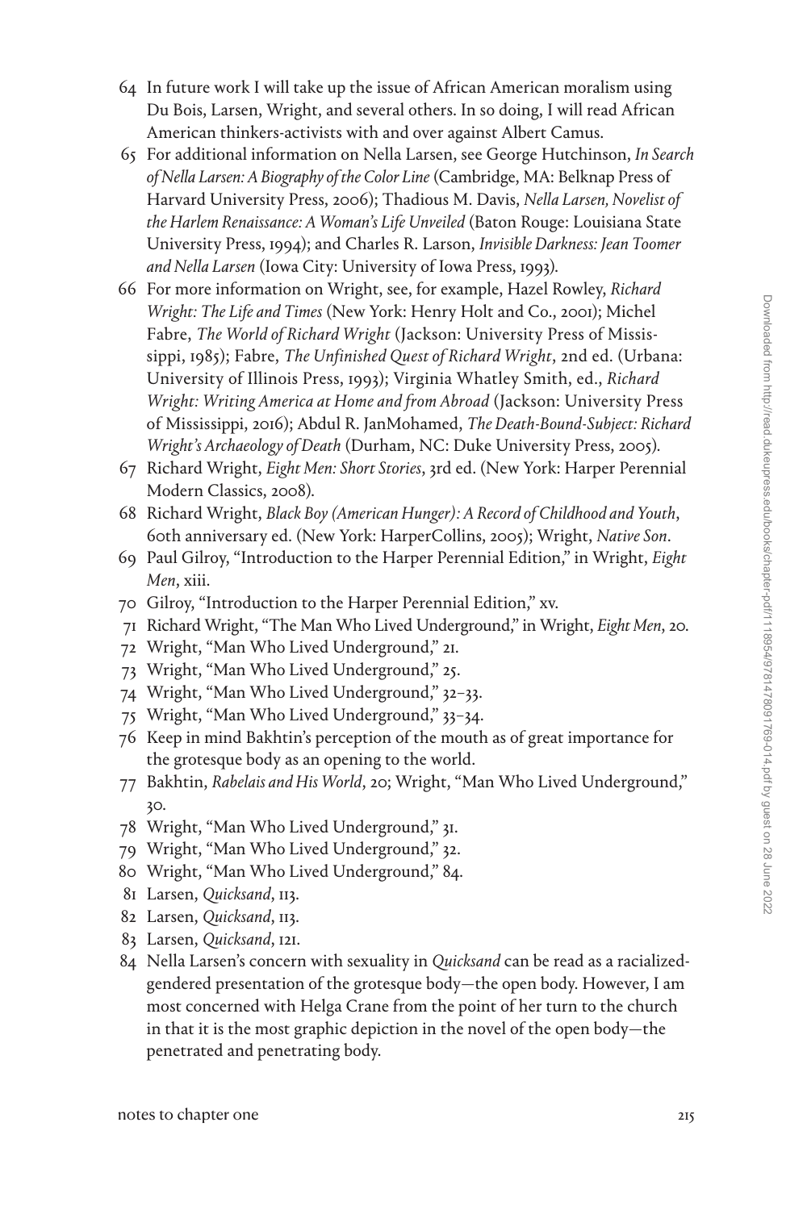64 In future work I will take up the issue of African American moralism using Du Bois, Larsen, Wright, and several others. In so doing, I will read African American thinkers-activists with and over against Albert Camus.

65 For additional information on Nella Larsen, see George Hutchinson, *In Search of Nella Larsen: A Biography of the Color Line* (Cambridge, MA: Belknap Press of Harvard University Press, 2006); Thadious M. Davis, *Nella Larsen, Novelist of the Harlem Renaissance: A Woman's Life Unveiled* (Baton Rouge: Louisiana State University Press, 1994); and Charles R. Larson, *Invisible Darkness: Jean Toomer and Nella Larsen* (Iowa City: University of Iowa Press, 1993).

66 For more information on Wright, see, for example, Hazel Rowley, *Richard Wright: The Life and Times* (New York: Henry Holt and Co., 2001); Michel Fabre, *The World of Richard Wright* (Jackson: University Press of Mississippi, 1985); Fabre, *The Unfinished Quest of Richard Wright*, 2nd ed. (Urbana: University of Illinois Press, 1993); Virginia Whatley Smith, ed., *Richard Wright: Writing America at Home and from Abroad* (Jackson: University Press of Mississippi, 2016); Abdul R. JanMohamed, *The Death-Bound-Subject: Richard Wright's Archaeology of Death* (Durham, NC: Duke University Press, 2005).

67 Richard Wright, *Eight Men: Short Stories*, 3rd ed. (New York: Harper Perennial Modern Classics, 2008).

68 Richard Wright, *Black Boy (American Hunger): A Record of Childhood and Youth*, 60th anniversary ed. (New York: HarperCollins, 2005); Wright, *Native Son*.

69 Paul Gilroy, "Introduction to the Harper Perennial Edition," in Wright, *Eight Men*, xiii.

70 Gilroy, "Introduction to the Harper Perennial Edition," xv.

71 Richard Wright, "The Man Who Lived Underground," in Wright, *Eight Men*, 20.

72 Wright, "Man Who Lived Underground," 21.

73 Wright, "Man Who Lived Underground," 25.

74 Wright, "Man Who Lived Underground," 32–33.

75 Wright, "Man Who Lived Underground," 33–34.

76 Keep in mind Bakhtin's perception of the mouth as of great importance for the grotesque body as an opening to the world.

77 Bakhtin, *Rabelais and His World*, 20; Wright, "Man Who Lived Underground," 30.

78 Wright, "Man Who Lived Underground," 31.

79 Wright, "Man Who Lived Underground," 32.

80 Wright, "Man Who Lived Underground," 84.

81 Larsen, *Quicksand*, 113.

82 Larsen, *Quicksand*, 113.

83 Larsen, *Quicksand*, 121.

84 Nella Larsen's concern with sexuality in *Quicksand* can be read as a racialized-gendered presentation of the grotesque body—the open body. However, I am most concerned with Helga Crane from the point of her turn to the church in that it is the most graphic depiction in the novel of the open body—the penetrated and penetrating body.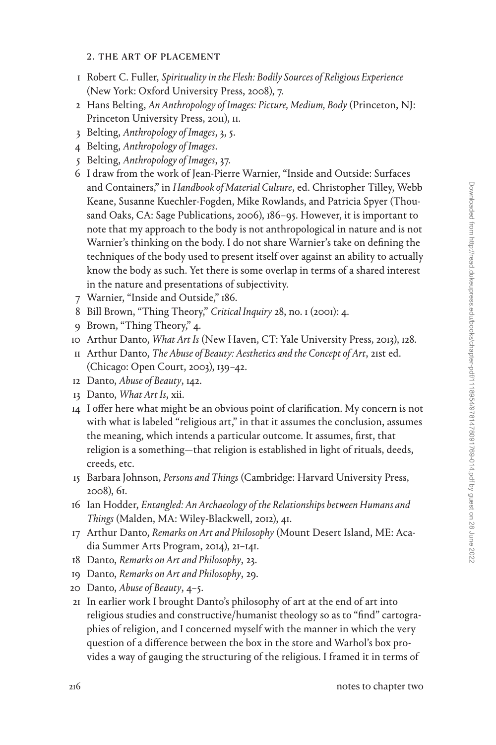## 2. The Art of Placement

1. Robert C. Fuller, *Spirituality in the Flesh: Bodily Sources of Religious Experience* (New York: Oxford University Press, 2008), 7.
2. Hans Belting, *An Anthropology of Images: Picture, Medium, Body* (Princeton, NJ: Princeton University Press, 2011), 11.
3. Belting, *Anthropology of Images*, 3, 5.
4. Belting, *Anthropology of Images*.
5. Belting, *Anthropology of Images*, 37.
6. I draw from the work of Jean-Pierre Warnier, "Inside and Outside: Surfaces and Containers," in *Handbook of Material Culture*, ed. Christopher Tilley, Webb Keane, Susanne Kuechler-Fogden, Mike Rowlands, and Patricia Spyer (Thousand Oaks, CA: Sage Publications, 2006), 186–95. However, it is important to note that my approach to the body is not anthropological in nature and is not Warnier's thinking on the body. I do not share Warnier's take on defining the techniques of the body used to present itself over against an ability to actually know the body as such. Yet there is some overlap in terms of a shared interest in the nature and presentations of subjectivity.
7. Warnier, "Inside and Outside," 186.
8. Bill Brown, "Thing Theory," *Critical Inquiry* 28, no. 1 (2001): 4.
9. Brown, "Thing Theory," 4.
10. Arthur Danto, *What Art Is* (New Haven, CT: Yale University Press, 2013), 128.
11. Arthur Danto, *The Abuse of Beauty: Aesthetics and the Concept of Art*, 21st ed. (Chicago: Open Court, 2003), 139–42.
12. Danto, *Abuse of Beauty*, 142.
13. Danto, *What Art Is*, xii.
14. I offer here what might be an obvious point of clarification. My concern is not with what is labeled "religious art," in that it assumes the conclusion, assumes the meaning, which intends a particular outcome. It assumes, first, that religion is a something—that religion is established in light of rituals, deeds, creeds, etc.
15. Barbara Johnson, *Persons and Things* (Cambridge: Harvard University Press, 2008), 61.
16. Ian Hodder, *Entangled: An Archaeology of the Relationships between Humans and Things* (Malden, MA: Wiley-Blackwell, 2012), 41.
17. Arthur Danto, *Remarks on Art and Philosophy* (Mount Desert Island, ME: Acadia Summer Arts Program, 2014), 21–141.
18. Danto, *Remarks on Art and Philosophy*, 23.
19. Danto, *Remarks on Art and Philosophy*, 29.
20. Danto, *Abuse of Beauty*, 4–5.
21. In earlier work I brought Danto's philosophy of art at the end of art into religious studies and constructive/humanist theology so as to "find" cartographies of religion, and I concerned myself with the manner in which the very question of a difference between the box in the store and Warhol's box provides a way of gauging the structuring of the religious. I framed it in terms of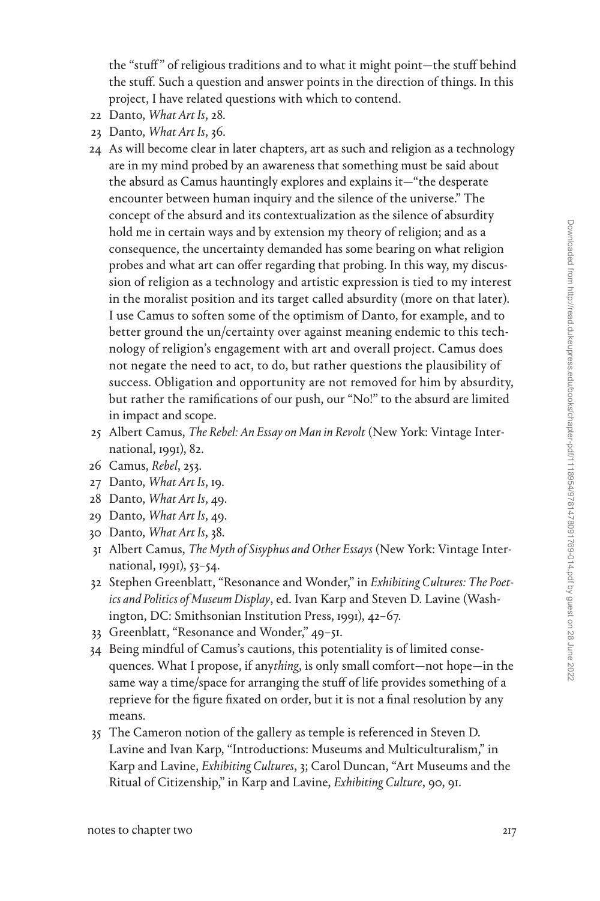the "stuff" of religious traditions and to what it might point—the stuff behind the stuff. Such a question and answer points in the direction of things. In this project, I have related questions with which to contend.

22 Danto, *What Art Is*, 28.

23 Danto, *What Art Is*, 36.

24 As will become clear in later chapters, art as such and religion as a technology are in my mind probed by an awareness that something must be said about the absurd as Camus hauntingly explores and explains it—"the desperate encounter between human inquiry and the silence of the universe." The concept of the absurd and its contextualization as the silence of absurdity hold me in certain ways and by extension my theory of religion; and as a consequence, the uncertainty demanded has some bearing on what religion probes and what art can offer regarding that probing. In this way, my discussion of religion as a technology and artistic expression is tied to my interest in the moralist position and its target called absurdity (more on that later). I use Camus to soften some of the optimism of Danto, for example, and to better ground the un/certainty over against meaning endemic to this technology of religion's engagement with art and overall project. Camus does not negate the need to act, to do, but rather questions the plausibility of success. Obligation and opportunity are not removed for him by absurdity, but rather the ramifications of our push, our "No!" to the absurd are limited in impact and scope.

25 Albert Camus, *The Rebel: An Essay on Man in Revolt* (New York: Vintage International, 1991), 82.

26 Camus, *Rebel*, 253.

27 Danto, *What Art Is*, 19.

28 Danto, *What Art Is*, 49.

29 Danto, *What Art Is*, 49.

30 Danto, *What Art Is*, 38.

31 Albert Camus, *The Myth of Sisyphus and Other Essays* (New York: Vintage International, 1991), 53–54.

32 Stephen Greenblatt, "Resonance and Wonder," in *Exhibiting Cultures: The Poetics and Politics of Museum Display*, ed. Ivan Karp and Steven D. Lavine (Washington, DC: Smithsonian Institution Press, 1991), 42–67.

33 Greenblatt, "Resonance and Wonder," 49–51.

34 Being mindful of Camus's cautions, this potentiality is of limited consequences. What I propose, if any*thing*, is only small comfort—not hope—in the same way a time/space for arranging the stuff of life provides something of a reprieve for the figure fixated on order, but it is not a final resolution by any means.

35 The Cameron notion of the gallery as temple is referenced in Steven D. Lavine and Ivan Karp, "Introductions: Museums and Multiculturalism," in Karp and Lavine, *Exhibiting Cultures*, 3; Carol Duncan, "Art Museums and the Ritual of Citizenship," in Karp and Lavine, *Exhibiting Culture*, 90, 91.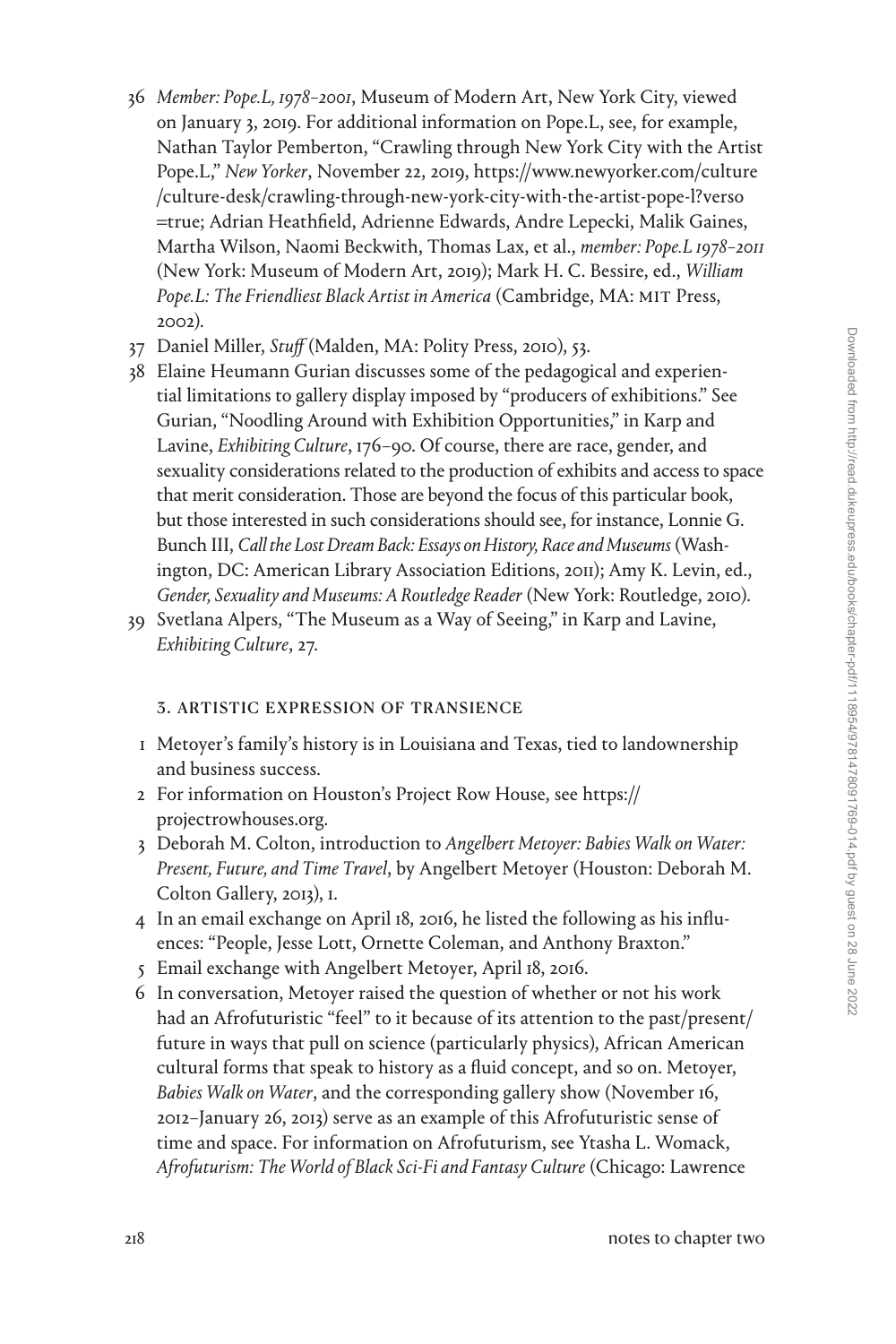36 *Member: Pope.L, 1978–2001*, Museum of Modern Art, New York City, viewed on January 3, 2019. For additional information on Pope.L, see, for example, Nathan Taylor Pemberton, "Crawling through New York City with the Artist Pope.L," *New Yorker*, November 22, 2019, https://www.newyorker.com/culture/culture-desk/crawling-through-new-york-city-with-the-artist-pope-l?verso=true; Adrian Heathfield, Adrienne Edwards, Andre Lepecki, Malik Gaines, Martha Wilson, Naomi Beckwith, Thomas Lax, et al., *member: Pope.L 1978–2011* (New York: Museum of Modern Art, 2019); Mark H. C. Bessire, ed., *William Pope.L: The Friendliest Black Artist in America* (Cambridge, MA: MIT Press, 2002).

37 Daniel Miller, *Stuff* (Malden, MA: Polity Press, 2010), 53.

38 Elaine Heumann Gurian discusses some of the pedagogical and experiential limitations to gallery display imposed by "producers of exhibitions." See Gurian, "Noodling Around with Exhibition Opportunities," in Karp and Lavine, *Exhibiting Culture*, 176–90. Of course, there are race, gender, and sexuality considerations related to the production of exhibits and access to space that merit consideration. Those are beyond the focus of this particular book, but those interested in such considerations should see, for instance, Lonnie G. Bunch III, *Call the Lost Dream Back: Essays on History, Race and Museums* (Washington, DC: American Library Association Editions, 2011); Amy K. Levin, ed., *Gender, Sexuality and Museums: A Routledge Reader* (New York: Routledge, 2010).

39 Svetlana Alpers, "The Museum as a Way of Seeing," in Karp and Lavine, *Exhibiting Culture*, 27.

## 3. ARTISTIC EXPRESSION OF TRANSIENCE

1 Metoyer's family's history is in Louisiana and Texas, tied to landownership and business success.

2 For information on Houston's Project Row House, see https://projectrowhouses.org.

3 Deborah M. Colton, introduction to *Angelbert Metoyer: Babies Walk on Water: Present, Future, and Time Travel*, by Angelbert Metoyer (Houston: Deborah M. Colton Gallery, 2013), 1.

4 In an email exchange on April 18, 2016, he listed the following as his influences: "People, Jesse Lott, Ornette Coleman, and Anthony Braxton."

5 Email exchange with Angelbert Metoyer, April 18, 2016.

6 In conversation, Metoyer raised the question of whether or not his work had an Afrofuturistic "feel" to it because of its attention to the past/present/future in ways that pull on science (particularly physics), African American cultural forms that speak to history as a fluid concept, and so on. Metoyer, *Babies Walk on Water*, and the corresponding gallery show (November 16, 2012–January 26, 2013) serve as an example of this Afrofuturistic sense of time and space. For information on Afrofuturism, see Ytasha L. Womack, *Afrofuturism: The World of Black Sci-Fi and Fantasy Culture* (Chicago: Lawrence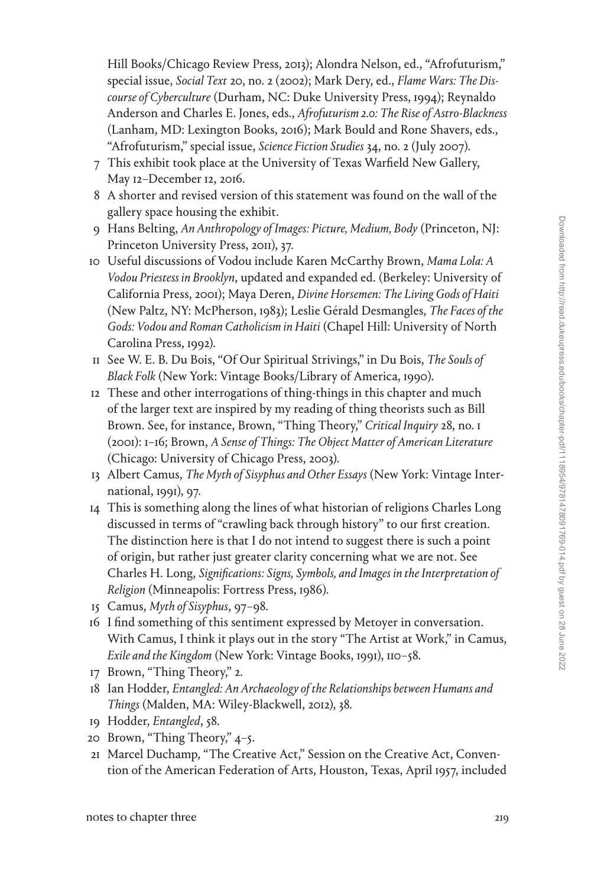Hill Books/Chicago Review Press, 2013); Alondra Nelson, ed., "Afrofuturism," special issue, *Social Text* 20, no. 2 (2002); Mark Dery, ed., *Flame Wars: The Discourse of Cyberculture* (Durham, NC: Duke University Press, 1994); Reynaldo Anderson and Charles E. Jones, eds., *Afrofuturism 2.0: The Rise of Astro-Blackness* (Lanham, MD: Lexington Books, 2016); Mark Bould and Rone Shavers, eds., "Afrofuturism," special issue, *Science Fiction Studies* 34, no. 2 (July 2007).

7 This exhibit took place at the University of Texas Warfield New Gallery, May 12–December 12, 2016.

8 A shorter and revised version of this statement was found on the wall of the gallery space housing the exhibit.

9 Hans Belting, *An Anthropology of Images: Picture, Medium, Body* (Princeton, NJ: Princeton University Press, 2011), 37.

10 Useful discussions of Vodou include Karen McCarthy Brown, *Mama Lola: A Vodou Priestess in Brooklyn*, updated and expanded ed. (Berkeley: University of California Press, 2001); Maya Deren, *Divine Horsemen: The Living Gods of Haiti* (New Paltz, NY: McPherson, 1983); Leslie Gérald Desmangles, *The Faces of the Gods: Vodou and Roman Catholicism in Haiti* (Chapel Hill: University of North Carolina Press, 1992).

11 See W. E. B. Du Bois, "Of Our Spiritual Strivings," in Du Bois, *The Souls of Black Folk* (New York: Vintage Books/Library of America, 1990).

12 These and other interrogations of thing-things in this chapter and much of the larger text are inspired by my reading of thing theorists such as Bill Brown. See, for instance, Brown, "Thing Theory," *Critical Inquiry* 28, no. 1 (2001): 1–16; Brown, *A Sense of Things: The Object Matter of American Literature* (Chicago: University of Chicago Press, 2003).

13 Albert Camus, *The Myth of Sisyphus and Other Essays* (New York: Vintage International, 1991), 97.

14 This is something along the lines of what historian of religions Charles Long discussed in terms of "crawling back through history" to our first creation. The distinction here is that I do not intend to suggest there is such a point of origin, but rather just greater clarity concerning what we are not. See Charles H. Long, *Significations: Signs, Symbols, and Images in the Interpretation of Religion* (Minneapolis: Fortress Press, 1986).

15 Camus, *Myth of Sisyphus*, 97–98.

16 I find something of this sentiment expressed by Metoyer in conversation. With Camus, I think it plays out in the story "The Artist at Work," in Camus, *Exile and the Kingdom* (New York: Vintage Books, 1991), 110–58.

17 Brown, "Thing Theory," 2.

18 Ian Hodder, *Entangled: An Archaeology of the Relationships between Humans and Things* (Malden, MA: Wiley-Blackwell, 2012), 38.

19 Hodder, *Entangled*, 58.

20 Brown, "Thing Theory," 4–5.

21 Marcel Duchamp, "The Creative Act," Session on the Creative Act, Convention of the American Federation of Arts, Houston, Texas, April 1957, included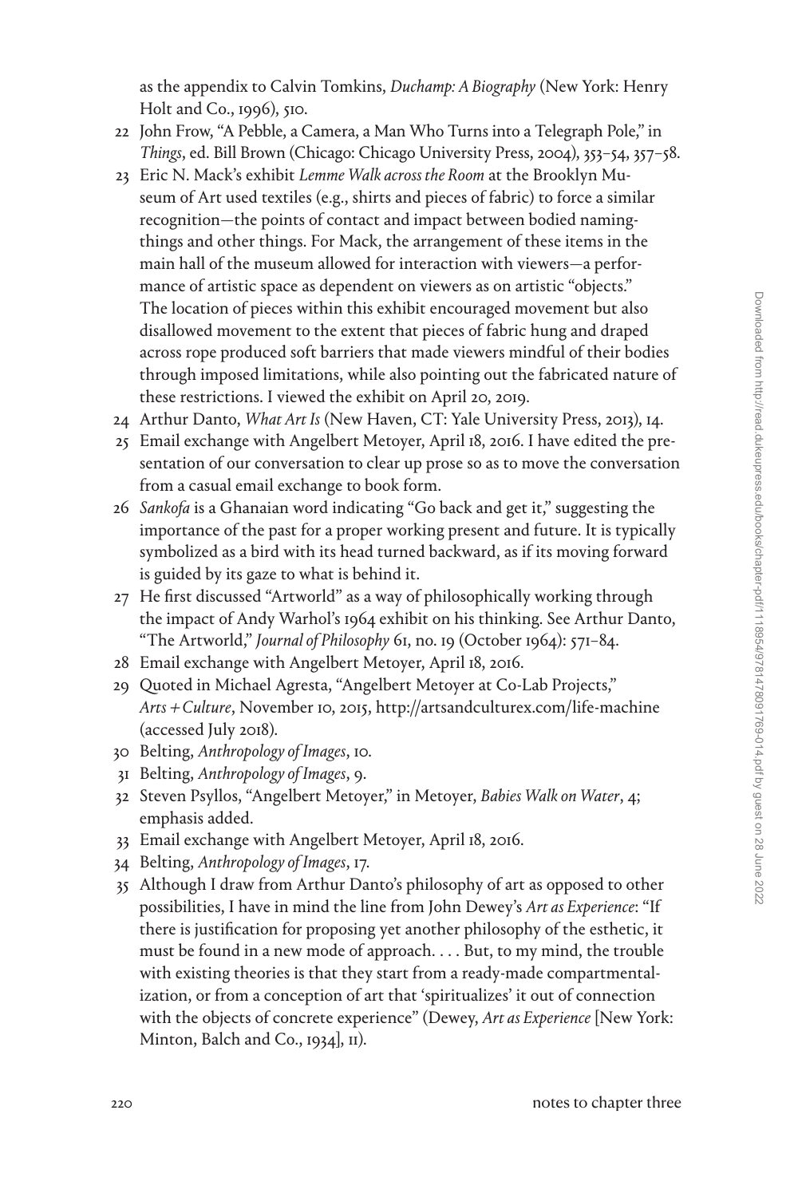as the appendix to Calvin Tomkins, *Duchamp: A Biography* (New York: Henry Holt and Co., 1996), 510.

22 John Frow, "A Pebble, a Camera, a Man Who Turns into a Telegraph Pole," in *Things*, ed. Bill Brown (Chicago: Chicago University Press, 2004), 353–54, 357–58.

23 Eric N. Mack's exhibit *Lemme Walk across the Room* at the Brooklyn Museum of Art used textiles (e.g., shirts and pieces of fabric) to force a similar recognition—the points of contact and impact between bodied naming-things and other things. For Mack, the arrangement of these items in the main hall of the museum allowed for interaction with viewers—a performance of artistic space as dependent on viewers as on artistic "objects." The location of pieces within this exhibit encouraged movement but also disallowed movement to the extent that pieces of fabric hung and draped across rope produced soft barriers that made viewers mindful of their bodies through imposed limitations, while also pointing out the fabricated nature of these restrictions. I viewed the exhibit on April 20, 2019.

24 Arthur Danto, *What Art Is* (New Haven, CT: Yale University Press, 2013), 14.

25 Email exchange with Angelbert Metoyer, April 18, 2016. I have edited the presentation of our conversation to clear up prose so as to move the conversation from a casual email exchange to book form.

26 *Sankofa* is a Ghanaian word indicating "Go back and get it," suggesting the importance of the past for a proper working present and future. It is typically symbolized as a bird with its head turned backward, as if its moving forward is guided by its gaze to what is behind it.

27 He first discussed "Artworld" as a way of philosophically working through the impact of Andy Warhol's 1964 exhibit on his thinking. See Arthur Danto, "The Artworld," *Journal of Philosophy* 61, no. 19 (October 1964): 571–84.

28 Email exchange with Angelbert Metoyer, April 18, 2016.

29 Quoted in Michael Agresta, "Angelbert Metoyer at Co-Lab Projects," *Arts + Culture*, November 10, 2015, http://artsandculturex.com/life-machine (accessed July 2018).

30 Belting, *Anthropology of Images*, 10.

31 Belting, *Anthropology of Images*, 9.

32 Steven Psyllos, "Angelbert Metoyer," in Metoyer, *Babies Walk on Water*, 4; emphasis added.

33 Email exchange with Angelbert Metoyer, April 18, 2016.

34 Belting, *Anthropology of Images*, 17.

35 Although I draw from Arthur Danto's philosophy of art as opposed to other possibilities, I have in mind the line from John Dewey's *Art as Experience*: "If there is justification for proposing yet another philosophy of the esthetic, it must be found in a new mode of approach. . . . But, to my mind, the trouble with existing theories is that they start from a ready-made compartmentalization, or from a conception of art that 'spiritualizes' it out of connection with the objects of concrete experience" (Dewey, *Art as Experience* [New York: Minton, Balch and Co., 1934], 11).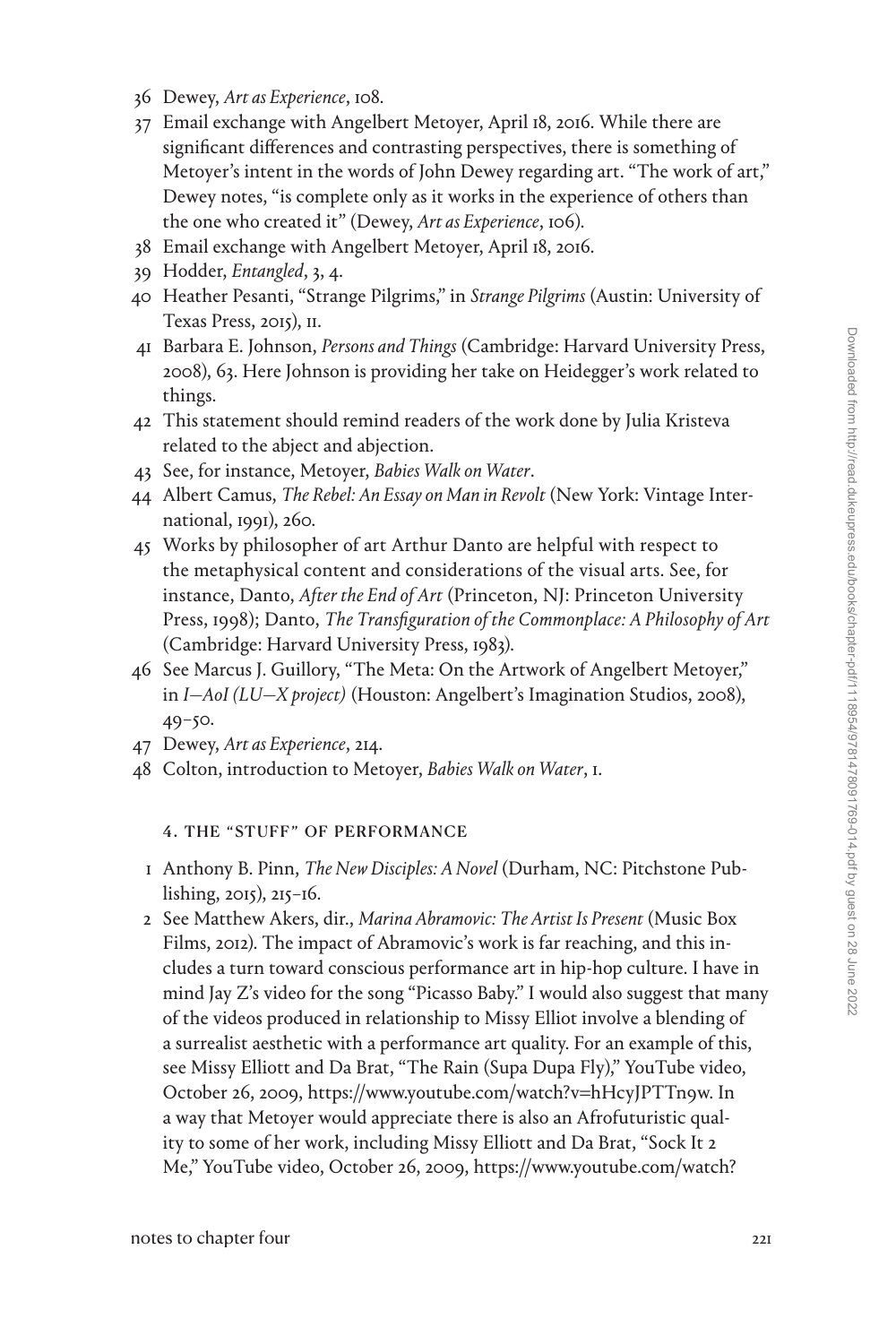36 Dewey, *Art as Experience*, 108.

37 Email exchange with Angelbert Metoyer, April 18, 2016. While there are significant differences and contrasting perspectives, there is something of Metoyer's intent in the words of John Dewey regarding art. "The work of art," Dewey notes, "is complete only as it works in the experience of others than the one who created it" (Dewey, *Art as Experience*, 106).

38 Email exchange with Angelbert Metoyer, April 18, 2016.

39 Hodder, *Entangled*, 3, 4.

40 Heather Pesanti, "Strange Pilgrims," in *Strange Pilgrims* (Austin: University of Texas Press, 2015), 11.

41 Barbara E. Johnson, *Persons and Things* (Cambridge: Harvard University Press, 2008), 63. Here Johnson is providing her take on Heidegger's work related to things.

42 This statement should remind readers of the work done by Julia Kristeva related to the abject and abjection.

43 See, for instance, Metoyer, *Babies Walk on Water*.

44 Albert Camus, *The Rebel: An Essay on Man in Revolt* (New York: Vintage International, 1991), 260.

45 Works by philosopher of art Arthur Danto are helpful with respect to the metaphysical content and considerations of the visual arts. See, for instance, Danto, *After the End of Art* (Princeton, NJ: Princeton University Press, 1998); Danto, *The Transfiguration of the Commonplace: A Philosophy of Art* (Cambridge: Harvard University Press, 1983).

46 See Marcus J. Guillory, "The Meta: On the Artwork of Angelbert Metoyer," in *I—AoI (LU—X project)* (Houston: Angelbert's Imagination Studios, 2008), 49–50.

47 Dewey, *Art as Experience*, 214.

48 Colton, introduction to Metoyer, *Babies Walk on Water*, 1.

## 4. The "Stuff" of Performance

1 Anthony B. Pinn, *The New Disciples: A Novel* (Durham, NC: Pitchstone Publishing, 2015), 215–16.

2 See Matthew Akers, dir., *Marina Abramovic: The Artist Is Present* (Music Box Films, 2012). The impact of Abramovic's work is far reaching, and this includes a turn toward conscious performance art in hip-hop culture. I have in mind Jay Z's video for the song "Picasso Baby." I would also suggest that many of the videos produced in relationship to Missy Elliot involve a blending of a surrealist aesthetic with a performance art quality. For an example of this, see Missy Elliott and Da Brat, "The Rain (Supa Dupa Fly)," YouTube video, October 26, 2009, https://www.youtube.com/watch?v=hHcyJPTTn9w. In a way that Metoyer would appreciate there is also an Afrofuturistic quality to some of her work, including Missy Elliott and Da Brat, "Sock It 2 Me," YouTube video, October 26, 2009, https://www.youtube.com/watch?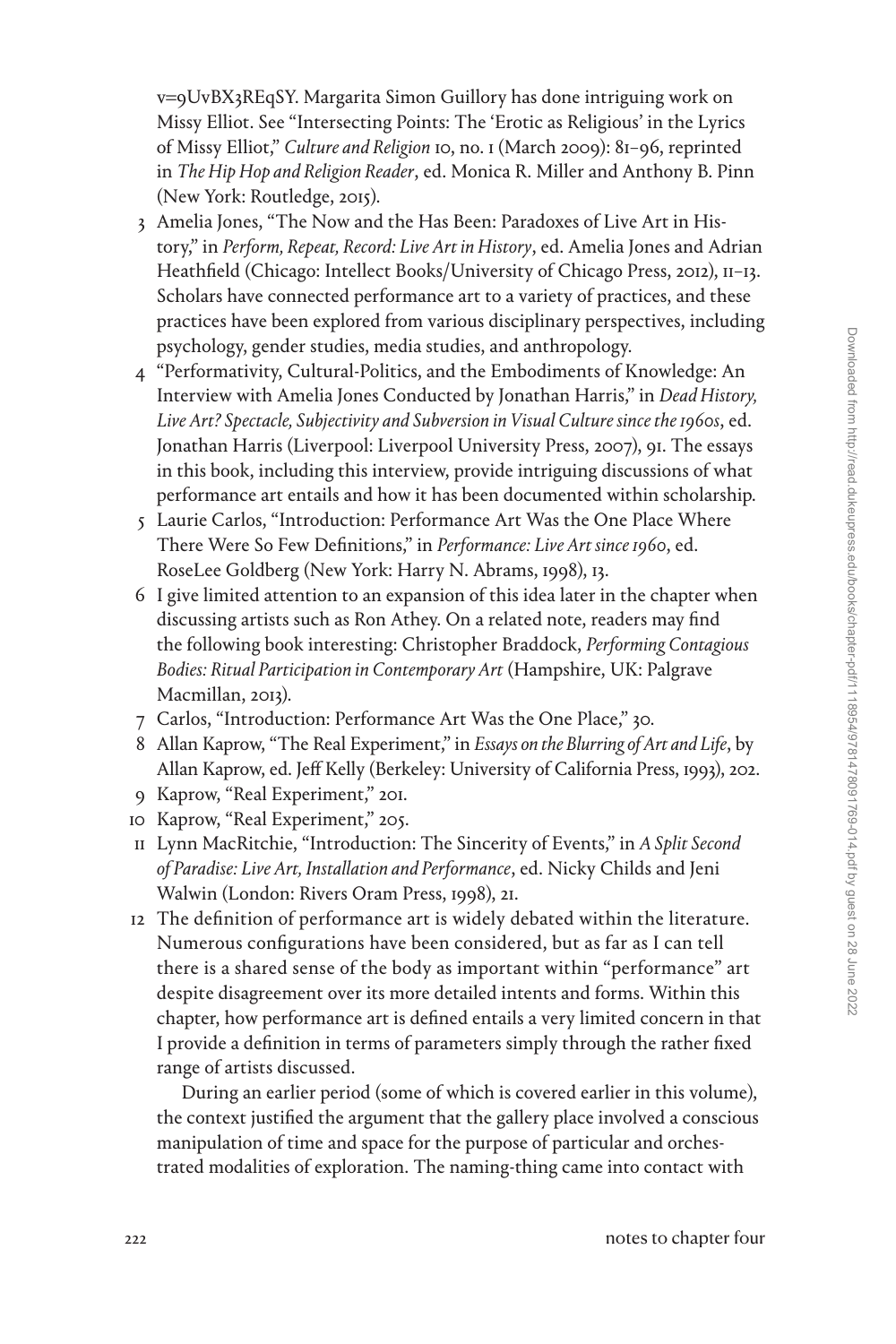v=9UvBX3REqSY. Margarita Simon Guillory has done intriguing work on Missy Elliot. See "Intersecting Points: The 'Erotic as Religious' in the Lyrics of Missy Elliot," *Culture and Religion* 10, no. 1 (March 2009): 81–96, reprinted in *The Hip Hop and Religion Reader*, ed. Monica R. Miller and Anthony B. Pinn (New York: Routledge, 2015).

3 Amelia Jones, "The Now and the Has Been: Paradoxes of Live Art in History," in *Perform, Repeat, Record: Live Art in History*, ed. Amelia Jones and Adrian Heathfield (Chicago: Intellect Books/University of Chicago Press, 2012), 11–13. Scholars have connected performance art to a variety of practices, and these practices have been explored from various disciplinary perspectives, including psychology, gender studies, media studies, and anthropology.

4 "Performativity, Cultural-Politics, and the Embodiments of Knowledge: An Interview with Amelia Jones Conducted by Jonathan Harris," in *Dead History, Live Art? Spectacle, Subjectivity and Subversion in Visual Culture since the 1960s*, ed. Jonathan Harris (Liverpool: Liverpool University Press, 2007), 91. The essays in this book, including this interview, provide intriguing discussions of what performance art entails and how it has been documented within scholarship.

5 Laurie Carlos, "Introduction: Performance Art Was the One Place Where There Were So Few Definitions," in *Performance: Live Art since 1960*, ed. RoseLee Goldberg (New York: Harry N. Abrams, 1998), 13.

6 I give limited attention to an expansion of this idea later in the chapter when discussing artists such as Ron Athey. On a related note, readers may find the following book interesting: Christopher Braddock, *Performing Contagious Bodies: Ritual Participation in Contemporary Art* (Hampshire, UK: Palgrave Macmillan, 2013).

7 Carlos, "Introduction: Performance Art Was the One Place," 30.

8 Allan Kaprow, "The Real Experiment," in *Essays on the Blurring of Art and Life*, by Allan Kaprow, ed. Jeff Kelly (Berkeley: University of California Press, 1993), 202.

9 Kaprow, "Real Experiment," 201.

10 Kaprow, "Real Experiment," 205.

11 Lynn MacRitchie, "Introduction: The Sincerity of Events," in *A Split Second of Paradise: Live Art, Installation and Performance*, ed. Nicky Childs and Jeni Walwin (London: Rivers Oram Press, 1998), 21.

12 The definition of performance art is widely debated within the literature. Numerous configurations have been considered, but as far as I can tell there is a shared sense of the body as important within "performance" art despite disagreement over its more detailed intents and forms. Within this chapter, how performance art is defined entails a very limited concern in that I provide a definition in terms of parameters simply through the rather fixed range of artists discussed.

During an earlier period (some of which is covered earlier in this volume), the context justified the argument that the gallery place involved a conscious manipulation of time and space for the purpose of particular and orchestrated modalities of exploration. The naming-thing came into contact with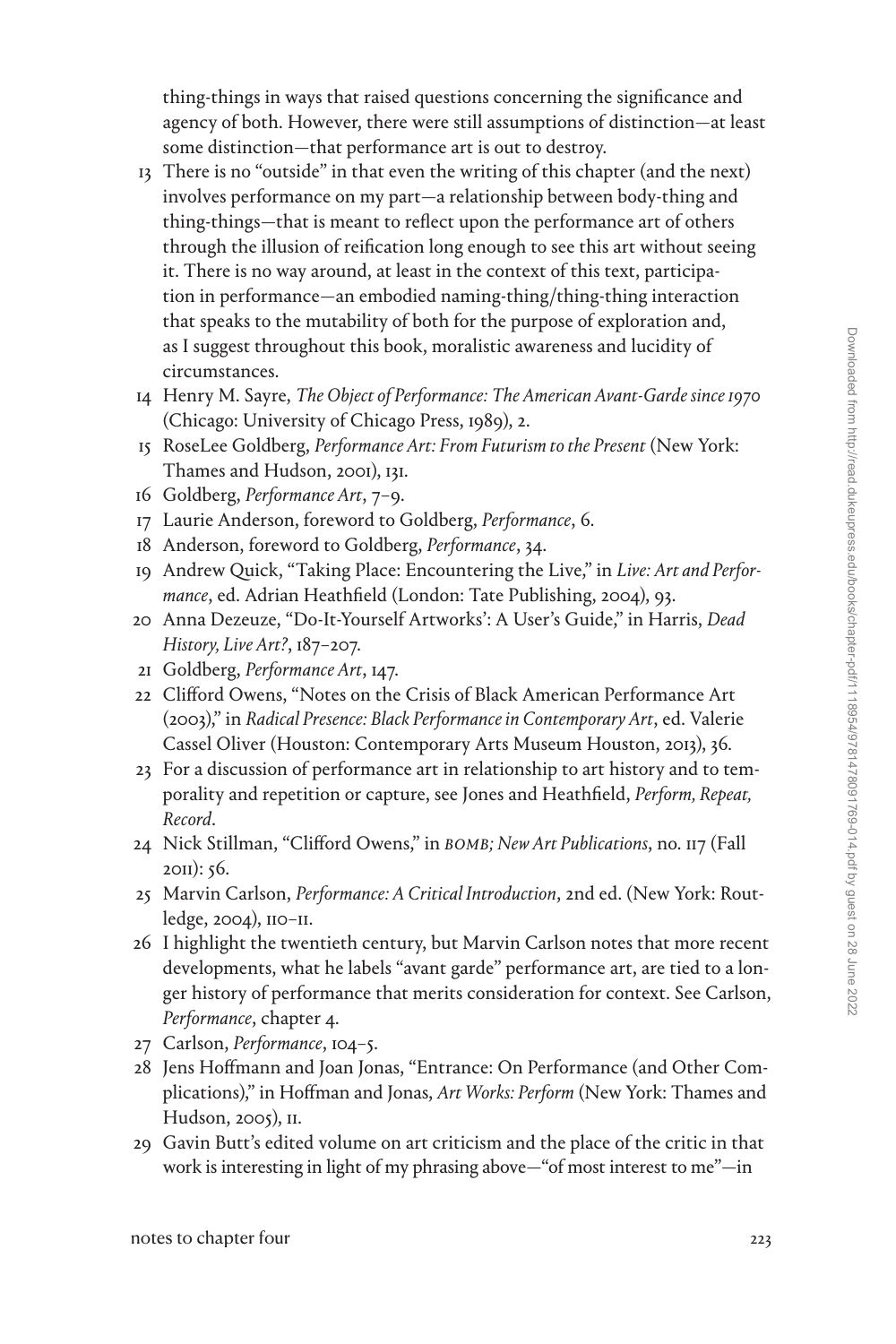thing-things in ways that raised questions concerning the significance and agency of both. However, there were still assumptions of distinction—at least some distinction—that performance art is out to destroy.

13 There is no "outside" in that even the writing of this chapter (and the next) involves performance on my part—a relationship between body-thing and thing-things—that is meant to reflect upon the performance art of others through the illusion of reification long enough to see this art without seeing it. There is no way around, at least in the context of this text, participation in performance—an embodied naming-thing/thing-thing interaction that speaks to the mutability of both for the purpose of exploration and, as I suggest throughout this book, moralistic awareness and lucidity of circumstances.

14 Henry M. Sayre, *The Object of Performance: The American Avant-Garde since 1970* (Chicago: University of Chicago Press, 1989), 2.

15 RoseLee Goldberg, *Performance Art: From Futurism to the Present* (New York: Thames and Hudson, 2001), 131.

16 Goldberg, *Performance Art*, 7–9.

17 Laurie Anderson, foreword to Goldberg, *Performance*, 6.

18 Anderson, foreword to Goldberg, *Performance*, 34.

19 Andrew Quick, "Taking Place: Encountering the Live," in *Live: Art and Performance*, ed. Adrian Heathfield (London: Tate Publishing, 2004), 93.

20 Anna Dezeuze, "Do-It-Yourself Artworks': A User's Guide," in Harris, *Dead History, Live Art?*, 187–207.

21 Goldberg, *Performance Art*, 147.

22 Clifford Owens, "Notes on the Crisis of Black American Performance Art (2003)," in *Radical Presence: Black Performance in Contemporary Art*, ed. Valerie Cassel Oliver (Houston: Contemporary Arts Museum Houston, 2013), 36.

23 For a discussion of performance art in relationship to art history and to temporality and repetition or capture, see Jones and Heathfield, *Perform, Repeat, Record*.

24 Nick Stillman, "Clifford Owens," in *BOMB; New Art Publications*, no. 117 (Fall 2011): 56.

25 Marvin Carlson, *Performance: A Critical Introduction*, 2nd ed. (New York: Routledge, 2004), 110–11.

26 I highlight the twentieth century, but Marvin Carlson notes that more recent developments, what he labels "avant garde" performance art, are tied to a longer history of performance that merits consideration for context. See Carlson, *Performance*, chapter 4.

27 Carlson, *Performance*, 104–5.

28 Jens Hoffmann and Joan Jonas, "Entrance: On Performance (and Other Complications)," in Hoffman and Jonas, *Art Works: Perform* (New York: Thames and Hudson, 2005), 11.

29 Gavin Butt's edited volume on art criticism and the place of the critic in that work is interesting in light of my phrasing above—"of most interest to me"—in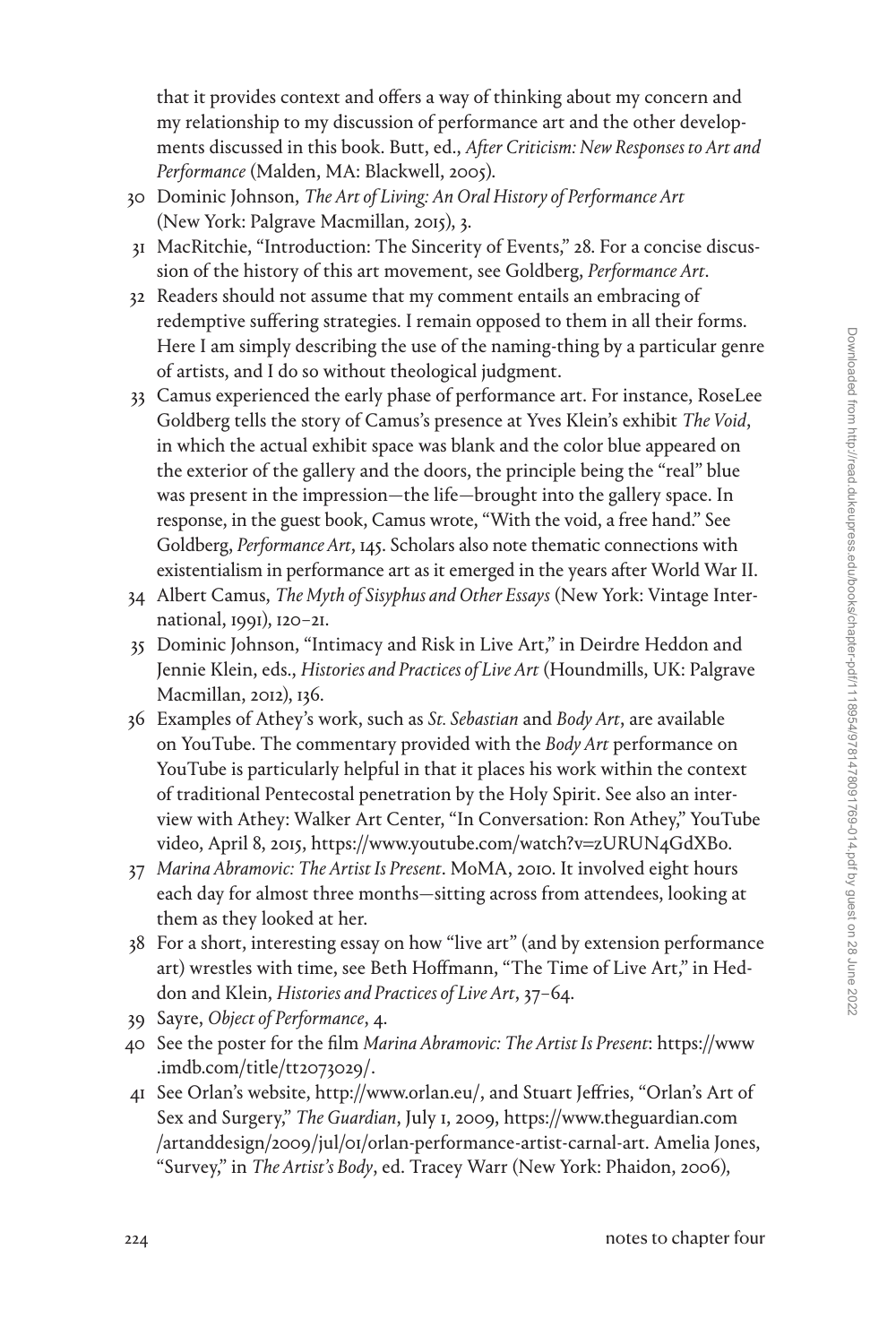that it provides context and offers a way of thinking about my concern and my relationship to my discussion of performance art and the other developments discussed in this book. Butt, ed., *After Criticism: New Responses to Art and Performance* (Malden, MA: Blackwell, 2005).

30 Dominic Johnson, *The Art of Living: An Oral History of Performance Art* (New York: Palgrave Macmillan, 2015), 3.

31 MacRitchie, "Introduction: The Sincerity of Events," 28. For a concise discussion of the history of this art movement, see Goldberg, *Performance Art*.

32 Readers should not assume that my comment entails an embracing of redemptive suffering strategies. I remain opposed to them in all their forms. Here I am simply describing the use of the naming-thing by a particular genre of artists, and I do so without theological judgment.

33 Camus experienced the early phase of performance art. For instance, RoseLee Goldberg tells the story of Camus's presence at Yves Klein's exhibit *The Void*, in which the actual exhibit space was blank and the color blue appeared on the exterior of the gallery and the doors, the principle being the "real" blue was present in the impression—the life—brought into the gallery space. In response, in the guest book, Camus wrote, "With the void, a free hand." See Goldberg, *Performance Art*, 145. Scholars also note thematic connections with existentialism in performance art as it emerged in the years after World War II.

34 Albert Camus, *The Myth of Sisyphus and Other Essays* (New York: Vintage International, 1991), 120–21.

35 Dominic Johnson, "Intimacy and Risk in Live Art," in Deirdre Heddon and Jennie Klein, eds., *Histories and Practices of Live Art* (Houndmills, UK: Palgrave Macmillan, 2012), 136.

36 Examples of Athey's work, such as *St. Sebastian* and *Body Art*, are available on YouTube. The commentary provided with the *Body Art* performance on YouTube is particularly helpful in that it places his work within the context of traditional Pentecostal penetration by the Holy Spirit. See also an interview with Athey: Walker Art Center, "In Conversation: Ron Athey," YouTube video, April 8, 2015, https://www.youtube.com/watch?v=zURUN4GdXB0.

37 *Marina Abramovic: The Artist Is Present*. MoMA, 2010. It involved eight hours each day for almost three months—sitting across from attendees, looking at them as they looked at her.

38 For a short, interesting essay on how "live art" (and by extension performance art) wrestles with time, see Beth Hoffmann, "The Time of Live Art," in Heddon and Klein, *Histories and Practices of Live Art*, 37–64.

39 Sayre, *Object of Performance*, 4.

40 See the poster for the film *Marina Abramovic: The Artist Is Present*: https://www.imdb.com/title/tt2073029/.

41 See Orlan's website, http://www.orlan.eu/, and Stuart Jeffries, "Orlan's Art of Sex and Surgery," *The Guardian*, July 1, 2009, https://www.theguardian.com/artanddesign/2009/jul/01/orlan-performance-artist-carnal-art. Amelia Jones, "Survey," in *The Artist's Body*, ed. Tracey Warr (New York: Phaidon, 2006),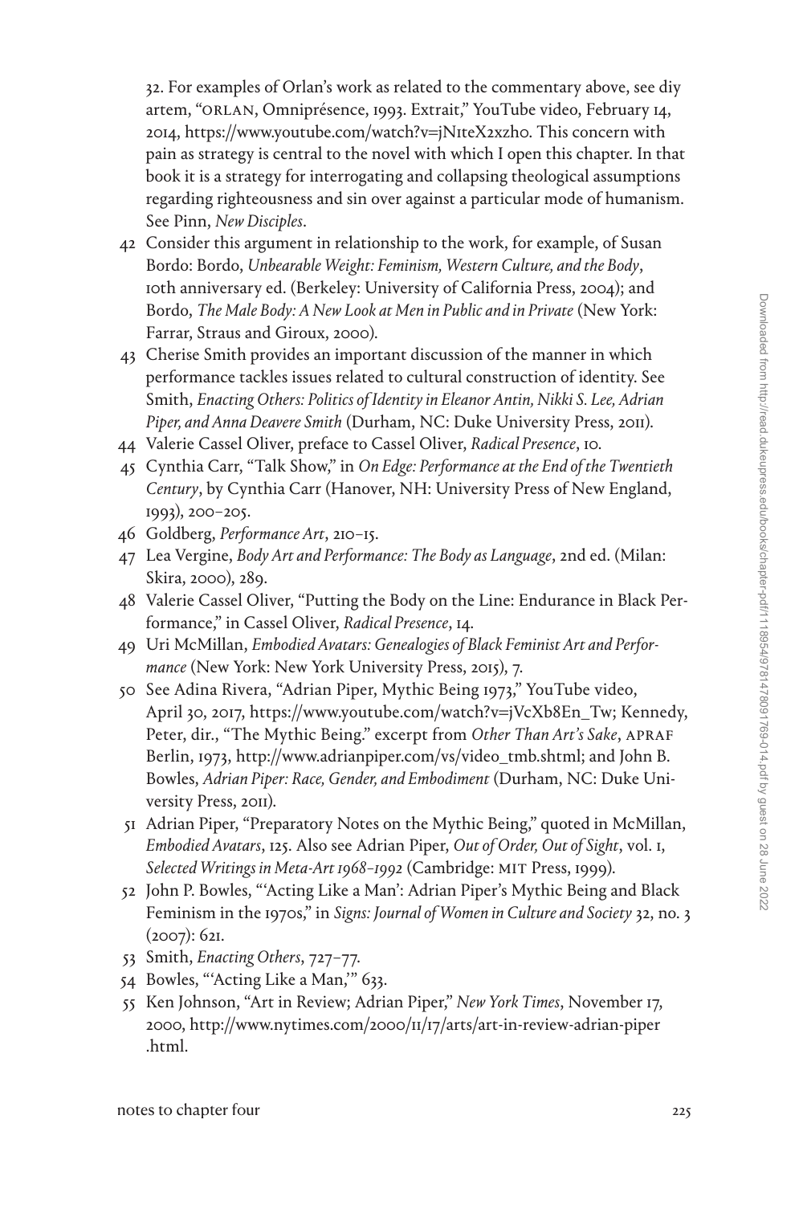32. For examples of Orlan's work as related to the commentary above, see diy artem, "ORLAN, Omniprésence, 1993. Extrait," YouTube video, February 14, 2014, https://www.youtube.com/watch?v=jN1teX2xzh0. This concern with pain as strategy is central to the novel with which I open this chapter. In that book it is a strategy for interrogating and collapsing theological assumptions regarding righteousness and sin over against a particular mode of humanism. See Pinn, *New Disciples*.

42 Consider this argument in relationship to the work, for example, of Susan Bordo: Bordo, *Unbearable Weight: Feminism, Western Culture, and the Body*, 10th anniversary ed. (Berkeley: University of California Press, 2004); and Bordo, *The Male Body: A New Look at Men in Public and in Private* (New York: Farrar, Straus and Giroux, 2000).

43 Cherise Smith provides an important discussion of the manner in which performance tackles issues related to cultural construction of identity. See Smith, *Enacting Others: Politics of Identity in Eleanor Antin, Nikki S. Lee, Adrian Piper, and Anna Deavere Smith* (Durham, NC: Duke University Press, 2011).

44 Valerie Cassel Oliver, preface to Cassel Oliver, *Radical Presence*, 10.

45 Cynthia Carr, "Talk Show," in *On Edge: Performance at the End of the Twentieth Century*, by Cynthia Carr (Hanover, NH: University Press of New England, 1993), 200–205.

46 Goldberg, *Performance Art*, 210–15.

47 Lea Vergine, *Body Art and Performance: The Body as Language*, 2nd ed. (Milan: Skira, 2000), 289.

48 Valerie Cassel Oliver, "Putting the Body on the Line: Endurance in Black Performance," in Cassel Oliver, *Radical Presence*, 14.

49 Uri McMillan, *Embodied Avatars: Genealogies of Black Feminist Art and Performance* (New York: New York University Press, 2015), 7.

50 See Adina Rivera, "Adrian Piper, Mythic Being 1973," YouTube video, April 30, 2017, https://www.youtube.com/watch?v=jVcXb8En_Tw; Kennedy, Peter, dir., "The Mythic Being." excerpt from *Other Than Art's Sake*, APRAF Berlin, 1973, http://www.adrianpiper.com/vs/video_tmb.shtml; and John B. Bowles, *Adrian Piper: Race, Gender, and Embodiment* (Durham, NC: Duke University Press, 2011).

51 Adrian Piper, "Preparatory Notes on the Mythic Being," quoted in McMillan, *Embodied Avatars*, 125. Also see Adrian Piper, *Out of Order, Out of Sight*, vol. 1, *Selected Writings in Meta-Art 1968–1992* (Cambridge: MIT Press, 1999).

52 John P. Bowles, "'Acting Like a Man': Adrian Piper's Mythic Being and Black Feminism in the 1970s," in *Signs: Journal of Women in Culture and Society* 32, no. 3 (2007): 621.

53 Smith, *Enacting Others*, 727–77.

54 Bowles, "'Acting Like a Man,'" 633.

55 Ken Johnson, "Art in Review; Adrian Piper," *New York Times*, November 17, 2000, http://www.nytimes.com/2000/11/17/arts/art-in-review-adrian-piper.html.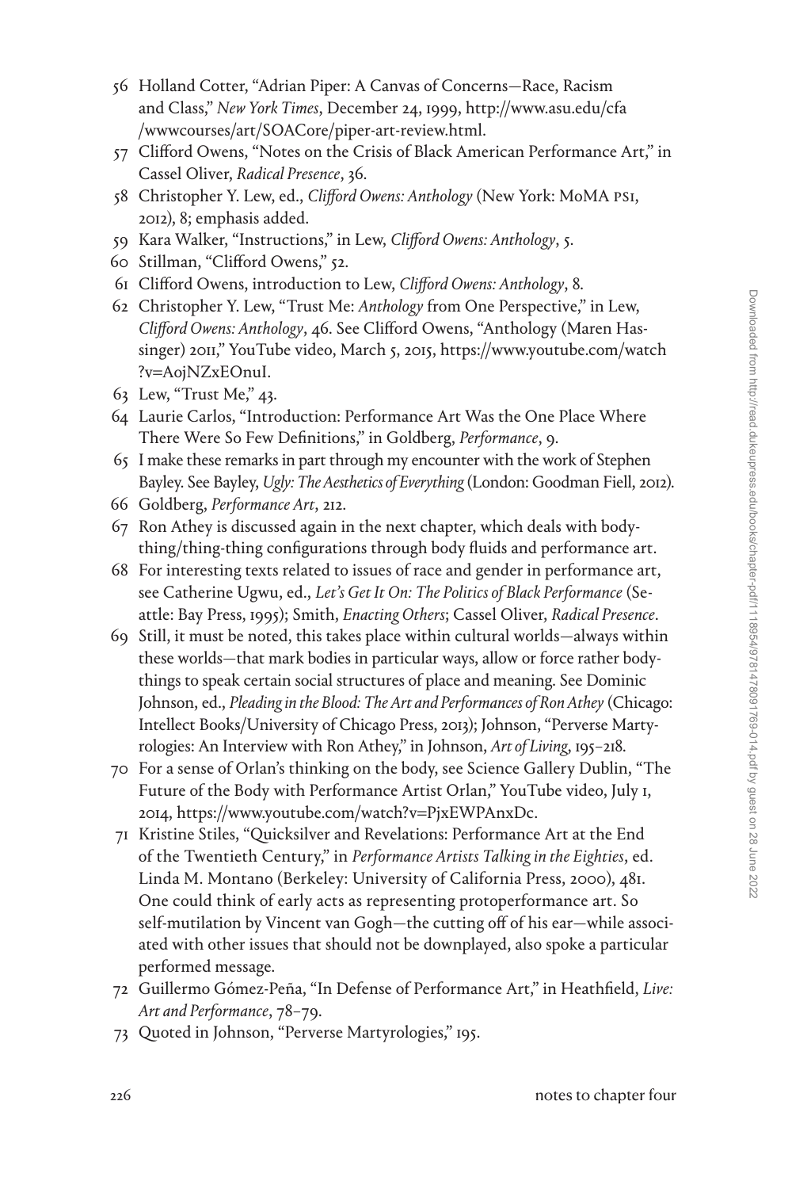56 Holland Cotter, "Adrian Piper: A Canvas of Concerns—Race, Racism and Class," *New York Times*, December 24, 1999, http://www.asu.edu/cfa/wwwcourses/art/SOACore/piper-art-review.html.

57 Clifford Owens, "Notes on the Crisis of Black American Performance Art," in Cassel Oliver, *Radical Presence*, 36.

58 Christopher Y. Lew, ed., *Clifford Owens: Anthology* (New York: MoMA PS1, 2012), 8; emphasis added.

59 Kara Walker, "Instructions," in Lew, *Clifford Owens: Anthology*, 5.

60 Stillman, "Clifford Owens," 52.

61 Clifford Owens, introduction to Lew, *Clifford Owens: Anthology*, 8.

62 Christopher Y. Lew, "Trust Me: *Anthology* from One Perspective," in Lew, *Clifford Owens: Anthology*, 46. See Clifford Owens, "Anthology (Maren Hassinger) 2011," YouTube video, March 5, 2015, https://www.youtube.com/watch?v=AojNZxEOnuI.

63 Lew, "Trust Me," 43.

64 Laurie Carlos, "Introduction: Performance Art Was the One Place Where There Were So Few Definitions," in Goldberg, *Performance*, 9.

65 I make these remarks in part through my encounter with the work of Stephen Bayley. See Bayley, *Ugly: The Aesthetics of Everything* (London: Goodman Fiell, 2012).

66 Goldberg, *Performance Art*, 212.

67 Ron Athey is discussed again in the next chapter, which deals with body-thing/thing-thing configurations through body fluids and performance art.

68 For interesting texts related to issues of race and gender in performance art, see Catherine Ugwu, ed., *Let's Get It On: The Politics of Black Performance* (Seattle: Bay Press, 1995); Smith, *Enacting Others*; Cassel Oliver, *Radical Presence*.

69 Still, it must be noted, this takes place within cultural worlds—always within these worlds—that mark bodies in particular ways, allow or force rather body-things to speak certain social structures of place and meaning. See Dominic Johnson, ed., *Pleading in the Blood: The Art and Performances of Ron Athey* (Chicago: Intellect Books/University of Chicago Press, 2013); Johnson, "Perverse Martyrologies: An Interview with Ron Athey," in Johnson, *Art of Living*, 195–218.

70 For a sense of Orlan's thinking on the body, see Science Gallery Dublin, "The Future of the Body with Performance Artist Orlan," YouTube video, July 1, 2014, https://www.youtube.com/watch?v=PjxEWPAnxDc.

71 Kristine Stiles, "Quicksilver and Revelations: Performance Art at the End of the Twentieth Century," in *Performance Artists Talking in the Eighties*, ed. Linda M. Montano (Berkeley: University of California Press, 2000), 481. One could think of early acts as representing protoperformance art. So self-mutilation by Vincent van Gogh—the cutting off of his ear—while associated with other issues that should not be downplayed, also spoke a particular performed message.

72 Guillermo Gómez-Peña, "In Defense of Performance Art," in Heathfield, *Live: Art and Performance*, 78–79.

73 Quoted in Johnson, "Perverse Martyrologies," 195.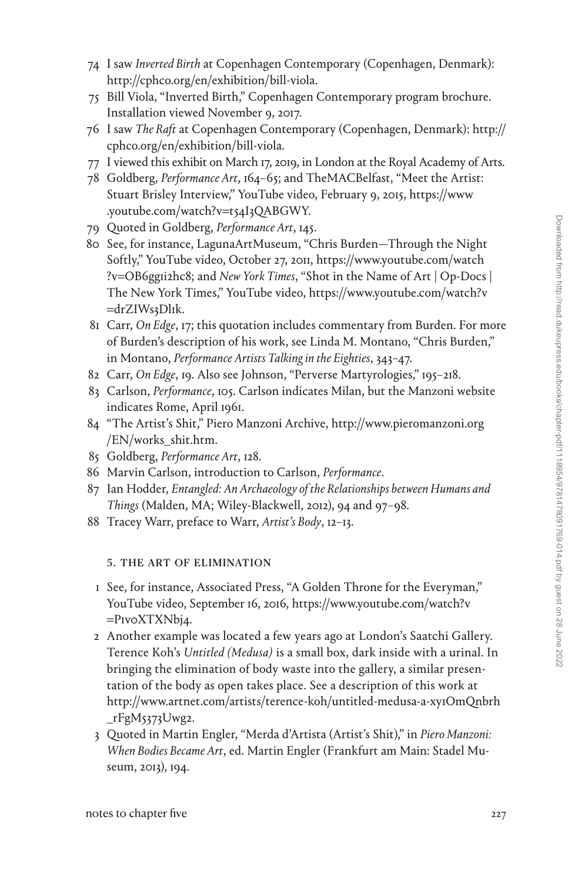74 I saw *Inverted Birth* at Copenhagen Contemporary (Copenhagen, Denmark): http://cphco.org/en/exhibition/bill-viola.

75 Bill Viola, "Inverted Birth," Copenhagen Contemporary program brochure. Installation viewed November 9, 2017.

76 I saw *The Raft* at Copenhagen Contemporary (Copenhagen, Denmark): http://cphco.org/en/exhibition/bill-viola.

77 I viewed this exhibit on March 17, 2019, in London at the Royal Academy of Arts.

78 Goldberg, *Performance Art*, 164–65; and TheMACBelfast, "Meet the Artist: Stuart Brisley Interview," YouTube video, February 9, 2015, https://www.youtube.com/watch?v=t54I3QABGWY.

79 Quoted in Goldberg, *Performance Art*, 145.

80 See, for instance, LagunaArtMuseum, "Chris Burden—Through the Night Softly," YouTube video, October 27, 2011, https://www.youtube.com/watch?v=OB6gg1i2hc8; and *New York Times*, "Shot in the Name of Art | Op-Docs | The New York Times," YouTube video, https://www.youtube.com/watch?v=drZIWs3Dl1k.

81 Carr, *On Edge*, 17; this quotation includes commentary from Burden. For more of Burden's description of his work, see Linda M. Montano, "Chris Burden," in Montano, *Performance Artists Talking in the Eighties*, 343–47.

82 Carr, *On Edge*, 19. Also see Johnson, "Perverse Martyrologies," 195–218.

83 Carlson, *Performance*, 105. Carlson indicates Milan, but the Manzoni website indicates Rome, April 1961.

84 "The Artist's Shit," Piero Manzoni Archive, http://www.pieromanzoni.org/EN/works_shit.htm.

85 Goldberg, *Performance Art*, 128.

86 Marvin Carlson, introduction to Carlson, *Performance*.

87 Ian Hodder, *Entangled: An Archaeology of the Relationships between Humans and Things* (Malden, MA; Wiley-Blackwell, 2012), 94 and 97–98.

88 Tracey Warr, preface to Warr, *Artist's Body*, 12–13.

## 5. The Art of Elimination

1 See, for instance, Associated Press, "A Golden Throne for the Everyman," YouTube video, September 16, 2016, https://www.youtube.com/watch?v=P1voXTXNbj4.

2 Another example was located a few years ago at London's Saatchi Gallery. Terence Koh's *Untitled (Medusa)* is a small box, dark inside with a urinal. In bringing the elimination of body waste into the gallery, a similar presentation of the body as open takes place. See a description of this work at http://www.artnet.com/artists/terence-koh/untitled-medusa-a-xy1OmQnbrh_rFgM5373Uwg2.

3 Quoted in Martin Engler, "Merda d'Artista (Artist's Shit)," in *Piero Manzoni: When Bodies Became Art*, ed. Martin Engler (Frankfurt am Main: Stadel Museum, 2013), 194.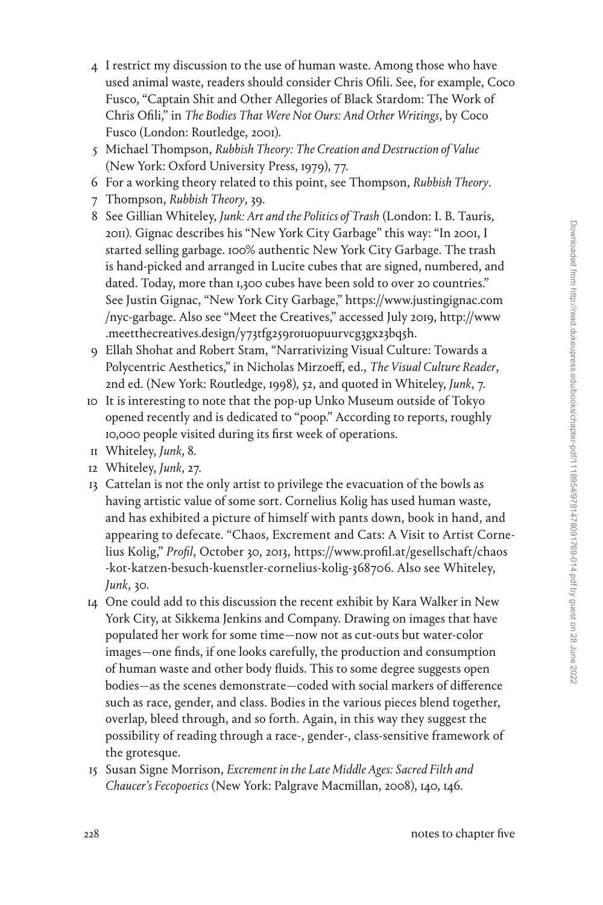4 I restrict my discussion to the use of human waste. Among those who have used animal waste, readers should consider Chris Ofili. See, for example, Coco Fusco, "Captain Shit and Other Allegories of Black Stardom: The Work of Chris Ofili," in *The Bodies That Were Not Ours: And Other Writings*, by Coco Fusco (London: Routledge, 2001).

5 Michael Thompson, *Rubbish Theory: The Creation and Destruction of Value* (New York: Oxford University Press, 1979), 77.

6 For a working theory related to this point, see Thompson, *Rubbish Theory*.

7 Thompson, *Rubbish Theory*, 39.

8 See Gillian Whiteley, *Junk: Art and the Politics of Trash* (London: I. B. Tauris, 2011). Gignac describes his "New York City Garbage" this way: "In 2001, I started selling garbage. 100% authentic New York City Garbage. The trash is hand-picked and arranged in Lucite cubes that are signed, numbered, and dated. Today, more than 1,300 cubes have been sold to over 20 countries." See Justin Gignac, "New York City Garbage," https://www.justingignac.com/nyc-garbage. Also see "Meet the Creatives," accessed July 2019, http://www.meetthecreatives.design/y73tfg259r01uopuurvcg3gx23bq5h.

9 Ellah Shohat and Robert Stam, "Narrativizing Visual Culture: Towards a Polycentric Aesthetics," in Nicholas Mirzoeff, ed., *The Visual Culture Reader*, 2nd ed. (New York: Routledge, 1998), 52, and quoted in Whiteley, *Junk*, 7.

10 It is interesting to note that the pop-up Unko Museum outside of Tokyo opened recently and is dedicated to "poop." According to reports, roughly 10,000 people visited during its first week of operations.

11 Whiteley, *Junk*, 8.

12 Whiteley, *Junk*, 27.

13 Cattelan is not the only artist to privilege the evacuation of the bowls as having artistic value of some sort. Cornelius Kolig has used human waste, and has exhibited a picture of himself with pants down, book in hand, and appearing to defecate. "Chaos, Excrement and Cats: A Visit to Artist Cornelius Kolig," *Profil*, October 30, 2013, https://www.profil.at/gesellschaft/chaos-kot-katzen-besuch-kuenstler-cornelius-kolig-368706. Also see Whiteley, *Junk*, 30.

14 One could add to this discussion the recent exhibit by Kara Walker in New York City, at Sikkema Jenkins and Company. Drawing on images that have populated her work for some time—now not as cut-outs but water-color images—one finds, if one looks carefully, the production and consumption of human waste and other body fluids. This to some degree suggests open bodies—as the scenes demonstrate—coded with social markers of difference such as race, gender, and class. Bodies in the various pieces blend together, overlap, bleed through, and so forth. Again, in this way they suggest the possibility of reading through a race-, gender-, class-sensitive framework of the grotesque.

15 Susan Signe Morrison, *Excrement in the Late Middle Ages: Sacred Filth and Chaucer's Fecopoetics* (New York: Palgrave Macmillan, 2008), 140, 146.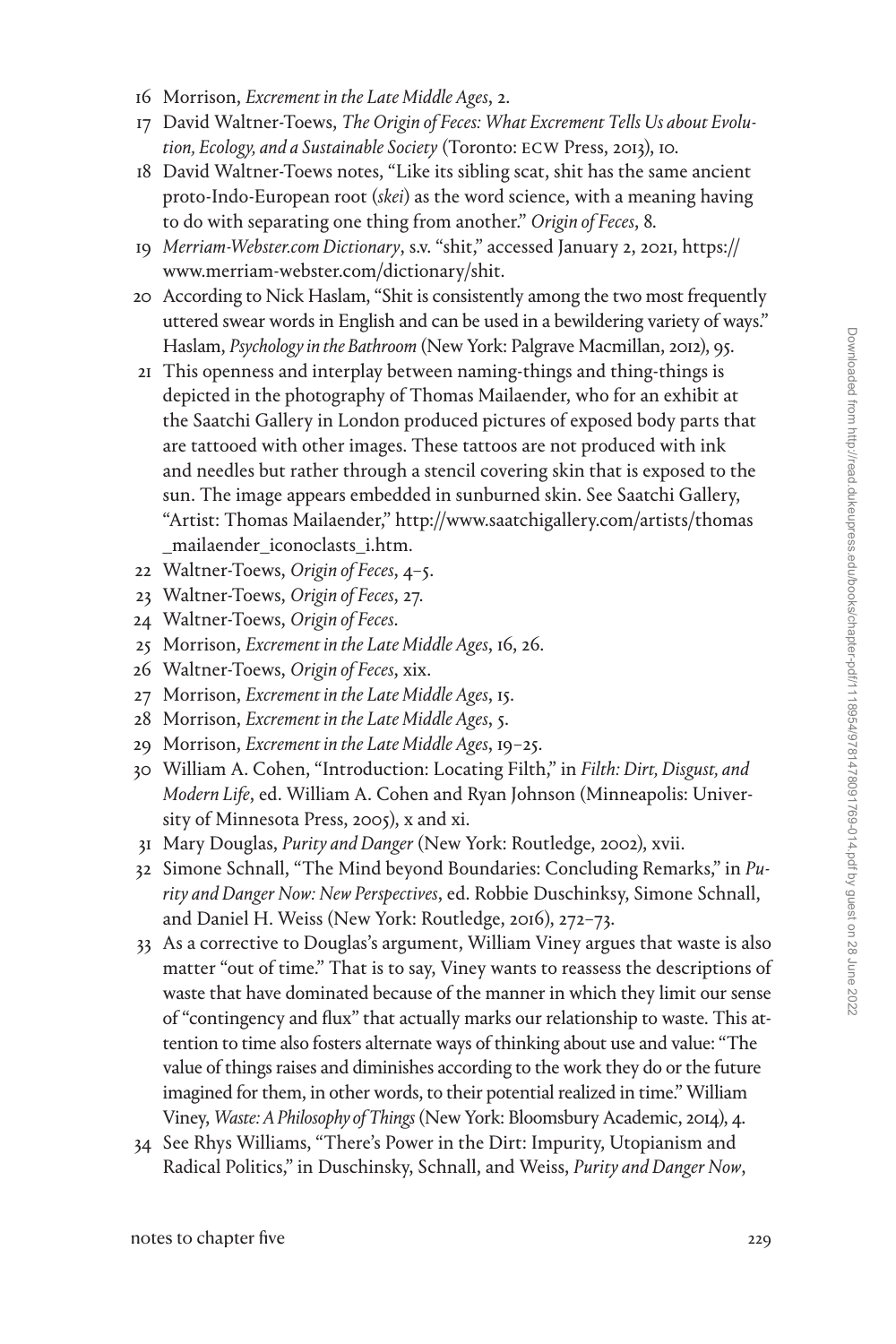16 Morrison, *Excrement in the Late Middle Ages*, 2.

17 David Waltner-Toews, *The Origin of Feces: What Excrement Tells Us about Evolution, Ecology, and a Sustainable Society* (Toronto: ECW Press, 2013), 10.

18 David Waltner-Toews notes, "Like its sibling scat, shit has the same ancient proto-Indo-European root (*skei*) as the word science, with a meaning having to do with separating one thing from another." *Origin of Feces*, 8.

19 *Merriam-Webster.com Dictionary*, s.v. "shit," accessed January 2, 2021, https://www.merriam-webster.com/dictionary/shit.

20 According to Nick Haslam, "Shit is consistently among the two most frequently uttered swear words in English and can be used in a bewildering variety of ways." Haslam, *Psychology in the Bathroom* (New York: Palgrave Macmillan, 2012), 95.

21 This openness and interplay between naming-things and thing-things is depicted in the photography of Thomas Mailaender, who for an exhibit at the Saatchi Gallery in London produced pictures of exposed body parts that are tattooed with other images. These tattoos are not produced with ink and needles but rather through a stencil covering skin that is exposed to the sun. The image appears embedded in sunburned skin. See Saatchi Gallery, "Artist: Thomas Mailaender," http://www.saatchigallery.com/artists/thomas_mailaender_iconoclasts_i.htm.

22 Waltner-Toews, *Origin of Feces*, 4–5.

23 Waltner-Toews, *Origin of Feces*, 27.

24 Waltner-Toews, *Origin of Feces*.

25 Morrison, *Excrement in the Late Middle Ages*, 16, 26.

26 Waltner-Toews, *Origin of Feces*, xix.

27 Morrison, *Excrement in the Late Middle Ages*, 15.

28 Morrison, *Excrement in the Late Middle Ages*, 5.

29 Morrison, *Excrement in the Late Middle Ages*, 19–25.

30 William A. Cohen, "Introduction: Locating Filth," in *Filth: Dirt, Disgust, and Modern Life*, ed. William A. Cohen and Ryan Johnson (Minneapolis: University of Minnesota Press, 2005), x and xi.

31 Mary Douglas, *Purity and Danger* (New York: Routledge, 2002), xvii.

32 Simone Schnall, "The Mind beyond Boundaries: Concluding Remarks," in *Purity and Danger Now: New Perspectives*, ed. Robbie Duschinksy, Simone Schnall, and Daniel H. Weiss (New York: Routledge, 2016), 272–73.

33 As a corrective to Douglas's argument, William Viney argues that waste is also matter "out of time." That is to say, Viney wants to reassess the descriptions of waste that have dominated because of the manner in which they limit our sense of "contingency and flux" that actually marks our relationship to waste. This attention to time also fosters alternate ways of thinking about use and value: "The value of things raises and diminishes according to the work they do or the future imagined for them, in other words, to their potential realized in time." William Viney, *Waste: A Philosophy of Things* (New York: Bloomsbury Academic, 2014), 4.

34 See Rhys Williams, "There's Power in the Dirt: Impurity, Utopianism and Radical Politics," in Duschinsky, Schnall, and Weiss, *Purity and Danger Now*,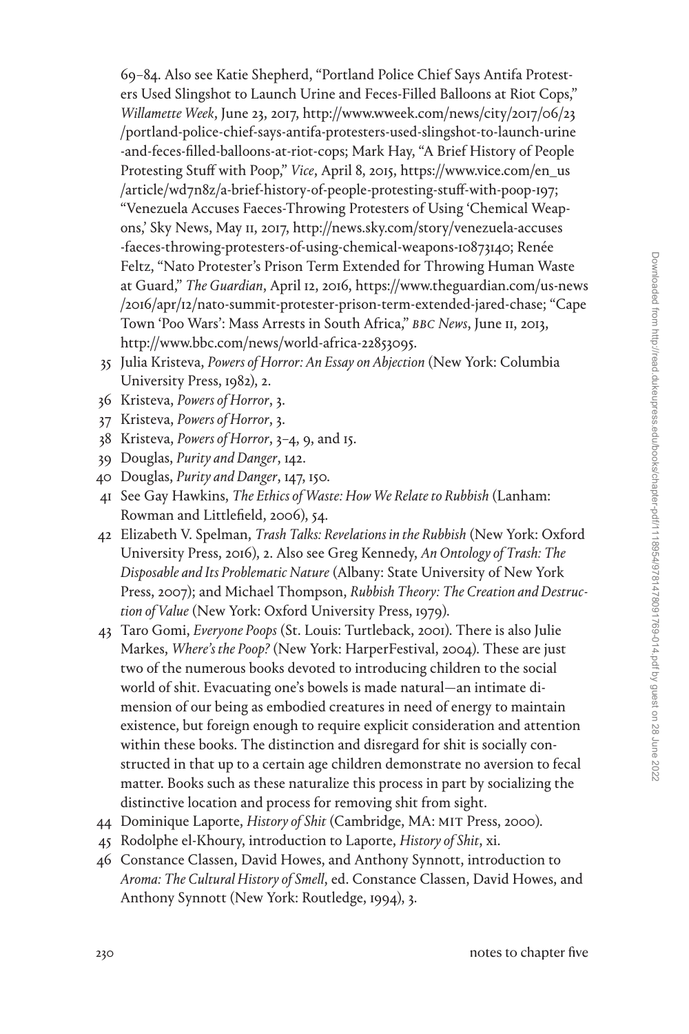69–84. Also see Katie Shepherd, "Portland Police Chief Says Antifa Protesters Used Slingshot to Launch Urine and Feces-Filled Balloons at Riot Cops," *Willamette Week*, June 23, 2017, http://www.wweek.com/news/city/2017/06/23/portland-police-chief-says-antifa-protesters-used-slingshot-to-launch-urine-and-feces-filled-balloons-at-riot-cops; Mark Hay, "A Brief History of People Protesting Stuff with Poop," *Vice*, April 8, 2015, https://www.vice.com/en_us/article/wd7n8z/a-brief-history-of-people-protesting-stuff-with-poop-197; "Venezuela Accuses Faeces-Throwing Protesters of Using 'Chemical Weapons,' Sky News, May 11, 2017, http://news.sky.com/story/venezuela-accuses-faeces-throwing-protesters-of-using-chemical-weapons-10873140; Renée Feltz, "Nato Protester's Prison Term Extended for Throwing Human Waste at Guard," *The Guardian*, April 12, 2016, https://www.theguardian.com/us-news/2016/apr/12/nato-summit-protester-prison-term-extended-jared-chase; "Cape Town 'Poo Wars': Mass Arrests in South Africa," *BBC News*, June 11, 2013, http://www.bbc.com/news/world-africa-22853095.

35 Julia Kristeva, *Powers of Horror: An Essay on Abjection* (New York: Columbia University Press, 1982), 2.

36 Kristeva, *Powers of Horror*, 3.

37 Kristeva, *Powers of Horror*, 3.

38 Kristeva, *Powers of Horror*, 3–4, 9, and 15.

39 Douglas, *Purity and Danger*, 142.

40 Douglas, *Purity and Danger*, 147, 150.

41 See Gay Hawkins, *The Ethics of Waste: How We Relate to Rubbish* (Lanham: Rowman and Littlefield, 2006), 54.

42 Elizabeth V. Spelman, *Trash Talks: Revelations in the Rubbish* (New York: Oxford University Press, 2016), 2. Also see Greg Kennedy, *An Ontology of Trash: The Disposable and Its Problematic Nature* (Albany: State University of New York Press, 2007); and Michael Thompson, *Rubbish Theory: The Creation and Destruction of Value* (New York: Oxford University Press, 1979).

43 Taro Gomi, *Everyone Poops* (St. Louis: Turtleback, 2001). There is also Julie Markes, *Where's the Poop?* (New York: HarperFestival, 2004). These are just two of the numerous books devoted to introducing children to the social world of shit. Evacuating one's bowels is made natural—an intimate dimension of our being as embodied creatures in need of energy to maintain existence, but foreign enough to require explicit consideration and attention within these books. The distinction and disregard for shit is socially constructed in that up to a certain age children demonstrate no aversion to fecal matter. Books such as these naturalize this process in part by socializing the distinctive location and process for removing shit from sight.

44 Dominique Laporte, *History of Shit* (Cambridge, MA: MIT Press, 2000).

45 Rodolphe el-Khoury, introduction to Laporte, *History of Shit*, xi.

46 Constance Classen, David Howes, and Anthony Synnott, introduction to *Aroma: The Cultural History of Smell*, ed. Constance Classen, David Howes, and Anthony Synnott (New York: Routledge, 1994), 3.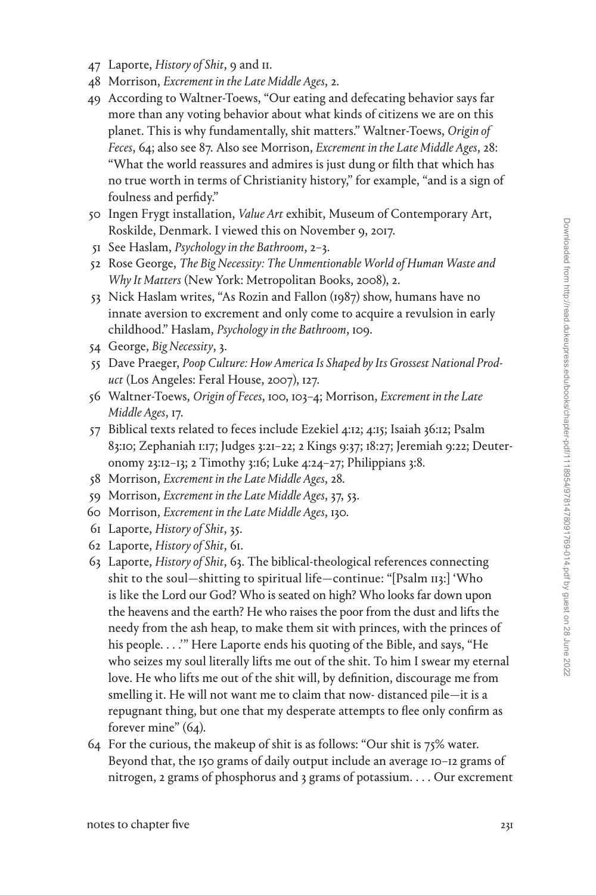47 Laporte, *History of Shit*, 9 and 11.

48 Morrison, *Excrement in the Late Middle Ages*, 2.

49 According to Waltner-Toews, "Our eating and defecating behavior says far more than any voting behavior about what kinds of citizens we are on this planet. This is why fundamentally, shit matters." Waltner-Toews, *Origin of Feces*, 64; also see 87. Also see Morrison, *Excrement in the Late Middle Ages*, 28: "What the world reassures and admires is just dung or filth that which has no true worth in terms of Christianity history," for example, "and is a sign of foulness and perfidy."

50 Ingen Frygt installation, *Value Art* exhibit, Museum of Contemporary Art, Roskilde, Denmark. I viewed this on November 9, 2017.

51 See Haslam, *Psychology in the Bathroom*, 2–3.

52 Rose George, *The Big Necessity: The Unmentionable World of Human Waste and Why It Matters* (New York: Metropolitan Books, 2008), 2.

53 Nick Haslam writes, "As Rozin and Fallon (1987) show, humans have no innate aversion to excrement and only come to acquire a revulsion in early childhood." Haslam, *Psychology in the Bathroom*, 109.

54 George, *Big Necessity*, 3.

55 Dave Praeger, *Poop Culture: How America Is Shaped by Its Grossest National Product* (Los Angeles: Feral House, 2007), 127.

56 Waltner-Toews, *Origin of Feces*, 100, 103–4; Morrison, *Excrement in the Late Middle Ages*, 17.

57 Biblical texts related to feces include Ezekiel 4:12; 4:15; Isaiah 36:12; Psalm 83:10; Zephaniah 1:17; Judges 3:21–22; 2 Kings 9:37; 18:27; Jeremiah 9:22; Deuteronomy 23:12–13; 2 Timothy 3:16; Luke 4:24–27; Philippians 3:8.

58 Morrison, *Excrement in the Late Middle Ages*, 28.

59 Morrison, *Excrement in the Late Middle Ages*, 37, 53.

60 Morrison, *Excrement in the Late Middle Ages*, 130.

61 Laporte, *History of Shit*, 35.

62 Laporte, *History of Shit*, 61.

63 Laporte, *History of Shit*, 63. The biblical-theological references connecting shit to the soul—shitting to spiritual life—continue: "[Psalm 113:] 'Who is like the Lord our God? Who is seated on high? Who looks far down upon the heavens and the earth? He who raises the poor from the dust and lifts the needy from the ash heap, to make them sit with princes, with the princes of his people. . . .'" Here Laporte ends his quoting of the Bible, and says, "He who seizes my soul literally lifts me out of the shit. To him I swear my eternal love. He who lifts me out of the shit will, by definition, discourage me from smelling it. He will not want me to claim that now- distanced pile—it is a repugnant thing, but one that my desperate attempts to flee only confirm as forever mine" (64).

64 For the curious, the makeup of shit is as follows: "Our shit is 75% water. Beyond that, the 150 grams of daily output include an average 10–12 grams of nitrogen, 2 grams of phosphorus and 3 grams of potassium. . . . Our excrement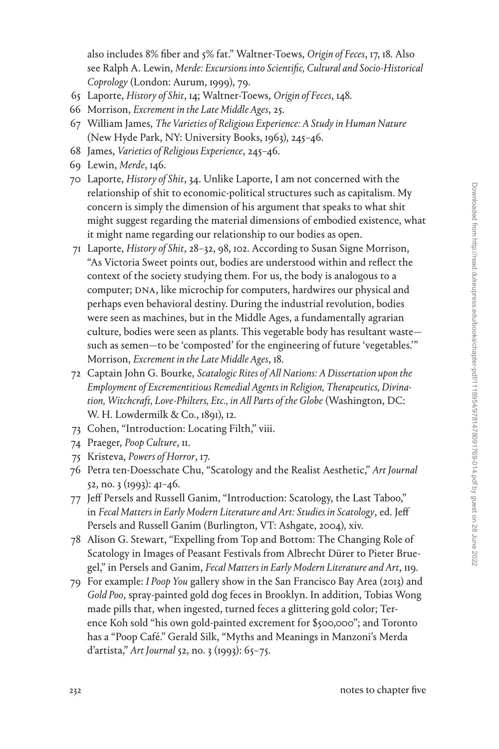also includes 8% fiber and 5% fat." Waltner-Toews, *Origin of Feces*, 17, 18. Also see Ralph A. Lewin, *Merde: Excursions into Scientific, Cultural and Socio-Historical Coprology* (London: Aurum, 1999), 79.

65 Laporte, *History of Shit*, 14; Waltner-Toews, *Origin of Feces*, 148.

66 Morrison, *Excrement in the Late Middle Ages*, 25.

67 William James, *The Varieties of Religious Experience: A Study in Human Nature* (New Hyde Park, NY: University Books, 1963), 245–46.

68 James, *Varieties of Religious Experience*, 245–46.

69 Lewin, *Merde*, 146.

70 Laporte, *History of Shit*, 34. Unlike Laporte, I am not concerned with the relationship of shit to economic-political structures such as capitalism. My concern is simply the dimension of his argument that speaks to what shit might suggest regarding the material dimensions of embodied existence, what it might name regarding our relationship to our bodies as open.

71 Laporte, *History of Shit*, 28–32, 98, 102. According to Susan Signe Morrison, "As Victoria Sweet points out, bodies are understood within and reflect the context of the society studying them. For us, the body is analogous to a computer; DNA, like microchip for computers, hardwires our physical and perhaps even behavioral destiny. During the industrial revolution, bodies were seen as machines, but in the Middle Ages, a fundamentally agrarian culture, bodies were seen as plants. This vegetable body has resultant waste—such as semen—to be 'composted' for the engineering of future 'vegetables.'" Morrison, *Excrement in the Late Middle Ages*, 18.

72 Captain John G. Bourke, *Scatalogic Rites of All Nations: A Dissertation upon the Employment of Excrementitious Remedial Agents in Religion, Therapeutics, Divination, Witchcraft, Love-Philters, Etc., in All Parts of the Globe* (Washington, DC: W. H. Lowdermilk & Co., 1891), 12.

73 Cohen, "Introduction: Locating Filth," viii.

74 Praeger, *Poop Culture*, 11.

75 Kristeva, *Powers of Horror*, 17.

76 Petra ten-Doesschate Chu, "Scatology and the Realist Aesthetic," *Art Journal* 52, no. 3 (1993): 41–46.

77 Jeff Persels and Russell Ganim, "Introduction: Scatology, the Last Taboo," in *Fecal Matters in Early Modern Literature and Art: Studies in Scatology*, ed. Jeff Persels and Russell Ganim (Burlington, VT: Ashgate, 2004), xiv.

78 Alison G. Stewart, "Expelling from Top and Bottom: The Changing Role of Scatology in Images of Peasant Festivals from Albrecht Dürer to Pieter Bruegel," in Persels and Ganim, *Fecal Matters in Early Modern Literature and Art*, 119.

79 For example: *I Poop You* gallery show in the San Francisco Bay Area (2013) and *Gold Poo*, spray-painted gold dog feces in Brooklyn. In addition, Tobias Wong made pills that, when ingested, turned feces a glittering gold color; Terence Koh sold "his own gold-painted excrement for $500,000"; and Toronto has a "Poop Café." Gerald Silk, "Myths and Meanings in Manzoni's Merda d'artista," *Art Journal* 52, no. 3 (1993): 65–75.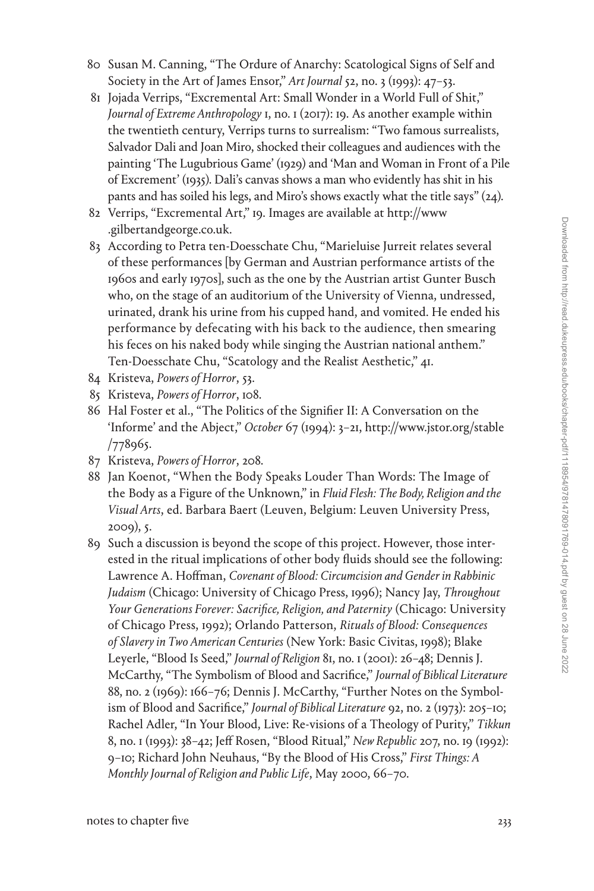80 Susan M. Canning, "The Ordure of Anarchy: Scatological Signs of Self and Society in the Art of James Ensor," *Art Journal* 52, no. 3 (1993): 47–53.

81 Jojada Verrips, "Excremental Art: Small Wonder in a World Full of Shit," *Journal of Extreme Anthropology* 1, no. 1 (2017): 19. As another example within the twentieth century, Verrips turns to surrealism: "Two famous surrealists, Salvador Dali and Joan Miro, shocked their colleagues and audiences with the painting 'The Lugubrious Game' (1929) and 'Man and Woman in Front of a Pile of Excrement' (1935). Dali's canvas shows a man who evidently has shit in his pants and has soiled his legs, and Miro's shows exactly what the title says" (24).

82 Verrips, "Excremental Art," 19. Images are available at http://www.gilbertandgeorge.co.uk.

83 According to Petra ten-Doesschate Chu, "Marieluise Jurreit relates several of these performances [by German and Austrian performance artists of the 1960s and early 1970s], such as the one by the Austrian artist Gunter Busch who, on the stage of an auditorium of the University of Vienna, undressed, urinated, drank his urine from his cupped hand, and vomited. He ended his performance by defecating with his back to the audience, then smearing his feces on his naked body while singing the Austrian national anthem." Ten-Doesschate Chu, "Scatology and the Realist Aesthetic," 41.

84 Kristeva, *Powers of Horror*, 53.

85 Kristeva, *Powers of Horror*, 108.

86 Hal Foster et al., "The Politics of the Signifier II: A Conversation on the 'Informe' and the Abject," *October* 67 (1994): 3–21, http://www.jstor.org/stable/778965.

87 Kristeva, *Powers of Horror*, 208.

88 Jan Koenot, "When the Body Speaks Louder Than Words: The Image of the Body as a Figure of the Unknown," in *Fluid Flesh: The Body, Religion and the Visual Arts*, ed. Barbara Baert (Leuven, Belgium: Leuven University Press, 2009), 5.

89 Such a discussion is beyond the scope of this project. However, those interested in the ritual implications of other body fluids should see the following: Lawrence A. Hoffman, *Covenant of Blood: Circumcision and Gender in Rabbinic Judaism* (Chicago: University of Chicago Press, 1996); Nancy Jay, *Throughout Your Generations Forever: Sacrifice, Religion, and Paternity* (Chicago: University of Chicago Press, 1992); Orlando Patterson, *Rituals of Blood: Consequences of Slavery in Two American Centuries* (New York: Basic Civitas, 1998); Blake Leyerle, "Blood Is Seed," *Journal of Religion* 81, no. 1 (2001): 26–48; Dennis J. McCarthy, "The Symbolism of Blood and Sacrifice," *Journal of Biblical Literature* 88, no. 2 (1969): 166–76; Dennis J. McCarthy, "Further Notes on the Symbolism of Blood and Sacrifice," *Journal of Biblical Literature* 92, no. 2 (1973): 205–10; Rachel Adler, "In Your Blood, Live: Re-visions of a Theology of Purity," *Tikkun* 8, no. 1 (1993): 38–42; Jeff Rosen, "Blood Ritual," *New Republic* 207, no. 19 (1992): 9–10; Richard John Neuhaus, "By the Blood of His Cross," *First Things: A Monthly Journal of Religion and Public Life*, May 2000, 66–70.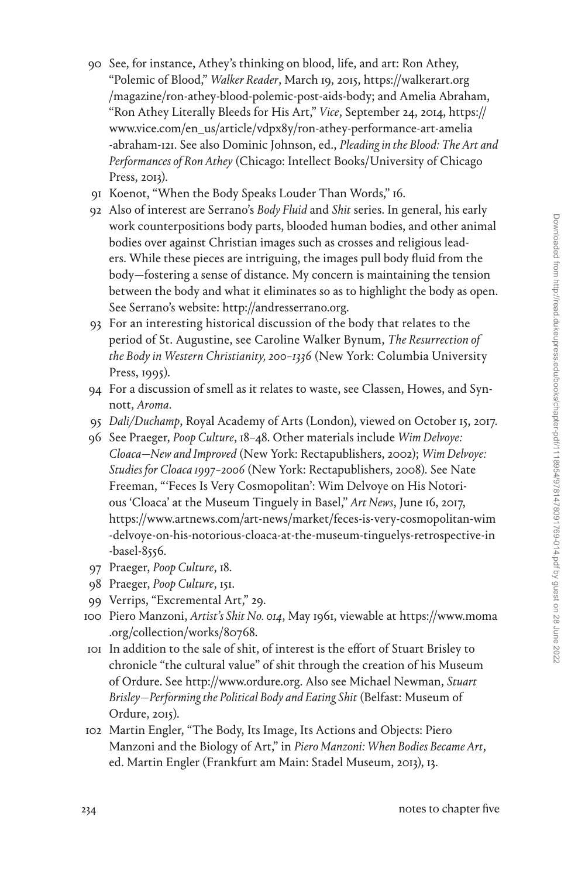90 See, for instance, Athey's thinking on blood, life, and art: Ron Athey, "Polemic of Blood," *Walker Reader*, March 19, 2015, https://walkerart.org/magazine/ron-athey-blood-polemic-post-aids-body; and Amelia Abraham, "Ron Athey Literally Bleeds for His Art," *Vice*, September 24, 2014, https://www.vice.com/en_us/article/vdpx8y/ron-athey-performance-art-amelia-abraham-121. See also Dominic Johnson, ed., *Pleading in the Blood: The Art and Performances of Ron Athey* (Chicago: Intellect Books/University of Chicago Press, 2013).

91 Koenot, "When the Body Speaks Louder Than Words," 16.

92 Also of interest are Serrano's *Body Fluid* and *Shit* series. In general, his early work counterpositions body parts, blooded human bodies, and other animal bodies over against Christian images such as crosses and religious leaders. While these pieces are intriguing, the images pull body fluid from the body—fostering a sense of distance. My concern is maintaining the tension between the body and what it eliminates so as to highlight the body as open. See Serrano's website: http://andresserrano.org.

93 For an interesting historical discussion of the body that relates to the period of St. Augustine, see Caroline Walker Bynum, *The Resurrection of the Body in Western Christianity, 200–1336* (New York: Columbia University Press, 1995).

94 For a discussion of smell as it relates to waste, see Classen, Howes, and Synnott, *Aroma*.

95 *Dali/Duchamp*, Royal Academy of Arts (London), viewed on October 15, 2017.

96 See Praeger, *Poop Culture*, 18–48. Other materials include *Wim Delvoye: Cloaca—New and Improved* (New York: Rectapublishers, 2002); *Wim Delvoye: Studies for Cloaca 1997–2006* (New York: Rectapublishers, 2008). See Nate Freeman, "'Feces Is Very Cosmopolitan': Wim Delvoye on His Notorious 'Cloaca' at the Museum Tinguely in Basel," *Art News*, June 16, 2017, https://www.artnews.com/art-news/market/feces-is-very-cosmopolitan-wim-delvoye-on-his-notorious-cloaca-at-the-museum-tinguelys-retrospective-in-basel-8556.

97 Praeger, *Poop Culture*, 18.

98 Praeger, *Poop Culture*, 151.

99 Verrips, "Excremental Art," 29.

100 Piero Manzoni, *Artist's Shit No. 014*, May 1961, viewable at https://www.moma.org/collection/works/80768.

101 In addition to the sale of shit, of interest is the effort of Stuart Brisley to chronicle "the cultural value" of shit through the creation of his Museum of Ordure. See http://www.ordure.org. Also see Michael Newman, *Stuart Brisley—Performing the Political Body and Eating Shit* (Belfast: Museum of Ordure, 2015).

102 Martin Engler, "The Body, Its Image, Its Actions and Objects: Piero Manzoni and the Biology of Art," in *Piero Manzoni: When Bodies Became Art*, ed. Martin Engler (Frankfurt am Main: Stadel Museum, 2013), 13.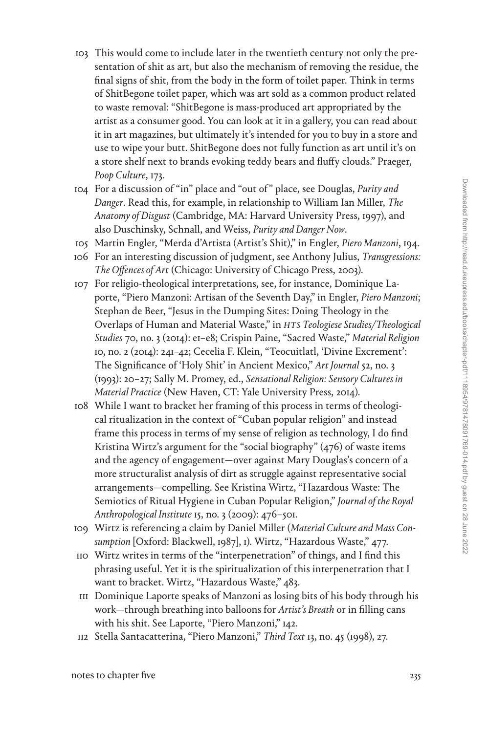103 This would come to include later in the twentieth century not only the presentation of shit as art, but also the mechanism of removing the residue, the final signs of shit, from the body in the form of toilet paper. Think in terms of ShitBegone toilet paper, which was art sold as a common product related to waste removal: "ShitBegone is mass-produced art appropriated by the artist as a consumer good. You can look at it in a gallery, you can read about it in art magazines, but ultimately it's intended for you to buy in a store and use to wipe your butt. ShitBegone does not fully function as art until it's on a store shelf next to brands evoking teddy bears and fluffy clouds." Praeger, *Poop Culture*, 173.

104 For a discussion of "in" place and "out of" place, see Douglas, *Purity and Danger*. Read this, for example, in relationship to William Ian Miller, *The Anatomy of Disgust* (Cambridge, MA: Harvard University Press, 1997), and also Duschinsky, Schnall, and Weiss, *Purity and Danger Now*.

105 Martin Engler, "Merda d'Artista (Artist's Shit)," in Engler, *Piero Manzoni*, 194.

106 For an interesting discussion of judgment, see Anthony Julius, *Transgressions: The Offences of Art* (Chicago: University of Chicago Press, 2003).

107 For religio-theological interpretations, see, for instance, Dominique Laporte, "Piero Manzoni: Artisan of the Seventh Day," in Engler, *Piero Manzoni*; Stephan de Beer, "Jesus in the Dumping Sites: Doing Theology in the Overlaps of Human and Material Waste," in *HTS Teologiese Studies/Theological Studies* 70, no. 3 (2014): e1–e8; Crispin Paine, "Sacred Waste," *Material Religion* 10, no. 2 (2014): 241–42; Cecelia F. Klein, "Teocuitlatl, 'Divine Excrement': The Significance of 'Holy Shit' in Ancient Mexico," *Art Journal* 52, no. 3 (1993): 20–27; Sally M. Promey, ed., *Sensational Religion: Sensory Cultures in Material Practice* (New Haven, CT: Yale University Press, 2014).

108 While I want to bracket her framing of this process in terms of theological ritualization in the context of "Cuban popular religion" and instead frame this process in terms of my sense of religion as technology, I do find Kristina Wirtz's argument for the "social biography" (476) of waste items and the agency of engagement—over against Mary Douglas's concern of a more structuralist analysis of dirt as struggle against representative social arrangements—compelling. See Kristina Wirtz, "Hazardous Waste: The Semiotics of Ritual Hygiene in Cuban Popular Religion," *Journal of the Royal Anthropological Institute* 15, no. 3 (2009): 476–501.

109 Wirtz is referencing a claim by Daniel Miller (*Material Culture and Mass Consumption* [Oxford: Blackwell, 1987], 1). Wirtz, "Hazardous Waste," 477.

110 Wirtz writes in terms of the "interpenetration" of things, and I find this phrasing useful. Yet it is the spiritualization of this interpenetration that I want to bracket. Wirtz, "Hazardous Waste," 483.

111 Dominique Laporte speaks of Manzoni as losing bits of his body through his work—through breathing into balloons for *Artist's Breath* or in filling cans with his shit. See Laporte, "Piero Manzoni," 142.

112 Stella Santacatterina, "Piero Manzoni," *Third Text* 13, no. 45 (1998), 27.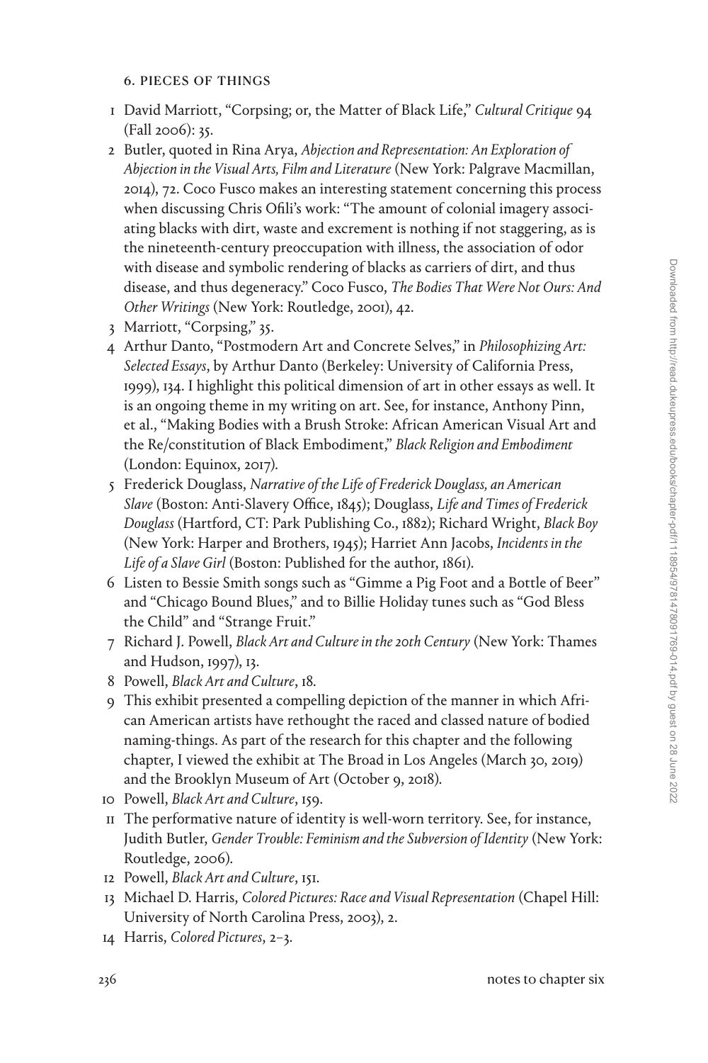## 6. PIECES OF THINGS

1. David Marriott, "Corpsing; or, the Matter of Black Life," *Cultural Critique* 94 (Fall 2006): 35.
2. Butler, quoted in Rina Arya, *Abjection and Representation: An Exploration of Abjection in the Visual Arts, Film and Literature* (New York: Palgrave Macmillan, 2014), 72. Coco Fusco makes an interesting statement concerning this process when discussing Chris Ofili's work: "The amount of colonial imagery associating blacks with dirt, waste and excrement is nothing if not staggering, as is the nineteenth-century preoccupation with illness, the association of odor with disease and symbolic rendering of blacks as carriers of dirt, and thus disease, and thus degeneracy." Coco Fusco, *The Bodies That Were Not Ours: And Other Writings* (New York: Routledge, 2001), 42.
3. Marriott, "Corpsing," 35.
4. Arthur Danto, "Postmodern Art and Concrete Selves," in *Philosophizing Art: Selected Essays*, by Arthur Danto (Berkeley: University of California Press, 1999), 134. I highlight this political dimension of art in other essays as well. It is an ongoing theme in my writing on art. See, for instance, Anthony Pinn, et al., "Making Bodies with a Brush Stroke: African American Visual Art and the Re/constitution of Black Embodiment," *Black Religion and Embodiment* (London: Equinox, 2017).
5. Frederick Douglass, *Narrative of the Life of Frederick Douglass, an American Slave* (Boston: Anti-Slavery Office, 1845); Douglass, *Life and Times of Frederick Douglass* (Hartford, CT: Park Publishing Co., 1882); Richard Wright, *Black Boy* (New York: Harper and Brothers, 1945); Harriet Ann Jacobs, *Incidents in the Life of a Slave Girl* (Boston: Published for the author, 1861).
6. Listen to Bessie Smith songs such as "Gimme a Pig Foot and a Bottle of Beer" and "Chicago Bound Blues," and to Billie Holiday tunes such as "God Bless the Child" and "Strange Fruit."
7. Richard J. Powell, *Black Art and Culture in the 20th Century* (New York: Thames and Hudson, 1997), 13.
8. Powell, *Black Art and Culture*, 18.
9. This exhibit presented a compelling depiction of the manner in which African American artists have rethought the raced and classed nature of bodied naming-things. As part of the research for this chapter and the following chapter, I viewed the exhibit at The Broad in Los Angeles (March 30, 2019) and the Brooklyn Museum of Art (October 9, 2018).
10. Powell, *Black Art and Culture*, 159.
11. The performative nature of identity is well-worn territory. See, for instance, Judith Butler, *Gender Trouble: Feminism and the Subversion of Identity* (New York: Routledge, 2006).
12. Powell, *Black Art and Culture*, 151.
13. Michael D. Harris, *Colored Pictures: Race and Visual Representation* (Chapel Hill: University of North Carolina Press, 2003), 2.
14. Harris, *Colored Pictures*, 2–3.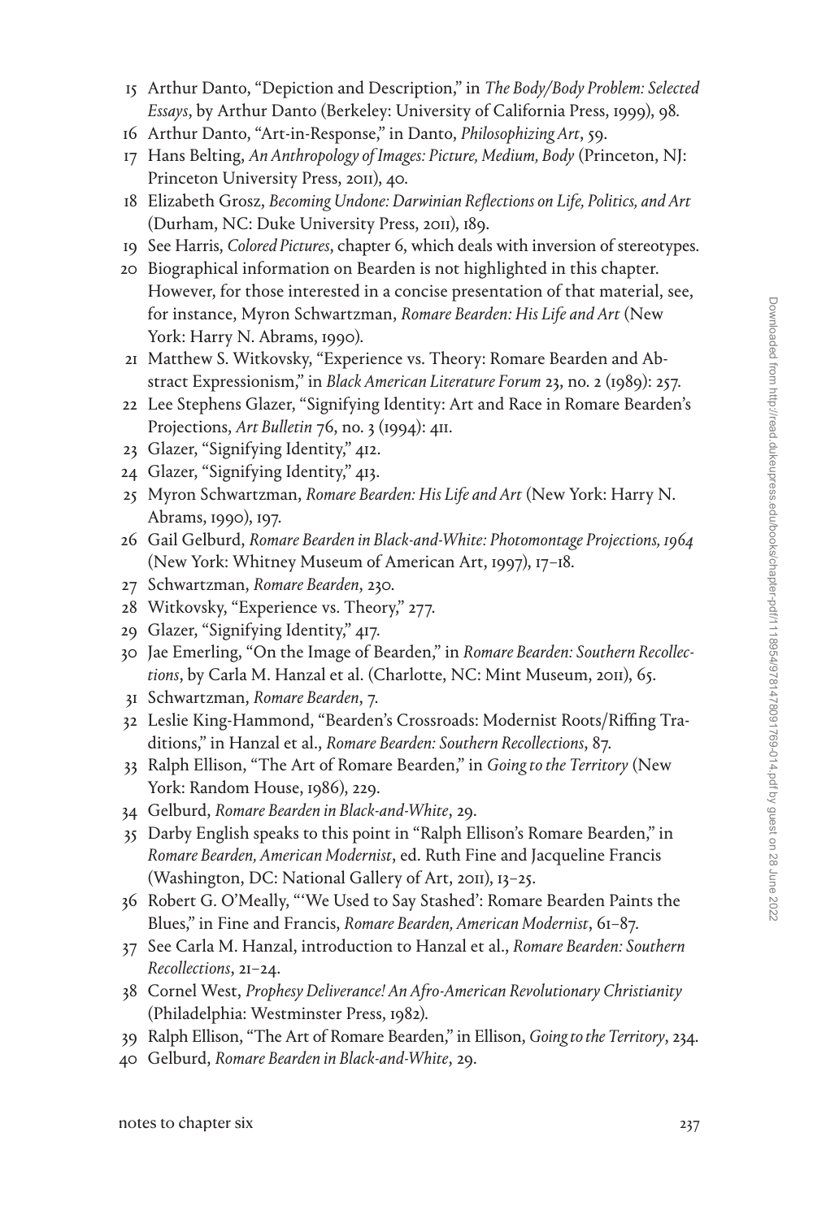15 Arthur Danto, “Depiction and Description,” in *The Body/Body Problem: Selected Essays*, by Arthur Danto (Berkeley: University of California Press, 1999), 98.

16 Arthur Danto, “Art-in-Response,” in Danto, *Philosophizing Art*, 59.

17 Hans Belting, *An Anthropology of Images: Picture, Medium, Body* (Princeton, NJ: Princeton University Press, 2011), 40.

18 Elizabeth Grosz, *Becoming Undone: Darwinian Reflections on Life, Politics, and Art* (Durham, NC: Duke University Press, 2011), 189.

19 See Harris, *Colored Pictures*, chapter 6, which deals with inversion of stereotypes.

20 Biographical information on Bearden is not highlighted in this chapter. However, for those interested in a concise presentation of that material, see, for instance, Myron Schwartzman, *Romare Bearden: His Life and Art* (New York: Harry N. Abrams, 1990).

21 Matthew S. Witkovsky, “Experience vs. Theory: Romare Bearden and Abstract Expressionism,” in *Black American Literature Forum* 23, no. 2 (1989): 257.

22 Lee Stephens Glazer, “Signifying Identity: Art and Race in Romare Bearden’s Projections, *Art Bulletin* 76, no. 3 (1994): 411.

23 Glazer, “Signifying Identity,” 412.

24 Glazer, “Signifying Identity,” 413.

25 Myron Schwartzman, *Romare Bearden: His Life and Art* (New York: Harry N. Abrams, 1990), 197.

26 Gail Gelburd, *Romare Bearden in Black-and-White: Photomontage Projections, 1964* (New York: Whitney Museum of American Art, 1997), 17–18.

27 Schwartzman, *Romare Bearden*, 230.

28 Witkovsky, “Experience vs. Theory,” 277.

29 Glazer, “Signifying Identity,” 417.

30 Jae Emerling, “On the Image of Bearden,” in *Romare Bearden: Southern Recollections*, by Carla M. Hanzal et al. (Charlotte, NC: Mint Museum, 2011), 65.

31 Schwartzman, *Romare Bearden*, 7.

32 Leslie King-Hammond, “Bearden’s Crossroads: Modernist Roots/Riffing Traditions,” in Hanzal et al., *Romare Bearden: Southern Recollections*, 87.

33 Ralph Ellison, “The Art of Romare Bearden,” in *Going to the Territory* (New York: Random House, 1986), 229.

34 Gelburd, *Romare Bearden in Black-and-White*, 29.

35 Darby English speaks to this point in “Ralph Ellison’s Romare Bearden,” in *Romare Bearden, American Modernist*, ed. Ruth Fine and Jacqueline Francis (Washington, DC: National Gallery of Art, 2011), 13–25.

36 Robert G. O’Meally, “‘We Used to Say Stashed’: Romare Bearden Paints the Blues,” in Fine and Francis, *Romare Bearden, American Modernist*, 61–87.

37 See Carla M. Hanzal, introduction to Hanzal et al., *Romare Bearden: Southern Recollections*, 21–24.

38 Cornel West, *Prophesy Deliverance! An Afro-American Revolutionary Christianity* (Philadelphia: Westminster Press, 1982).

39 Ralph Ellison, “The Art of Romare Bearden,” in Ellison, *Going to the Territory*, 234.

40 Gelburd, *Romare Bearden in Black-and-White*, 29.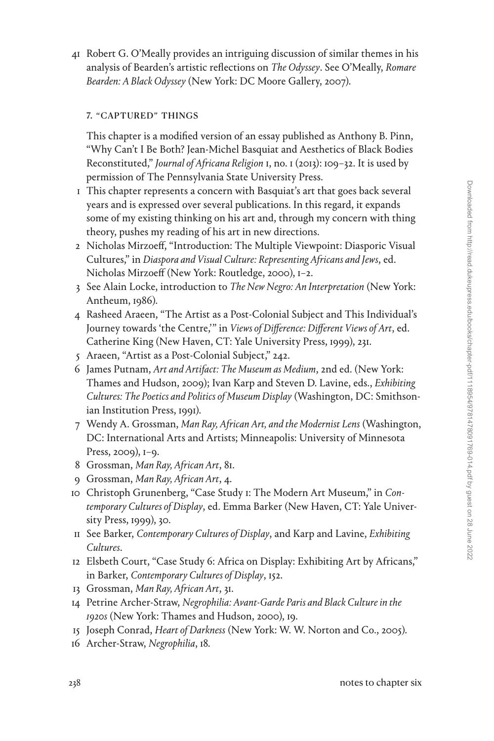41 Robert G. O'Meally provides an intriguing discussion of similar themes in his analysis of Bearden's artistic reflections on *The Odyssey*. See O'Meally, *Romare Bearden: A Black Odyssey* (New York: DC Moore Gallery, 2007).

### 7. "CAPTURED" THINGS

This chapter is a modified version of an essay published as Anthony B. Pinn, "Why Can't I Be Both? Jean-Michel Basquiat and Aesthetics of Black Bodies Reconstituted," *Journal of Africana Religion* 1, no. 1 (2013): 109–32. It is used by permission of The Pennsylvania State University Press.

1 This chapter represents a concern with Basquiat's art that goes back several years and is expressed over several publications. In this regard, it expands some of my existing thinking on his art and, through my concern with thing theory, pushes my reading of his art in new directions.

2 Nicholas Mirzoeff, "Introduction: The Multiple Viewpoint: Diasporic Visual Cultures," in *Diaspora and Visual Culture: Representing Africans and Jews*, ed. Nicholas Mirzoeff (New York: Routledge, 2000), 1–2.

3 See Alain Locke, introduction to *The New Negro: An Interpretation* (New York: Antheum, 1986).

4 Rasheed Araeen, "The Artist as a Post-Colonial Subject and This Individual's Journey towards 'the Centre,'" in *Views of Difference: Different Views of Art*, ed. Catherine King (New Haven, CT: Yale University Press, 1999), 231.

5 Araeen, "Artist as a Post-Colonial Subject," 242.

6 James Putnam, *Art and Artifact: The Museum as Medium*, 2nd ed. (New York: Thames and Hudson, 2009); Ivan Karp and Steven D. Lavine, eds., *Exhibiting Cultures: The Poetics and Politics of Museum Display* (Washington, DC: Smithsonian Institution Press, 1991).

7 Wendy A. Grossman, *Man Ray, African Art, and the Modernist Lens* (Washington, DC: International Arts and Artists; Minneapolis: University of Minnesota Press, 2009), 1–9.

8 Grossman, *Man Ray, African Art*, 81.

9 Grossman, *Man Ray, African Art*, 4.

10 Christoph Grunenberg, "Case Study 1: The Modern Art Museum," in *Contemporary Cultures of Display*, ed. Emma Barker (New Haven, CT: Yale University Press, 1999), 30.

11 See Barker, *Contemporary Cultures of Display*, and Karp and Lavine, *Exhibiting Cultures*.

12 Elsbeth Court, "Case Study 6: Africa on Display: Exhibiting Art by Africans," in Barker, *Contemporary Cultures of Display*, 152.

13 Grossman, *Man Ray, African Art*, 31.

14 Petrine Archer-Straw, *Negrophilia: Avant-Garde Paris and Black Culture in the 1920s* (New York: Thames and Hudson, 2000), 19.

15 Joseph Conrad, *Heart of Darkness* (New York: W. W. Norton and Co., 2005).

16 Archer-Straw, *Negrophilia*, 18.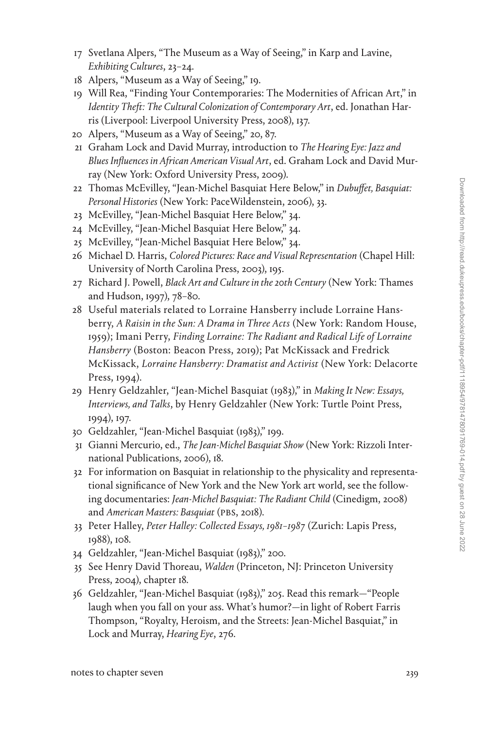17 Svetlana Alpers, "The Museum as a Way of Seeing," in Karp and Lavine, *Exhibiting Cultures*, 23–24.

18 Alpers, "Museum as a Way of Seeing," 19.

19 Will Rea, "Finding Your Contemporaries: The Modernities of African Art," in *Identity Theft: The Cultural Colonization of Contemporary Art*, ed. Jonathan Harris (Liverpool: Liverpool University Press, 2008), 137.

20 Alpers, "Museum as a Way of Seeing," 20, 87.

21 Graham Lock and David Murray, introduction to *The Hearing Eye: Jazz and Blues Influences in African American Visual Art*, ed. Graham Lock and David Murray (New York: Oxford University Press, 2009).

22 Thomas McEvilley, "Jean-Michel Basquiat Here Below," in *Dubuffet, Basquiat: Personal Histories* (New York: PaceWildenstein, 2006), 33.

23 McEvilley, "Jean-Michel Basquiat Here Below," 34.

24 McEvilley, "Jean-Michel Basquiat Here Below," 34.

25 McEvilley, "Jean-Michel Basquiat Here Below," 34.

26 Michael D. Harris, *Colored Pictures: Race and Visual Representation* (Chapel Hill: University of North Carolina Press, 2003), 195.

27 Richard J. Powell, *Black Art and Culture in the 20th Century* (New York: Thames and Hudson, 1997), 78–80.

28 Useful materials related to Lorraine Hansberry include Lorraine Hansberry, *A Raisin in the Sun: A Drama in Three Acts* (New York: Random House, 1959); Imani Perry, *Finding Lorraine: The Radiant and Radical Life of Lorraine Hansberry* (Boston: Beacon Press, 2019); Pat McKissack and Fredrick McKissack, *Lorraine Hansberry: Dramatist and Activist* (New York: Delacorte Press, 1994).

29 Henry Geldzahler, "Jean-Michel Basquiat (1983)," in *Making It New: Essays, Interviews, and Talks*, by Henry Geldzahler (New York: Turtle Point Press, 1994), 197.

30 Geldzahler, "Jean-Michel Basquiat (1983)," 199.

31 Gianni Mercurio, ed., *The Jean-Michel Basquiat Show* (New York: Rizzoli International Publications, 2006), 18.

32 For information on Basquiat in relationship to the physicality and representational significance of New York and the New York art world, see the following documentaries: *Jean-Michel Basquiat: The Radiant Child* (Cinedigm, 2008) and *American Masters: Basquiat* (PBS, 2018).

33 Peter Halley, *Peter Halley: Collected Essays, 1981–1987* (Zurich: Lapis Press, 1988), 108.

34 Geldzahler, "Jean-Michel Basquiat (1983)," 200.

35 See Henry David Thoreau, *Walden* (Princeton, NJ: Princeton University Press, 2004), chapter 18.

36 Geldzahler, "Jean-Michel Basquiat (1983)," 205. Read this remark—"People laugh when you fall on your ass. What's humor?—in light of Robert Farris Thompson, "Royalty, Heroism, and the Streets: Jean-Michel Basquiat," in Lock and Murray, *Hearing Eye*, 276.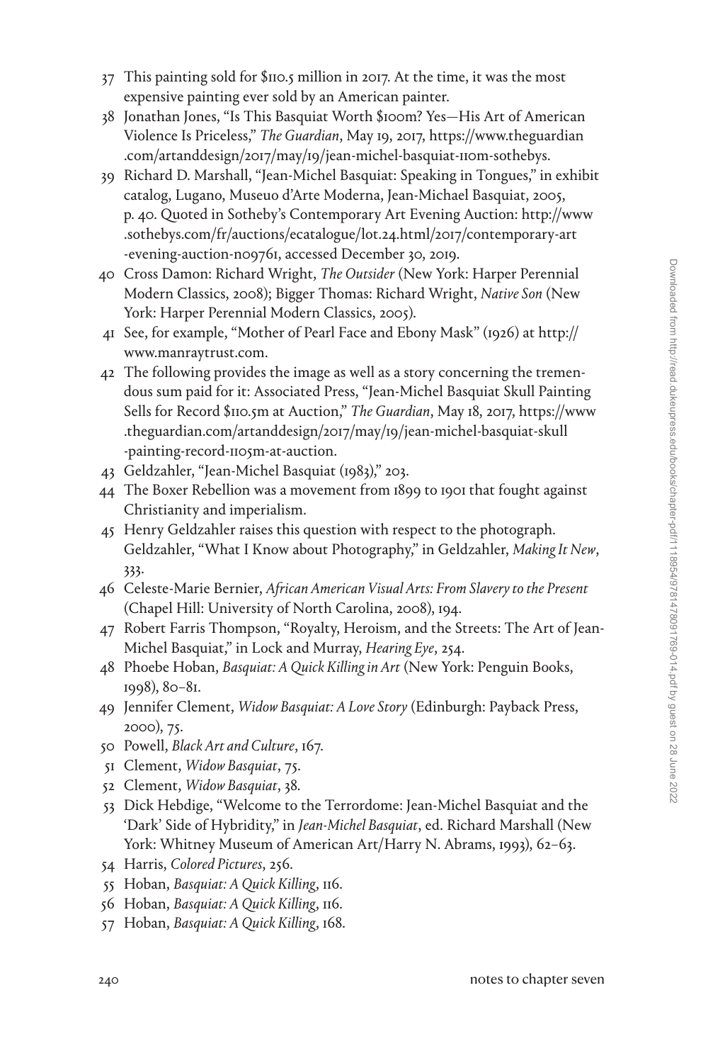37 This painting sold for $110.5 million in 2017. At the time, it was the most expensive painting ever sold by an American painter.

38 Jonathan Jones, "Is This Basquiat Worth $100m? Yes—His Art of American Violence Is Priceless," *The Guardian*, May 19, 2017, https://www.theguardian.com/artanddesign/2017/may/19/jean-michel-basquiat-110m-sothebys.

39 Richard D. Marshall, "Jean-Michel Basquiat: Speaking in Tongues," in exhibit catalog, Lugano, Museuo d'Arte Moderna, Jean-Michael Basquiat, 2005, p. 40. Quoted in Sotheby's Contemporary Art Evening Auction: http://www.sothebys.com/fr/auctions/ecatalogue/lot.24.html/2017/contemporary-art-evening-auction-n09761, accessed December 30, 2019.

40 Cross Damon: Richard Wright, *The Outsider* (New York: Harper Perennial Modern Classics, 2008); Bigger Thomas: Richard Wright, *Native Son* (New York: Harper Perennial Modern Classics, 2005).

41 See, for example, "Mother of Pearl Face and Ebony Mask" (1926) at http://www.manraytrust.com.

42 The following provides the image as well as a story concerning the tremendous sum paid for it: Associated Press, "Jean-Michel Basquiat Skull Painting Sells for Record $110.5m at Auction," *The Guardian*, May 18, 2017, https://www.theguardian.com/artanddesign/2017/may/19/jean-michel-basquiat-skull-painting-record-1105m-at-auction.

43 Geldzahler, "Jean-Michel Basquiat (1983)," 203.

44 The Boxer Rebellion was a movement from 1899 to 1901 that fought against Christianity and imperialism.

45 Henry Geldzahler raises this question with respect to the photograph. Geldzahler, "What I Know about Photography," in Geldzahler, *Making It New*, 333.

46 Celeste-Marie Bernier, *African American Visual Arts: From Slavery to the Present* (Chapel Hill: University of North Carolina, 2008), 194.

47 Robert Farris Thompson, "Royalty, Heroism, and the Streets: The Art of Jean-Michel Basquiat," in Lock and Murray, *Hearing Eye*, 254.

48 Phoebe Hoban, *Basquiat: A Quick Killing in Art* (New York: Penguin Books, 1998), 80–81.

49 Jennifer Clement, *Widow Basquiat: A Love Story* (Edinburgh: Payback Press, 2000), 75.

50 Powell, *Black Art and Culture*, 167.

51 Clement, *Widow Basquiat*, 75.

52 Clement, *Widow Basquiat*, 38.

53 Dick Hebdige, "Welcome to the Terrordome: Jean-Michel Basquiat and the 'Dark' Side of Hybridity," in *Jean-Michel Basquiat*, ed. Richard Marshall (New York: Whitney Museum of American Art/Harry N. Abrams, 1993), 62–63.

54 Harris, *Colored Pictures*, 256.

55 Hoban, *Basquiat: A Quick Killing*, 116.

56 Hoban, *Basquiat: A Quick Killing*, 116.

57 Hoban, *Basquiat: A Quick Killing*, 168.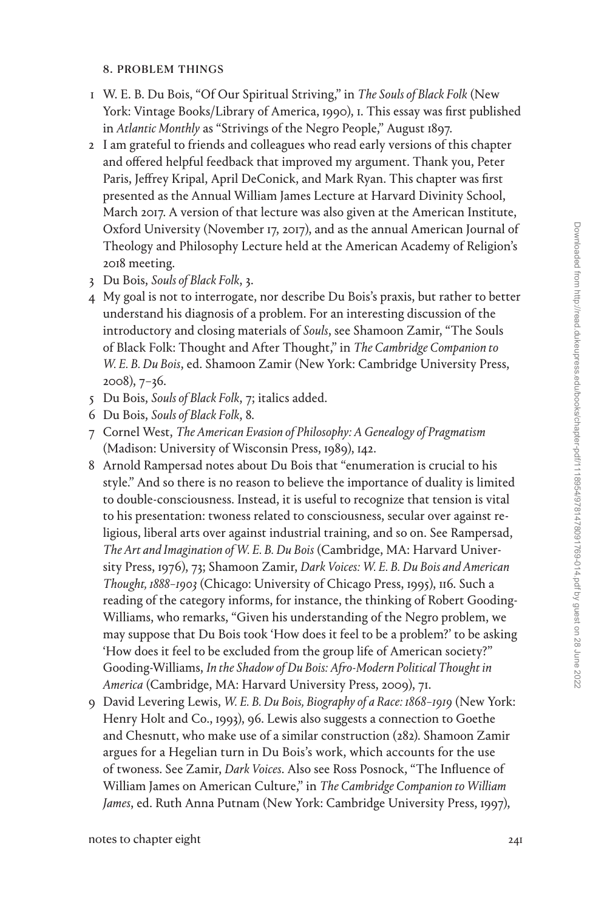## 8. Problem Things

1 W. E. B. Du Bois, "Of Our Spiritual Striving," in *The Souls of Black Folk* (New York: Vintage Books/Library of America, 1990), 1. This essay was first published in *Atlantic Monthly* as "Strivings of the Negro People," August 1897.

2 I am grateful to friends and colleagues who read early versions of this chapter and offered helpful feedback that improved my argument. Thank you, Peter Paris, Jeffrey Kripal, April DeConick, and Mark Ryan. This chapter was first presented as the Annual William James Lecture at Harvard Divinity School, March 2017. A version of that lecture was also given at the American Institute, Oxford University (November 17, 2017), and as the annual American Journal of Theology and Philosophy Lecture held at the American Academy of Religion's 2018 meeting.

3 Du Bois, *Souls of Black Folk*, 3.

4 My goal is not to interrogate, nor describe Du Bois's praxis, but rather to better understand his diagnosis of a problem. For an interesting discussion of the introductory and closing materials of *Souls*, see Shamoon Zamir, "The Souls of Black Folk: Thought and After Thought," in *The Cambridge Companion to W. E. B. Du Bois*, ed. Shamoon Zamir (New York: Cambridge University Press, 2008), 7–36.

5 Du Bois, *Souls of Black Folk*, 7; italics added.

6 Du Bois, *Souls of Black Folk*, 8.

7 Cornel West, *The American Evasion of Philosophy: A Genealogy of Pragmatism* (Madison: University of Wisconsin Press, 1989), 142.

8 Arnold Rampersad notes about Du Bois that "enumeration is crucial to his style." And so there is no reason to believe the importance of duality is limited to double-consciousness. Instead, it is useful to recognize that tension is vital to his presentation: twoness related to consciousness, secular over against religious, liberal arts over against industrial training, and so on. See Rampersad, *The Art and Imagination of W. E. B. Du Bois* (Cambridge, MA: Harvard University Press, 1976), 73; Shamoon Zamir, *Dark Voices: W. E. B. Du Bois and American Thought, 1888–1903* (Chicago: University of Chicago Press, 1995), 116. Such a reading of the category informs, for instance, the thinking of Robert Gooding-Williams, who remarks, "Given his understanding of the Negro problem, we may suppose that Du Bois took 'How does it feel to be a problem?' to be asking 'How does it feel to be excluded from the group life of American society?'" Gooding-Williams, *In the Shadow of Du Bois: Afro-Modern Political Thought in America* (Cambridge, MA: Harvard University Press, 2009), 71.

9 David Levering Lewis, *W. E. B. Du Bois, Biography of a Race: 1868–1919* (New York: Henry Holt and Co., 1993), 96. Lewis also suggests a connection to Goethe and Chesnutt, who make use of a similar construction (282). Shamoon Zamir argues for a Hegelian turn in Du Bois's work, which accounts for the use of twoness. See Zamir, *Dark Voices*. Also see Ross Posnock, "The Influence of William James on American Culture," in *The Cambridge Companion to William James*, ed. Ruth Anna Putnam (New York: Cambridge University Press, 1997),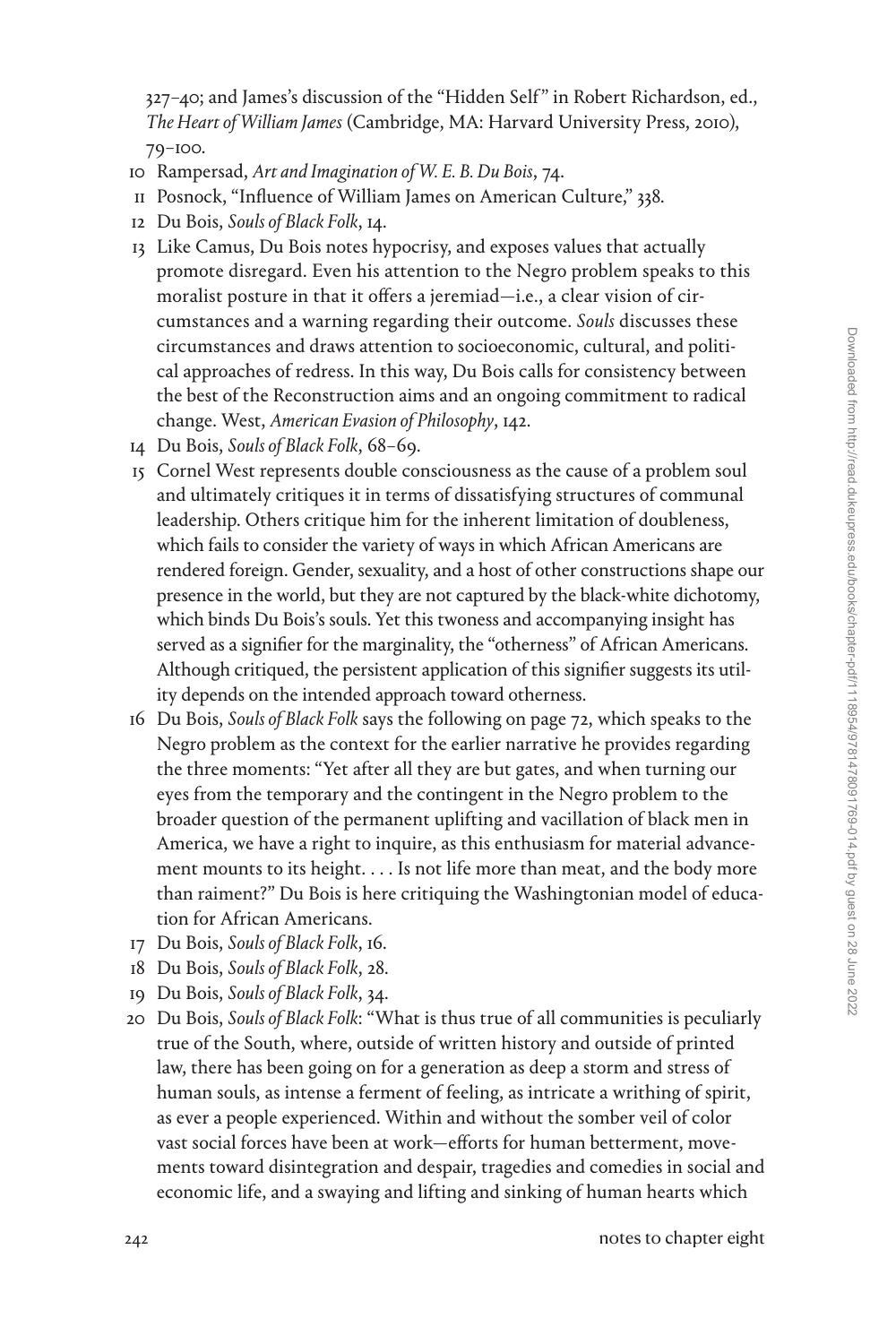327–40; and James's discussion of the "Hidden Self" in Robert Richardson, ed., *The Heart of William James* (Cambridge, MA: Harvard University Press, 2010), 79–100.

10 Rampersad, *Art and Imagination of W. E. B. Du Bois*, 74.

11 Posnock, "Influence of William James on American Culture," 338.

12 Du Bois, *Souls of Black Folk*, 14.

13 Like Camus, Du Bois notes hypocrisy, and exposes values that actually promote disregard. Even his attention to the Negro problem speaks to this moralist posture in that it offers a jeremiad—i.e., a clear vision of circumstances and a warning regarding their outcome. *Souls* discusses these circumstances and draws attention to socioeconomic, cultural, and political approaches of redress. In this way, Du Bois calls for consistency between the best of the Reconstruction aims and an ongoing commitment to radical change. West, *American Evasion of Philosophy*, 142.

14 Du Bois, *Souls of Black Folk*, 68–69.

15 Cornel West represents double consciousness as the cause of a problem soul and ultimately critiques it in terms of dissatisfying structures of communal leadership. Others critique him for the inherent limitation of doubleness, which fails to consider the variety of ways in which African Americans are rendered foreign. Gender, sexuality, and a host of other constructions shape our presence in the world, but they are not captured by the black-white dichotomy, which binds Du Bois's souls. Yet this twoness and accompanying insight has served as a signifier for the marginality, the "otherness" of African Americans. Although critiqued, the persistent application of this signifier suggests its utility depends on the intended approach toward otherness.

16 Du Bois, *Souls of Black Folk* says the following on page 72, which speaks to the Negro problem as the context for the earlier narrative he provides regarding the three moments: "Yet after all they are but gates, and when turning our eyes from the temporary and the contingent in the Negro problem to the broader question of the permanent uplifting and vacillation of black men in America, we have a right to inquire, as this enthusiasm for material advancement mounts to its height. . . . Is not life more than meat, and the body more than raiment?" Du Bois is here critiquing the Washingtonian model of education for African Americans.

17 Du Bois, *Souls of Black Folk*, 16.

18 Du Bois, *Souls of Black Folk*, 28.

19 Du Bois, *Souls of Black Folk*, 34.

20 Du Bois, *Souls of Black Folk*: "What is thus true of all communities is peculiarly true of the South, where, outside of written history and outside of printed law, there has been going on for a generation as deep a storm and stress of human souls, as intense a ferment of feeling, as intricate a writhing of spirit, as ever a people experienced. Within and without the somber veil of color vast social forces have been at work—efforts for human betterment, movements toward disintegration and despair, tragedies and comedies in social and economic life, and a swaying and lifting and sinking of human hearts which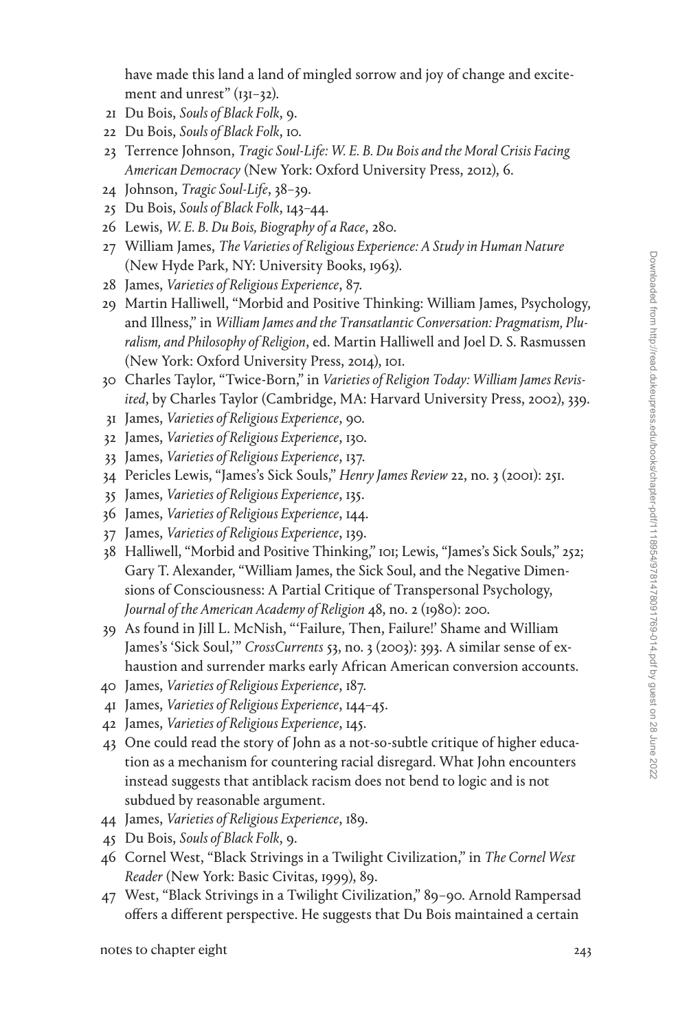have made this land a land of mingled sorrow and joy of change and excitement and unrest" (131–32).

21 Du Bois, *Souls of Black Folk*, 9.

22 Du Bois, *Souls of Black Folk*, 10.

23 Terrence Johnson, *Tragic Soul-Life: W. E. B. Du Bois and the Moral Crisis Facing American Democracy* (New York: Oxford University Press, 2012), 6.

24 Johnson, *Tragic Soul-Life*, 38–39.

25 Du Bois, *Souls of Black Folk*, 143–44.

26 Lewis, *W. E. B. Du Bois, Biography of a Race*, 280.

27 William James, *The Varieties of Religious Experience: A Study in Human Nature* (New Hyde Park, NY: University Books, 1963).

28 James, *Varieties of Religious Experience*, 87.

29 Martin Halliwell, "Morbid and Positive Thinking: William James, Psychology, and Illness," in *William James and the Transatlantic Conversation: Pragmatism, Pluralism, and Philosophy of Religion*, ed. Martin Halliwell and Joel D. S. Rasmussen (New York: Oxford University Press, 2014), 101.

30 Charles Taylor, "Twice-Born," in *Varieties of Religion Today: William James Revisited*, by Charles Taylor (Cambridge, MA: Harvard University Press, 2002), 339.

31 James, *Varieties of Religious Experience*, 90.

32 James, *Varieties of Religious Experience*, 130.

33 James, *Varieties of Religious Experience*, 137.

34 Pericles Lewis, "James's Sick Souls," *Henry James Review* 22, no. 3 (2001): 251.

35 James, *Varieties of Religious Experience*, 135.

36 James, *Varieties of Religious Experience*, 144.

37 James, *Varieties of Religious Experience*, 139.

38 Halliwell, "Morbid and Positive Thinking," 101; Lewis, "James's Sick Souls," 252; Gary T. Alexander, "William James, the Sick Soul, and the Negative Dimensions of Consciousness: A Partial Critique of Transpersonal Psychology, *Journal of the American Academy of Religion* 48, no. 2 (1980): 200.

39 As found in Jill L. McNish, "'Failure, Then, Failure!' Shame and William James's 'Sick Soul,'" *CrossCurrents* 53, no. 3 (2003): 393. A similar sense of exhaustion and surrender marks early African American conversion accounts.

40 James, *Varieties of Religious Experience*, 187.

41 James, *Varieties of Religious Experience*, 144–45.

42 James, *Varieties of Religious Experience*, 145.

43 One could read the story of John as a not-so-subtle critique of higher education as a mechanism for countering racial disregard. What John encounters instead suggests that antiblack racism does not bend to logic and is not subdued by reasonable argument.

44 James, *Varieties of Religious Experience*, 189.

45 Du Bois, *Souls of Black Folk*, 9.

46 Cornel West, "Black Strivings in a Twilight Civilization," in *The Cornel West Reader* (New York: Basic Civitas, 1999), 89.

47 West, "Black Strivings in a Twilight Civilization," 89–90. Arnold Rampersad offers a different perspective. He suggests that Du Bois maintained a certain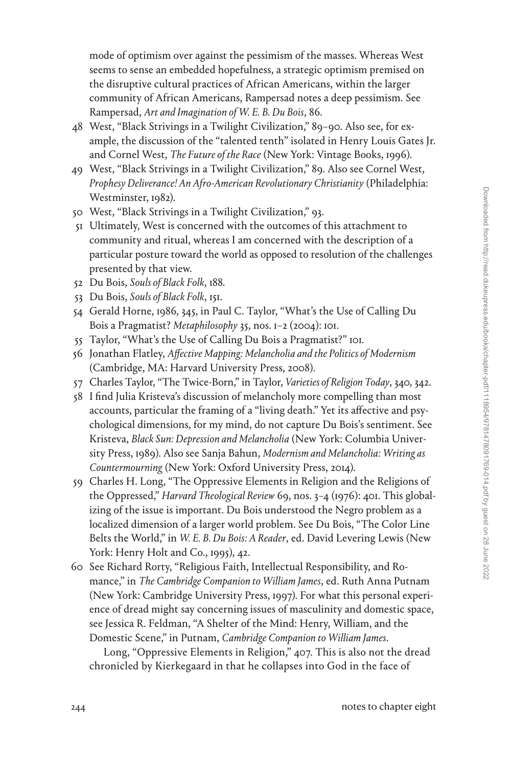mode of optimism over against the pessimism of the masses. Whereas West seems to sense an embedded hopefulness, a strategic optimism premised on the disruptive cultural practices of African Americans, within the larger community of African Americans, Rampersad notes a deep pessimism. See Rampersad, *Art and Imagination of W. E. B. Du Bois*, 86.

48 West, "Black Strivings in a Twilight Civilization," 89–90. Also see, for example, the discussion of the "talented tenth" isolated in Henry Louis Gates Jr. and Cornel West, *The Future of the Race* (New York: Vintage Books, 1996).

49 West, "Black Strivings in a Twilight Civilization," 89. Also see Cornel West, *Prophesy Deliverance! An Afro-American Revolutionary Christianity* (Philadelphia: Westminster, 1982).

50 West, "Black Strivings in a Twilight Civilization," 93.

51 Ultimately, West is concerned with the outcomes of this attachment to community and ritual, whereas I am concerned with the description of a particular posture toward the world as opposed to resolution of the challenges presented by that view.

52 Du Bois, *Souls of Black Folk*, 188.

53 Du Bois, *Souls of Black Folk*, 151.

54 Gerald Horne, 1986, 345, in Paul C. Taylor, "What's the Use of Calling Du Bois a Pragmatist? *Metaphilosophy* 35, nos. 1–2 (2004): 101.

55 Taylor, "What's the Use of Calling Du Bois a Pragmatist?" 101.

56 Jonathan Flatley, *Affective Mapping: Melancholia and the Politics of Modernism* (Cambridge, MA: Harvard University Press, 2008).

57 Charles Taylor, "The Twice-Born," in Taylor, *Varieties of Religion Today*, 340, 342.

58 I find Julia Kristeva's discussion of melancholy more compelling than most accounts, particular the framing of a "living death." Yet its affective and psychological dimensions, for my mind, do not capture Du Bois's sentiment. See Kristeva, *Black Sun: Depression and Melancholia* (New York: Columbia University Press, 1989). Also see Sanja Bahun, *Modernism and Melancholia: Writing as Countermourning* (New York: Oxford University Press, 2014).

59 Charles H. Long, "The Oppressive Elements in Religion and the Religions of the Oppressed," *Harvard Theological Review* 69, nos. 3–4 (1976): 401. This globalizing of the issue is important. Du Bois understood the Negro problem as a localized dimension of a larger world problem. See Du Bois, "The Color Line Belts the World," in *W. E. B. Du Bois: A Reader*, ed. David Levering Lewis (New York: Henry Holt and Co., 1995), 42.

60 See Richard Rorty, "Religious Faith, Intellectual Responsibility, and Romance," in *The Cambridge Companion to William James*, ed. Ruth Anna Putnam (New York: Cambridge University Press, 1997). For what this personal experience of dread might say concerning issues of masculinity and domestic space, see Jessica R. Feldman, "A Shelter of the Mind: Henry, William, and the Domestic Scene," in Putnam, *Cambridge Companion to William James*.

Long, "Oppressive Elements in Religion," 407. This is also not the dread chronicled by Kierkegaard in that he collapses into God in the face of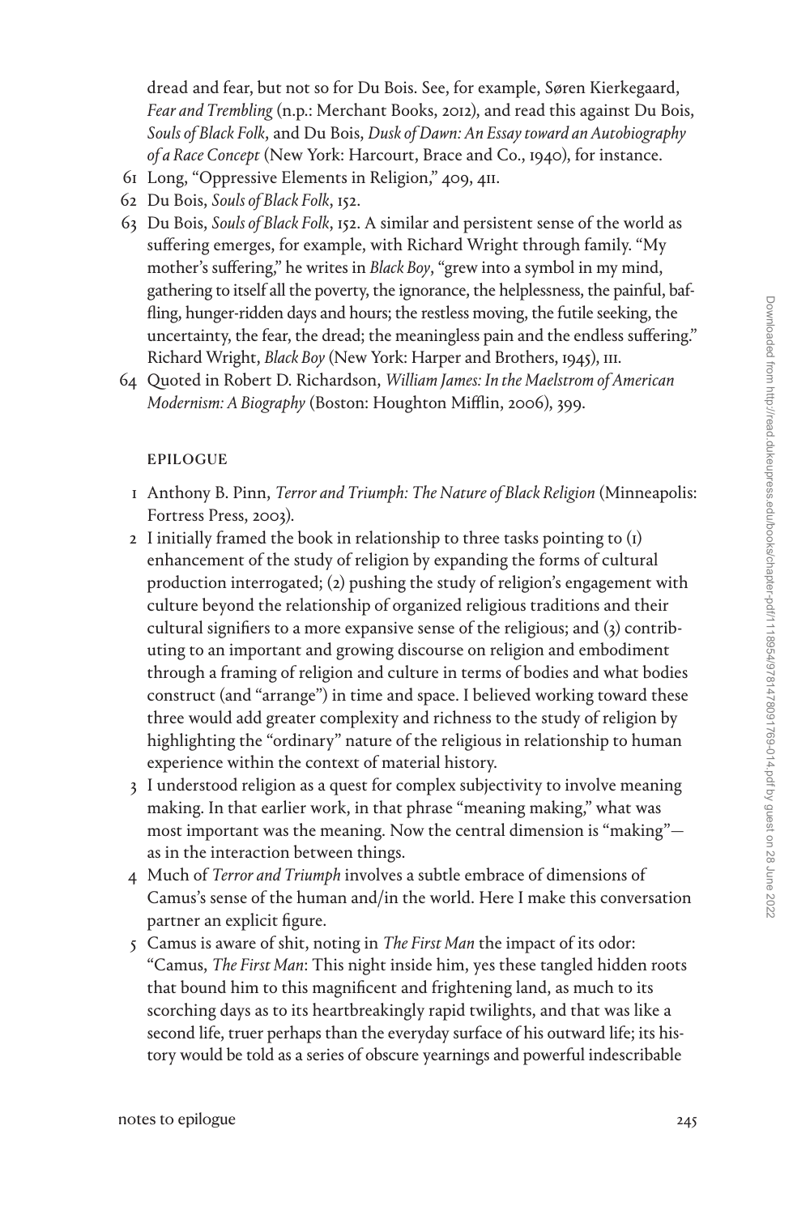dread and fear, but not so for Du Bois. See, for example, Søren Kierkegaard, *Fear and Trembling* (n.p.: Merchant Books, 2012), and read this against Du Bois, *Souls of Black Folk*, and Du Bois, *Dusk of Dawn: An Essay toward an Autobiography of a Race Concept* (New York: Harcourt, Brace and Co., 1940), for instance.

61 Long, "Oppressive Elements in Religion," 409, 411.

62 Du Bois, *Souls of Black Folk*, 152.

63 Du Bois, *Souls of Black Folk*, 152. A similar and persistent sense of the world as suffering emerges, for example, with Richard Wright through family. "My mother's suffering," he writes in *Black Boy*, "grew into a symbol in my mind, gathering to itself all the poverty, the ignorance, the helplessness, the painful, baffling, hunger-ridden days and hours; the restless moving, the futile seeking, the uncertainty, the fear, the dread; the meaningless pain and the endless suffering." Richard Wright, *Black Boy* (New York: Harper and Brothers, 1945), 111.

64 Quoted in Robert D. Richardson, *William James: In the Maelstrom of American Modernism: A Biography* (Boston: Houghton Mifflin, 2006), 399.

## EPILOGUE

1 Anthony B. Pinn, *Terror and Triumph: The Nature of Black Religion* (Minneapolis: Fortress Press, 2003).

2 I initially framed the book in relationship to three tasks pointing to (1) enhancement of the study of religion by expanding the forms of cultural production interrogated; (2) pushing the study of religion's engagement with culture beyond the relationship of organized religious traditions and their cultural signifiers to a more expansive sense of the religious; and (3) contributing to an important and growing discourse on religion and embodiment through a framing of religion and culture in terms of bodies and what bodies construct (and "arrange") in time and space. I believed working toward these three would add greater complexity and richness to the study of religion by highlighting the "ordinary" nature of the religious in relationship to human experience within the context of material history.

3 I understood religion as a quest for complex subjectivity to involve meaning making. In that earlier work, in that phrase "meaning making," what was most important was the meaning. Now the central dimension is "making"—as in the interaction between things.

4 Much of *Terror and Triumph* involves a subtle embrace of dimensions of Camus's sense of the human and/in the world. Here I make this conversation partner an explicit figure.

5 Camus is aware of shit, noting in *The First Man* the impact of its odor: "Camus, *The First Man*: This night inside him, yes these tangled hidden roots that bound him to this magnificent and frightening land, as much to its scorching days as to its heartbreakingly rapid twilights, and that was like a second life, truer perhaps than the everyday surface of his outward life; its history would be told as a series of obscure yearnings and powerful indescribable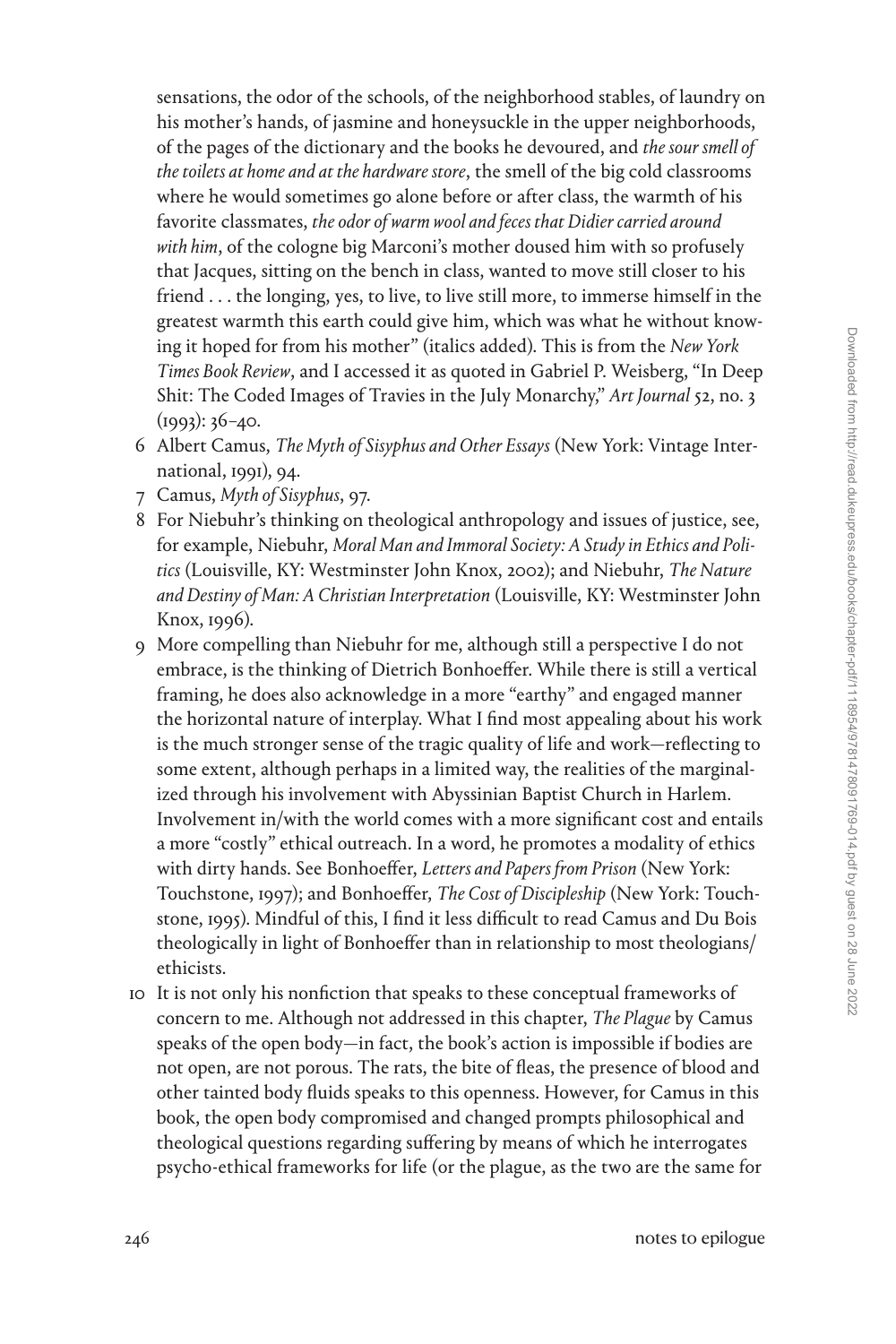sensations, the odor of the schools, of the neighborhood stables, of laundry on his mother's hands, of jasmine and honeysuckle in the upper neighborhoods, of the pages of the dictionary and the books he devoured, and *the sour smell of the toilets at home and at the hardware store*, the smell of the big cold classrooms where he would sometimes go alone before or after class, the warmth of his favorite classmates, *the odor of warm wool and feces that Didier carried around with him*, of the cologne big Marconi's mother doused him with so profusely that Jacques, sitting on the bench in class, wanted to move still closer to his friend . . . the longing, yes, to live, to live still more, to immerse himself in the greatest warmth this earth could give him, which was what he without knowing it hoped for from his mother" (italics added). This is from the *New York Times Book Review*, and I accessed it as quoted in Gabriel P. Weisberg, "In Deep Shit: The Coded Images of Travies in the July Monarchy," *Art Journal* 52, no. 3 (1993): 36–40.

6 Albert Camus, *The Myth of Sisyphus and Other Essays* (New York: Vintage International, 1991), 94.

7 Camus, *Myth of Sisyphus*, 97.

8 For Niebuhr's thinking on theological anthropology and issues of justice, see, for example, Niebuhr, *Moral Man and Immoral Society: A Study in Ethics and Politics* (Louisville, KY: Westminster John Knox, 2002); and Niebuhr, *The Nature and Destiny of Man: A Christian Interpretation* (Louisville, KY: Westminster John Knox, 1996).

9 More compelling than Niebuhr for me, although still a perspective I do not embrace, is the thinking of Dietrich Bonhoeffer. While there is still a vertical framing, he does also acknowledge in a more "earthy" and engaged manner the horizontal nature of interplay. What I find most appealing about his work is the much stronger sense of the tragic quality of life and work—reflecting to some extent, although perhaps in a limited way, the realities of the marginalized through his involvement with Abyssinian Baptist Church in Harlem. Involvement in/with the world comes with a more significant cost and entails a more "costly" ethical outreach. In a word, he promotes a modality of ethics with dirty hands. See Bonhoeffer, *Letters and Papers from Prison* (New York: Touchstone, 1997); and Bonhoeffer, *The Cost of Discipleship* (New York: Touchstone, 1995). Mindful of this, I find it less difficult to read Camus and Du Bois theologically in light of Bonhoeffer than in relationship to most theologians/ethicists.

10 It is not only his nonfiction that speaks to these conceptual frameworks of concern to me. Although not addressed in this chapter, *The Plague* by Camus speaks of the open body—in fact, the book's action is impossible if bodies are not open, are not porous. The rats, the bite of fleas, the presence of blood and other tainted body fluids speaks to this openness. However, for Camus in this book, the open body compromised and changed prompts philosophical and theological questions regarding suffering by means of which he interrogates psycho-ethical frameworks for life (or the plague, as the two are the same for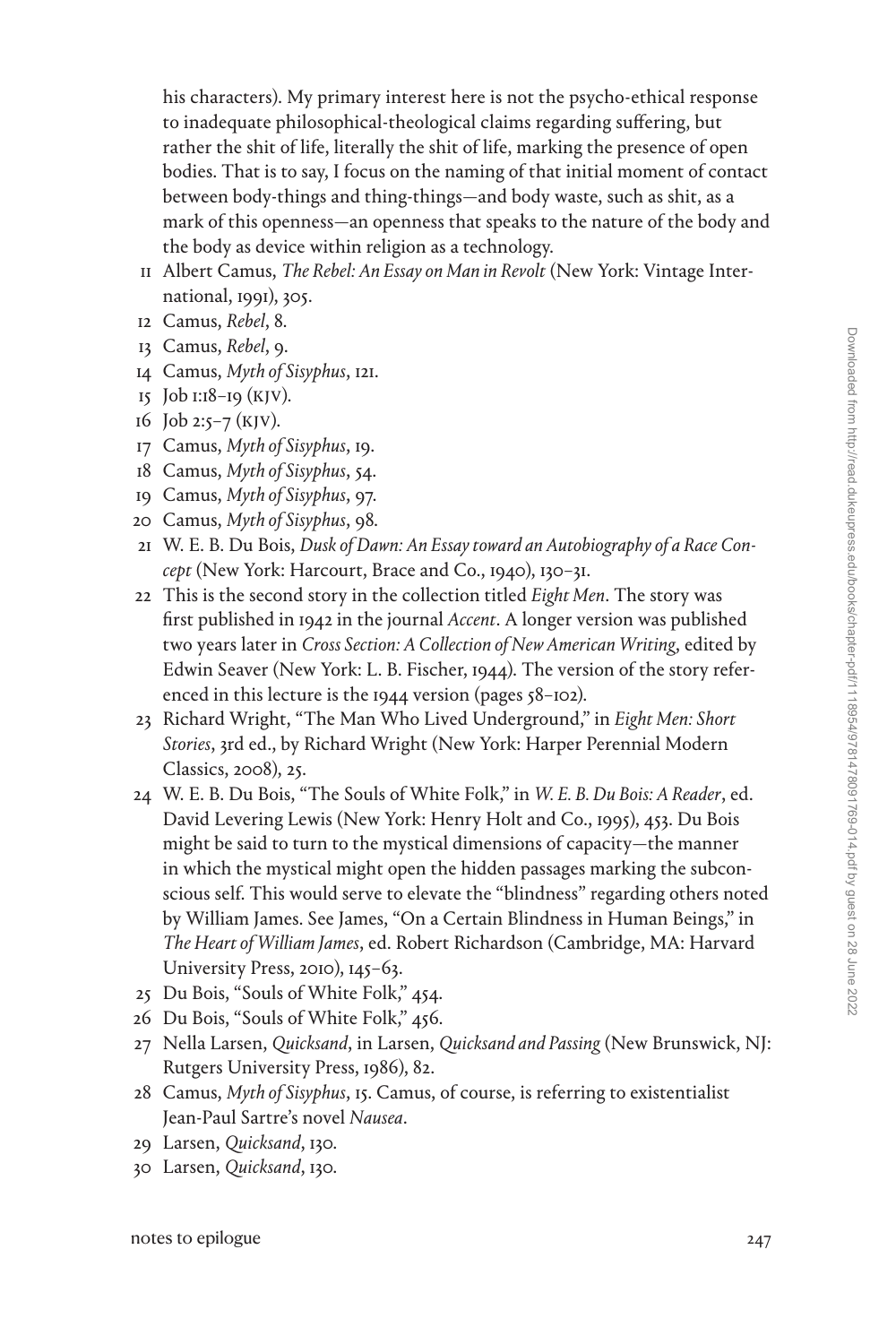his characters). My primary interest here is not the psycho-ethical response to inadequate philosophical-theological claims regarding suffering, but rather the shit of life, literally the shit of life, marking the presence of open bodies. That is to say, I focus on the naming of that initial moment of contact between body-things and thing-things—and body waste, such as shit, as a mark of this openness—an openness that speaks to the nature of the body and the body as device within religion as a technology.

11 Albert Camus, *The Rebel: An Essay on Man in Revolt* (New York: Vintage International, 1991), 305.

12 Camus, *Rebel*, 8.

13 Camus, *Rebel*, 9.

14 Camus, *Myth of Sisyphus*, 121.

15 Job 1:18–19 (KJV).

16 Job 2:5–7 (KJV).

17 Camus, *Myth of Sisyphus*, 19.

18 Camus, *Myth of Sisyphus*, 54.

19 Camus, *Myth of Sisyphus*, 97.

20 Camus, *Myth of Sisyphus*, 98.

21 W. E. B. Du Bois, *Dusk of Dawn: An Essay toward an Autobiography of a Race Concept* (New York: Harcourt, Brace and Co., 1940), 130–31.

22 This is the second story in the collection titled *Eight Men*. The story was first published in 1942 in the journal *Accent*. A longer version was published two years later in *Cross Section: A Collection of New American Writing*, edited by Edwin Seaver (New York: L. B. Fischer, 1944). The version of the story referenced in this lecture is the 1944 version (pages 58–102).

23 Richard Wright, "The Man Who Lived Underground," in *Eight Men: Short Stories*, 3rd ed., by Richard Wright (New York: Harper Perennial Modern Classics, 2008), 25.

24 W. E. B. Du Bois, "The Souls of White Folk," in *W. E. B. Du Bois: A Reader*, ed. David Levering Lewis (New York: Henry Holt and Co., 1995), 453. Du Bois might be said to turn to the mystical dimensions of capacity—the manner in which the mystical might open the hidden passages marking the subconscious self. This would serve to elevate the "blindness" regarding others noted by William James. See James, "On a Certain Blindness in Human Beings," in *The Heart of William James*, ed. Robert Richardson (Cambridge, MA: Harvard University Press, 2010), 145–63.

25 Du Bois, "Souls of White Folk," 454.

26 Du Bois, "Souls of White Folk," 456.

27 Nella Larsen, *Quicksand*, in Larsen, *Quicksand and Passing* (New Brunswick, NJ: Rutgers University Press, 1986), 82.

28 Camus, *Myth of Sisyphus*, 15. Camus, of course, is referring to existentialist Jean-Paul Sartre's novel *Nausea*.

29 Larsen, *Quicksand*, 130.

30 Larsen, *Quicksand*, 130.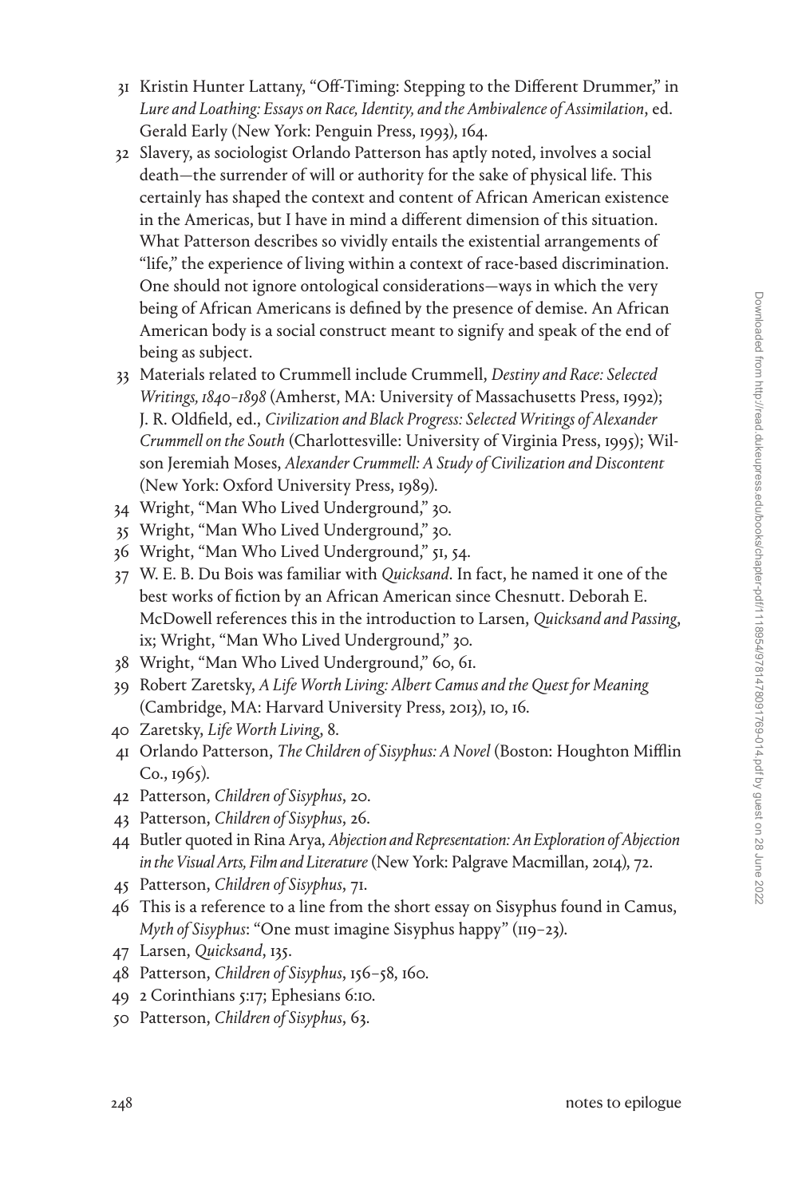31 Kristin Hunter Lattany, “Off-Timing: Stepping to the Different Drummer,” in *Lure and Loathing: Essays on Race, Identity, and the Ambivalence of Assimilation*, ed. Gerald Early (New York: Penguin Press, 1993), 164.

32 Slavery, as sociologist Orlando Patterson has aptly noted, involves a social death—the surrender of will or authority for the sake of physical life. This certainly has shaped the context and content of African American existence in the Americas, but I have in mind a different dimension of this situation. What Patterson describes so vividly entails the existential arrangements of “life,” the experience of living within a context of race-based discrimination. One should not ignore ontological considerations—ways in which the very being of African Americans is defined by the presence of demise. An African American body is a social construct meant to signify and speak of the end of being as subject.

33 Materials related to Crummell include Crummell, *Destiny and Race: Selected Writings, 1840–1898* (Amherst, MA: University of Massachusetts Press, 1992); J. R. Oldfield, ed., *Civilization and Black Progress: Selected Writings of Alexander Crummell on the South* (Charlottesville: University of Virginia Press, 1995); Wilson Jeremiah Moses, *Alexander Crummell: A Study of Civilization and Discontent* (New York: Oxford University Press, 1989).

34 Wright, “Man Who Lived Underground,” 30.

35 Wright, “Man Who Lived Underground,” 30.

36 Wright, “Man Who Lived Underground,” 51, 54.

37 W. E. B. Du Bois was familiar with *Quicksand*. In fact, he named it one of the best works of fiction by an African American since Chesnutt. Deborah E. McDowell references this in the introduction to Larsen, *Quicksand and Passing*, ix; Wright, “Man Who Lived Underground,” 30.

38 Wright, “Man Who Lived Underground,” 60, 61.

39 Robert Zaretsky, *A Life Worth Living: Albert Camus and the Quest for Meaning* (Cambridge, MA: Harvard University Press, 2013), 10, 16.

40 Zaretsky, *Life Worth Living*, 8.

41 Orlando Patterson, *The Children of Sisyphus: A Novel* (Boston: Houghton Mifflin Co., 1965).

42 Patterson, *Children of Sisyphus*, 20.

43 Patterson, *Children of Sisyphus*, 26.

44 Butler quoted in Rina Arya, *Abjection and Representation: An Exploration of Abjection in the Visual Arts, Film and Literature* (New York: Palgrave Macmillan, 2014), 72.

45 Patterson, *Children of Sisyphus*, 71.

46 This is a reference to a line from the short essay on Sisyphus found in Camus, *Myth of Sisyphus*: “One must imagine Sisyphus happy” (119–23).

47 Larsen, *Quicksand*, 135.

48 Patterson, *Children of Sisyphus*, 156–58, 160.

49 2 Corinthians 5:17; Ephesians 6:10.

50 Patterson, *Children of Sisyphus*, 63.